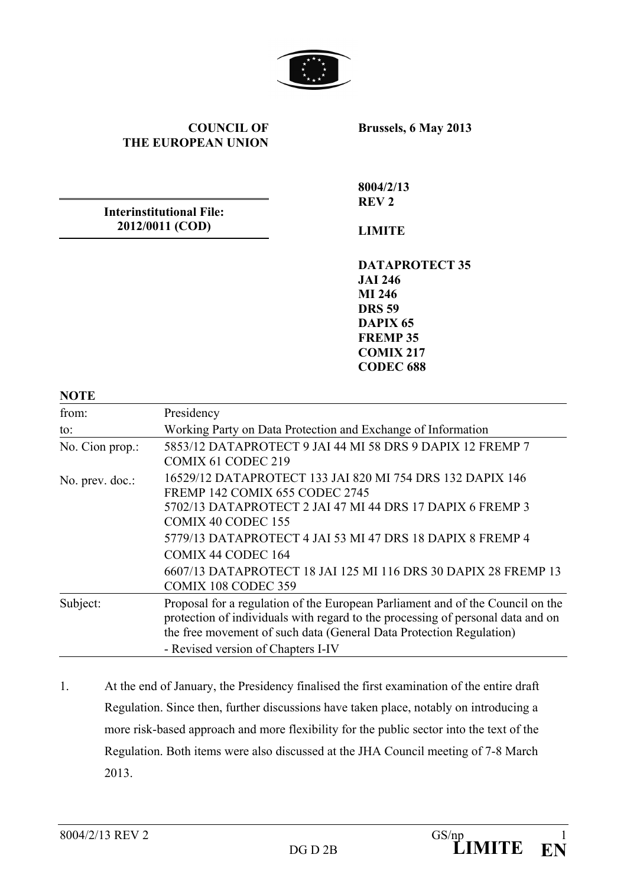**COUNCIL OF THE EUROPEAN UNION**

**Brussels, 6 May 2013**

**Interinstitutional File: 2012/0011 (COD)**

**8004/2/13**
**REV 2**

**LIMITE**

**DATAPROTECT 35**
**JAI 246**
**MI 246**
**DRS 59**
**DAPIX 65**
**FREMP 35**
**COMIX 217**
**CODEC 688**

**NOTE**

| | |
|---|---|
| from: | Presidency |
| to: | Working Party on Data Protection and Exchange of Information |
| No. Cion prop.: | 5853/12 DATAPROTECT 9 JAI 44 MI 58 DRS 9 DAPIX 12 FREMP 7 COMIX 61 CODEC 219 |
| No. prev. doc.: | 16529/12 DATAPROTECT 133 JAI 820 MI 754 DRS 132 DAPIX 146 FREMP 142 COMIX 655 CODEC 2745<br>5702/13 DATAPROTECT 2 JAI 47 MI 44 DRS 17 DAPIX 6 FREMP 3 COMIX 40 CODEC 155<br>5779/13 DATAPROTECT 4 JAI 53 MI 47 DRS 18 DAPIX 8 FREMP 4 COMIX 44 CODEC 164<br>6607/13 DATAPROTECT 18 JAI 125 MI 116 DRS 30 DAPIX 28 FREMP 13 COMIX 108 CODEC 359 |
| Subject: | Proposal for a regulation of the European Parliament and of the Council on the protection of individuals with regard to the processing of personal data and on the free movement of such data (General Data Protection Regulation)<br>- Revised version of Chapters I-IV |

1. At the end of January, the Presidency finalised the first examination of the entire draft Regulation. Since then, further discussions have taken place, notably on introducing a more risk-based approach and more flexibility for the public sector into the text of the Regulation. Both items were also discussed at the JHA Council meeting of 7-8 March 2013.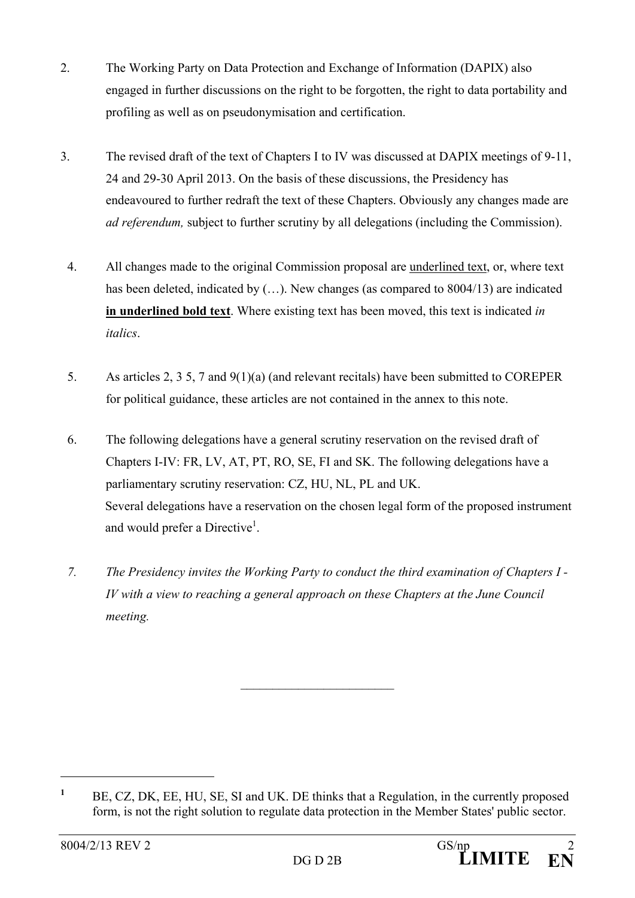2. The Working Party on Data Protection and Exchange of Information (DAPIX) also engaged in further discussions on the right to be forgotten, the right to data portability and profiling as well as on pseudonymisation and certification.

3. The revised draft of the text of Chapters I to IV was discussed at DAPIX meetings of 9-11, 24 and 29-30 April 2013. On the basis of these discussions, the Presidency has endeavoured to further redraft the text of these Chapters. Obviously any changes made are *ad referendum,* subject to further scrutiny by all delegations (including the Commission).

4. All changes made to the original Commission proposal are <u>underlined text</u>, or, where text has been deleted, indicated by (…). New changes (as compared to 8004/13) are indicated **<u>in underlined bold text</u>**. Where existing text has been moved, this text is indicated *in italics*.

5. As articles 2, 3 5, 7 and 9(1)(a) (and relevant recitals) have been submitted to COREPER for political guidance, these articles are not contained in the annex to this note.

6. The following delegations have a general scrutiny reservation on the revised draft of Chapters I-IV: FR, LV, AT, PT, RO, SE, FI and SK. The following delegations have a parliamentary scrutiny reservation: CZ, HU, NL, PL and UK.
Several delegations have a reservation on the chosen legal form of the proposed instrument and would prefer a Directive[1].

*7. The Presidency invites the Working Party to conduct the third examination of Chapters I - IV with a view to reaching a general approach on these Chapters at the June Council meeting.*

---

[1] BE, CZ, DK, EE, HU, SE, SI and UK. DE thinks that a Regulation, in the currently proposed form, is not the right solution to regulate data protection in the Member States' public sector.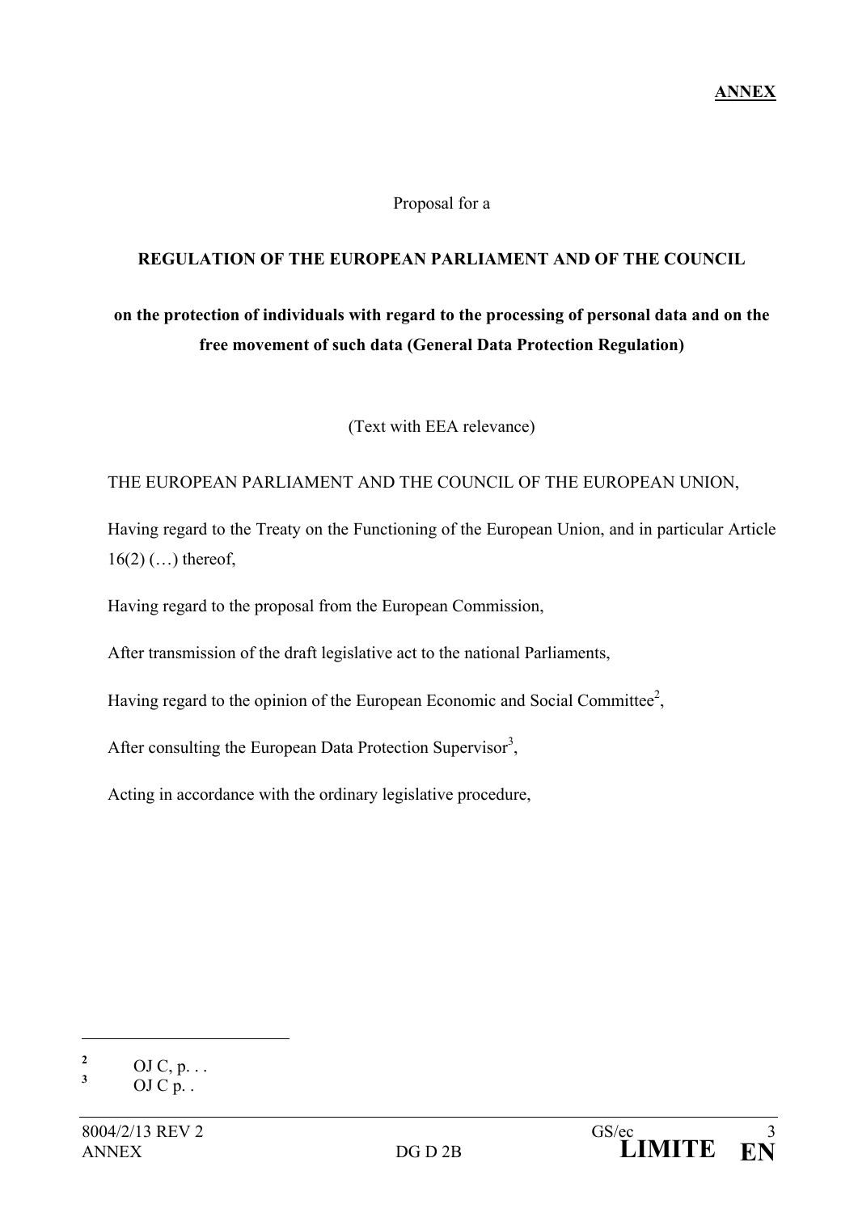**ANNEX**

Proposal for a

**REGULATION OF THE EUROPEAN PARLIAMENT AND OF THE COUNCIL**

**on the protection of individuals with regard to the processing of personal data and on the free movement of such data (General Data Protection Regulation)**

(Text with EEA relevance)

THE EUROPEAN PARLIAMENT AND THE COUNCIL OF THE EUROPEAN UNION,

Having regard to the Treaty on the Functioning of the European Union, and in particular Article 16(2) (…) thereof,

Having regard to the proposal from the European Commission,

After transmission of the draft legislative act to the national Parliaments,

Having regard to the opinion of the European Economic and Social Committee[2],

After consulting the European Data Protection Supervisor[3],

Acting in accordance with the ordinary legislative procedure,

---

[2] OJ C, p. . .

[3] OJ C p. .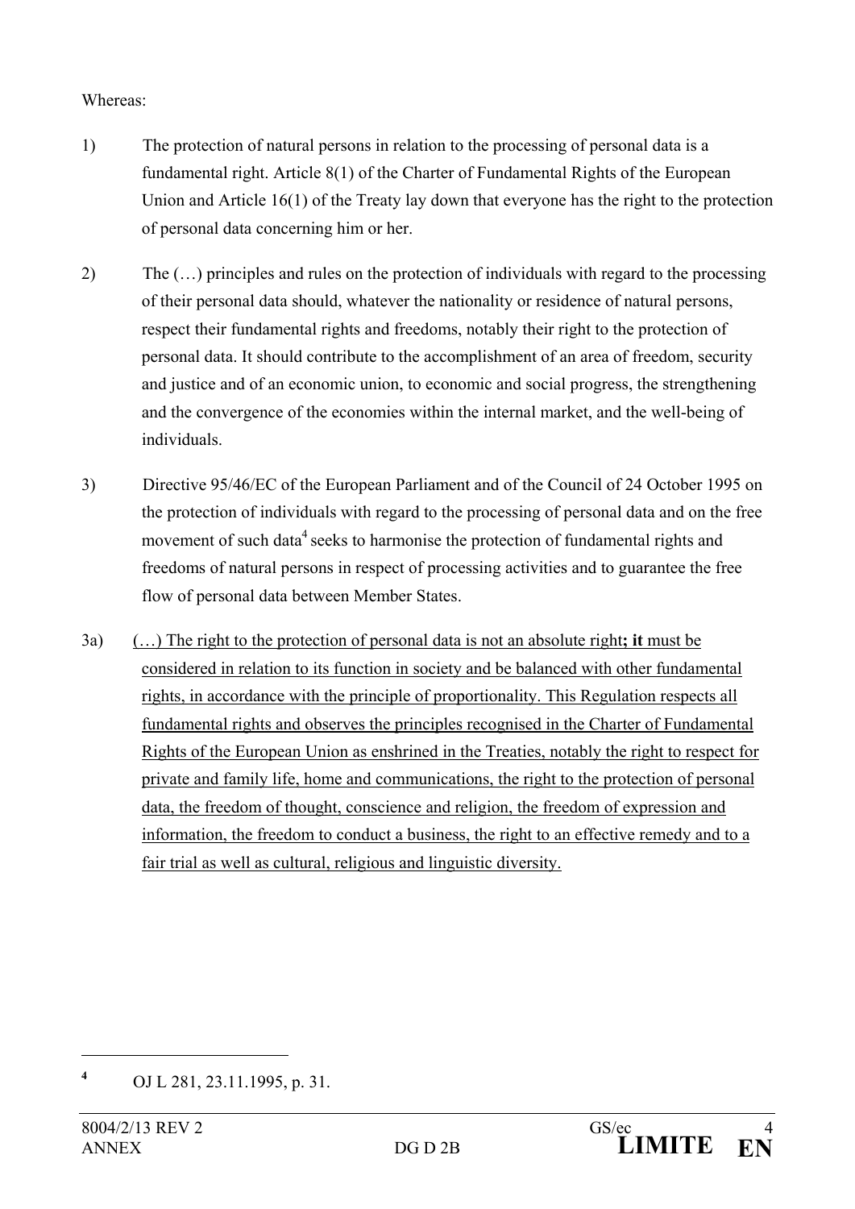Whereas:

1) The protection of natural persons in relation to the processing of personal data is a fundamental right. Article 8(1) of the Charter of Fundamental Rights of the European Union and Article 16(1) of the Treaty lay down that everyone has the right to the protection of personal data concerning him or her.

2) The (…) principles and rules on the protection of individuals with regard to the processing of their personal data should, whatever the nationality or residence of natural persons, respect their fundamental rights and freedoms, notably their right to the protection of personal data. It should contribute to the accomplishment of an area of freedom, security and justice and of an economic union, to economic and social progress, the strengthening and the convergence of the economies within the internal market, and the well-being of individuals.

3) Directive 95/46/EC of the European Parliament and of the Council of 24 October 1995 on the protection of individuals with regard to the processing of personal data and on the free movement of such data[4] seeks to harmonise the protection of fundamental rights and freedoms of natural persons in respect of processing activities and to guarantee the free flow of personal data between Member States.

3a) <u>(…) The right to the protection of personal data is not an absolute right</u>**; it** <u>must be considered in relation to its function in society and be balanced with other fundamental rights, in accordance with the principle of proportionality. This Regulation respects all fundamental rights and observes the principles recognised in the Charter of Fundamental Rights of the European Union as enshrined in the Treaties, notably the right to respect for private and family life, home and communications, the right to the protection of personal data, the freedom of thought, conscience and religion, the freedom of expression and information, the freedom to conduct a business, the right to an effective remedy and to a fair trial as well as cultural, religious and linguistic diversity.</u>

---

[4] OJ L 281, 23.11.1995, p. 31.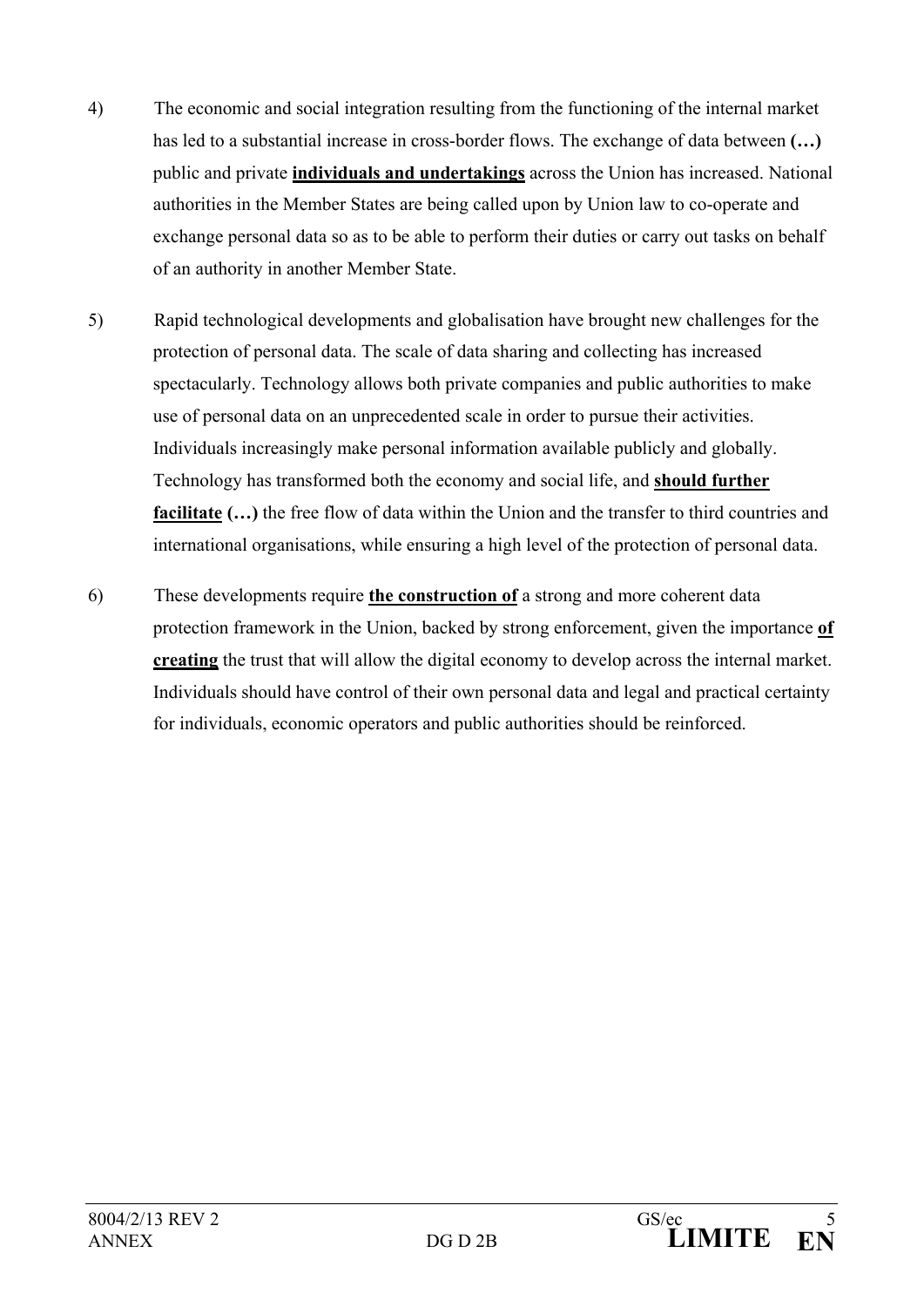4) The economic and social integration resulting from the functioning of the internal market has led to a substantial increase in cross-border flows. The exchange of data between **(…)** public and private **individuals and undertakings** across the Union has increased. National authorities in the Member States are being called upon by Union law to co-operate and exchange personal data so as to be able to perform their duties or carry out tasks on behalf of an authority in another Member State.

5) Rapid technological developments and globalisation have brought new challenges for the protection of personal data. The scale of data sharing and collecting has increased spectacularly. Technology allows both private companies and public authorities to make use of personal data on an unprecedented scale in order to pursue their activities. Individuals increasingly make personal information available publicly and globally. Technology has transformed both the economy and social life, and **should further facilitate** **(…)** the free flow of data within the Union and the transfer to third countries and international organisations, while ensuring a high level of the protection of personal data.

6) These developments require **the construction of** a strong and more coherent data protection framework in the Union, backed by strong enforcement, given the importance **of creating** the trust that will allow the digital economy to develop across the internal market. Individuals should have control of their own personal data and legal and practical certainty for individuals, economic operators and public authorities should be reinforced.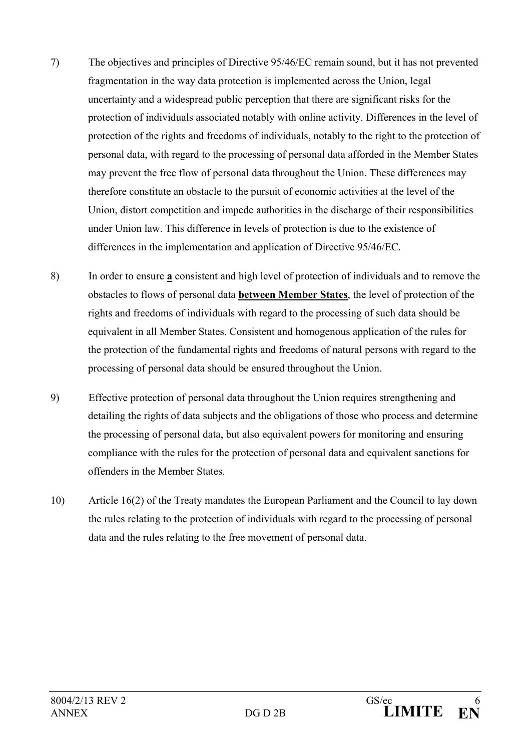7) The objectives and principles of Directive 95/46/EC remain sound, but it has not prevented fragmentation in the way data protection is implemented across the Union, legal uncertainty and a widespread public perception that there are significant risks for the protection of individuals associated notably with online activity. Differences in the level of protection of the rights and freedoms of individuals, notably to the right to the protection of personal data, with regard to the processing of personal data afforded in the Member States may prevent the free flow of personal data throughout the Union. These differences may therefore constitute an obstacle to the pursuit of economic activities at the level of the Union, distort competition and impede authorities in the discharge of their responsibilities under Union law. This difference in levels of protection is due to the existence of differences in the implementation and application of Directive 95/46/EC.

8) In order to ensure **a** consistent and high level of protection of individuals and to remove the obstacles to flows of personal data **between Member States**, the level of protection of the rights and freedoms of individuals with regard to the processing of such data should be equivalent in all Member States. Consistent and homogenous application of the rules for the protection of the fundamental rights and freedoms of natural persons with regard to the processing of personal data should be ensured throughout the Union.

9) Effective protection of personal data throughout the Union requires strengthening and detailing the rights of data subjects and the obligations of those who process and determine the processing of personal data, but also equivalent powers for monitoring and ensuring compliance with the rules for the protection of personal data and equivalent sanctions for offenders in the Member States.

10) Article 16(2) of the Treaty mandates the European Parliament and the Council to lay down the rules relating to the protection of individuals with regard to the processing of personal data and the rules relating to the free movement of personal data.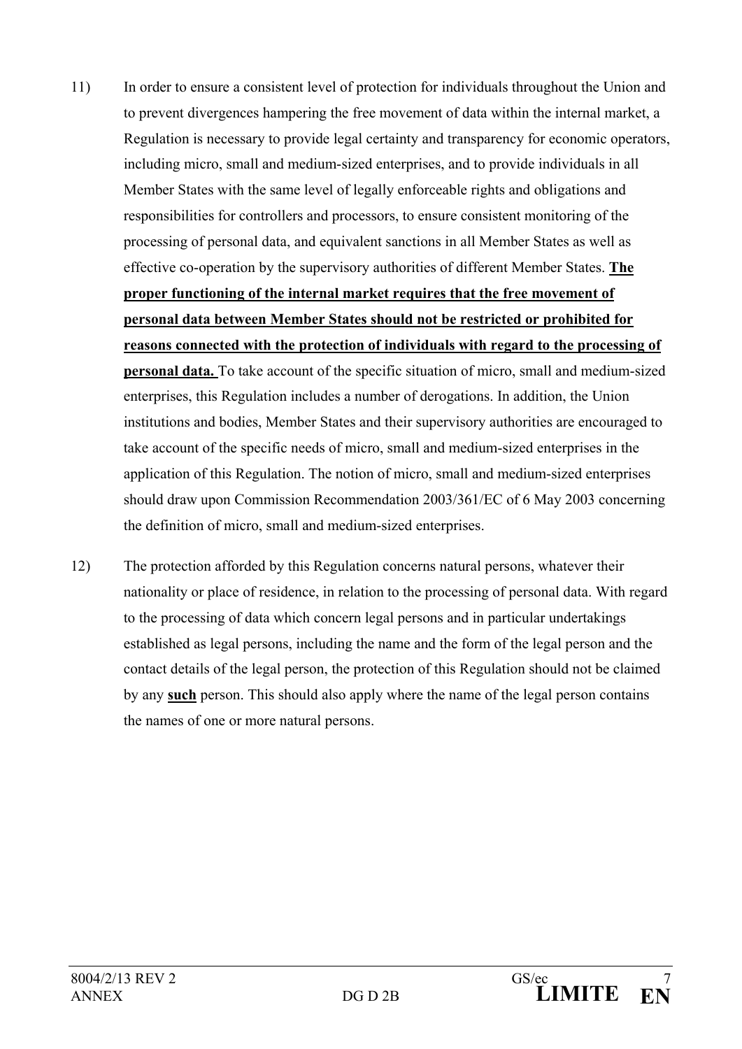11) In order to ensure a consistent level of protection for individuals throughout the Union and to prevent divergences hampering the free movement of data within the internal market, a Regulation is necessary to provide legal certainty and transparency for economic operators, including micro, small and medium-sized enterprises, and to provide individuals in all Member States with the same level of legally enforceable rights and obligations and responsibilities for controllers and processors, to ensure consistent monitoring of the processing of personal data, and equivalent sanctions in all Member States as well as effective co-operation by the supervisory authorities of different Member States. **The proper functioning of the internal market requires that the free movement of personal data between Member States should not be restricted or prohibited for reasons connected with the protection of individuals with regard to the processing of personal data.** To take account of the specific situation of micro, small and medium-sized enterprises, this Regulation includes a number of derogations. In addition, the Union institutions and bodies, Member States and their supervisory authorities are encouraged to take account of the specific needs of micro, small and medium-sized enterprises in the application of this Regulation. The notion of micro, small and medium-sized enterprises should draw upon Commission Recommendation 2003/361/EC of 6 May 2003 concerning the definition of micro, small and medium-sized enterprises.

12) The protection afforded by this Regulation concerns natural persons, whatever their nationality or place of residence, in relation to the processing of personal data. With regard to the processing of data which concern legal persons and in particular undertakings established as legal persons, including the name and the form of the legal person and the contact details of the legal person, the protection of this Regulation should not be claimed by any **such** person. This should also apply where the name of the legal person contains the names of one or more natural persons.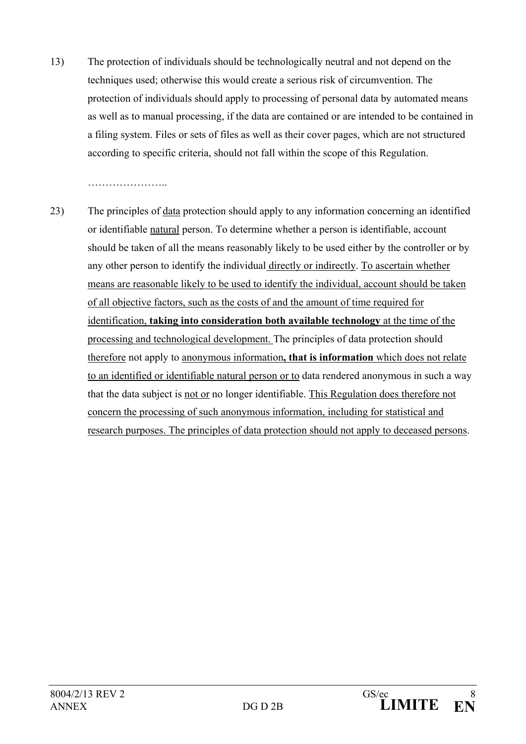13) The protection of individuals should be technologically neutral and not depend on the techniques used; otherwise this would create a serious risk of circumvention. The protection of individuals should apply to processing of personal data by automated means as well as to manual processing, if the data are contained or are intended to be contained in a filing system. Files or sets of files as well as their cover pages, which are not structured according to specific criteria, should not fall within the scope of this Regulation.

…………………..

23) The principles of <u>data</u> protection should apply to any information concerning an identified or identifiable <u>natural</u> person. To determine whether a person is identifiable, account should be taken of all the means reasonably likely to be used either by the controller or by any other person to identify the individual <u>directly or indirectly</u>. <u>To ascertain whether means are reasonable likely to be used to identify the individual, account should be taken of all objective factors, such as the costs of and the amount of time required for identification</u>**<u>, taking into consideration both available technology</u>** <u>at the time of the processing and technological development.</u> The principles of data protection should <u>therefore</u> not apply to <u>anonymous information</u>**<u>, that is information</u>** <u>which does not relate to an identified or identifiable natural person or to</u> data rendered anonymous in such a way that the data subject is <u>not or</u> no longer identifiable. <u>This Regulation does therefore not concern the processing of such anonymous information, including for statistical and research purposes. The principles of data protection should not apply to deceased persons</u>.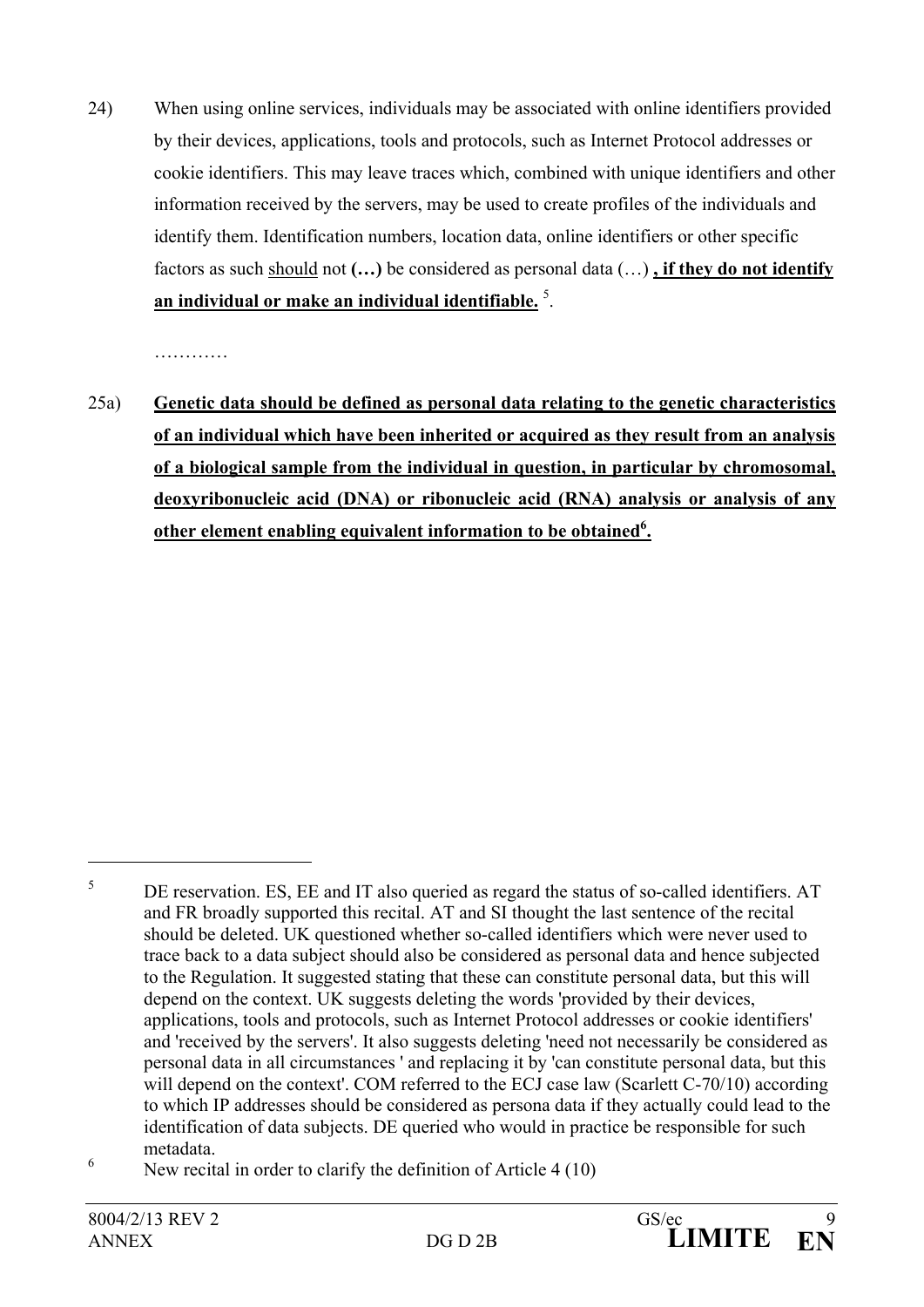24) When using online services, individuals may be associated with online identifiers provided by their devices, applications, tools and protocols, such as Internet Protocol addresses or cookie identifiers. This may leave traces which, combined with unique identifiers and other information received by the servers, may be used to create profiles of the individuals and identify them. Identification numbers, location data, online identifiers or other specific factors as such should not **(…)** be considered as personal data (…) **, if they do not identify an individual or make an individual identifiable.** [5].

…………

25a) **Genetic data should be defined as personal data relating to the genetic characteristics of an individual which have been inherited or acquired as they result from an analysis of a biological sample from the individual in question, in particular by chromosomal, deoxyribonucleic acid (DNA) or ribonucleic acid (RNA) analysis or analysis of any other element enabling equivalent information to be obtained[6].**

---

[5] DE reservation. ES, EE and IT also queried as regard the status of so-called identifiers. AT and FR broadly supported this recital. AT and SI thought the last sentence of the recital should be deleted. UK questioned whether so-called identifiers which were never used to trace back to a data subject should also be considered as personal data and hence subjected to the Regulation. It suggested stating that these can constitute personal data, but this will depend on the context. UK suggests deleting the words 'provided by their devices, applications, tools and protocols, such as Internet Protocol addresses or cookie identifiers' and 'received by the servers'. It also suggests deleting 'need not necessarily be considered as personal data in all circumstances ' and replacing it by 'can constitute personal data, but this will depend on the context'. COM referred to the ECJ case law (Scarlett C-70/10) according to which IP addresses should be considered as persona data if they actually could lead to the identification of data subjects. DE queried who would in practice be responsible for such metadata.

[6] New recital in order to clarify the definition of Article 4 (10)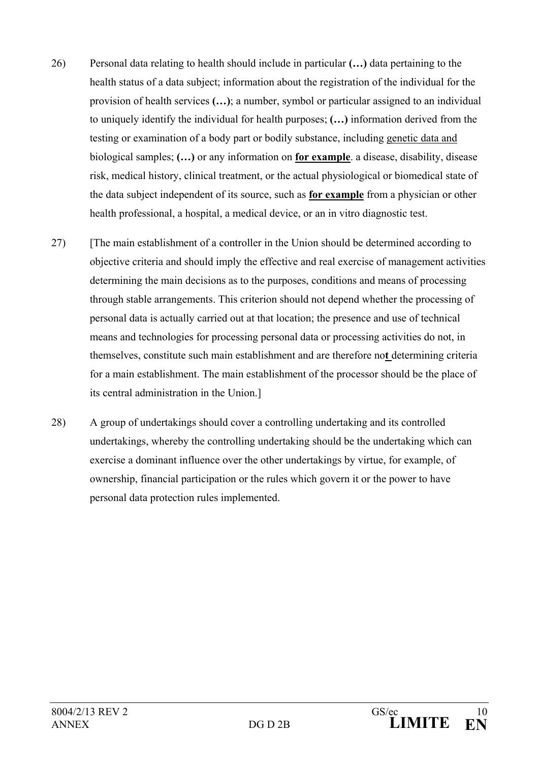26) Personal data relating to health should include in particular **(…)** data pertaining to the health status of a data subject; information about the registration of the individual for the provision of health services **(…)**; a number, symbol or particular assigned to an individual to uniquely identify the individual for health purposes; **(…)** information derived from the testing or examination of a body part or bodily substance, including <u>genetic data and</u> biological samples; **(…)** or any information on **<u>for example</u>**. a disease, disability, disease risk, medical history, clinical treatment, or the actual physiological or biomedical state of the data subject independent of its source, such as **<u>for example</u>** from a physician or other health professional, a hospital, a medical device, or an in vitro diagnostic test.

27) [The main establishment of a controller in the Union should be determined according to objective criteria and should imply the effective and real exercise of management activities determining the main decisions as to the purposes, conditions and means of processing through stable arrangements. This criterion should not depend whether the processing of personal data is actually carried out at that location; the presence and use of technical means and technologies for processing personal data or processing activities do not, in themselves, constitute such main establishment and are therefore no**<u>t</u>** determining criteria for a main establishment. The main establishment of the processor should be the place of its central administration in the Union.]

28) A group of undertakings should cover a controlling undertaking and its controlled undertakings, whereby the controlling undertaking should be the undertaking which can exercise a dominant influence over the other undertakings by virtue, for example, of ownership, financial participation or the rules which govern it or the power to have personal data protection rules implemented.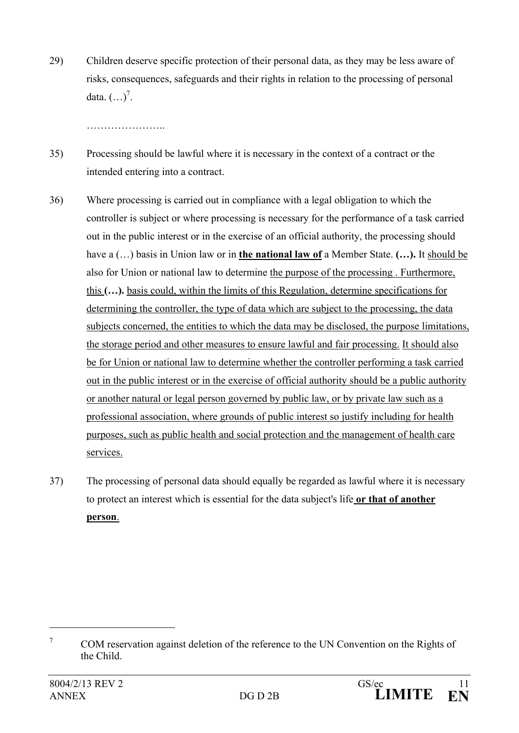29) Children deserve specific protection of their personal data, as they may be less aware of risks, consequences, safeguards and their rights in relation to the processing of personal data. (…)[7].

…………………..

35) Processing should be lawful where it is necessary in the context of a contract or the intended entering into a contract.

36) Where processing is carried out in compliance with a legal obligation to which the controller is subject or where processing is necessary for the performance of a task carried out in the public interest or in the exercise of an official authority, the processing should have a (…) basis in Union law or in **the national law of** a Member State. **(…).** It should be also for Union or national law to determine the purpose of the processing . Furthermore, this **(…).** basis could, within the limits of this Regulation, determine specifications for determining the controller, the type of data which are subject to the processing, the data subjects concerned, the entities to which the data may be disclosed, the purpose limitations, the storage period and other measures to ensure lawful and fair processing. It should also be for Union or national law to determine whether the controller performing a task carried out in the public interest or in the exercise of official authority should be a public authority or another natural or legal person governed by public law, or by private law such as a professional association, where grounds of public interest so justify including for health purposes, such as public health and social protection and the management of health care services.

37) The processing of personal data should equally be regarded as lawful where it is necessary to protect an interest which is essential for the data subject's life **or that of another person**.

[7] COM reservation against deletion of the reference to the UN Convention on the Rights of the Child.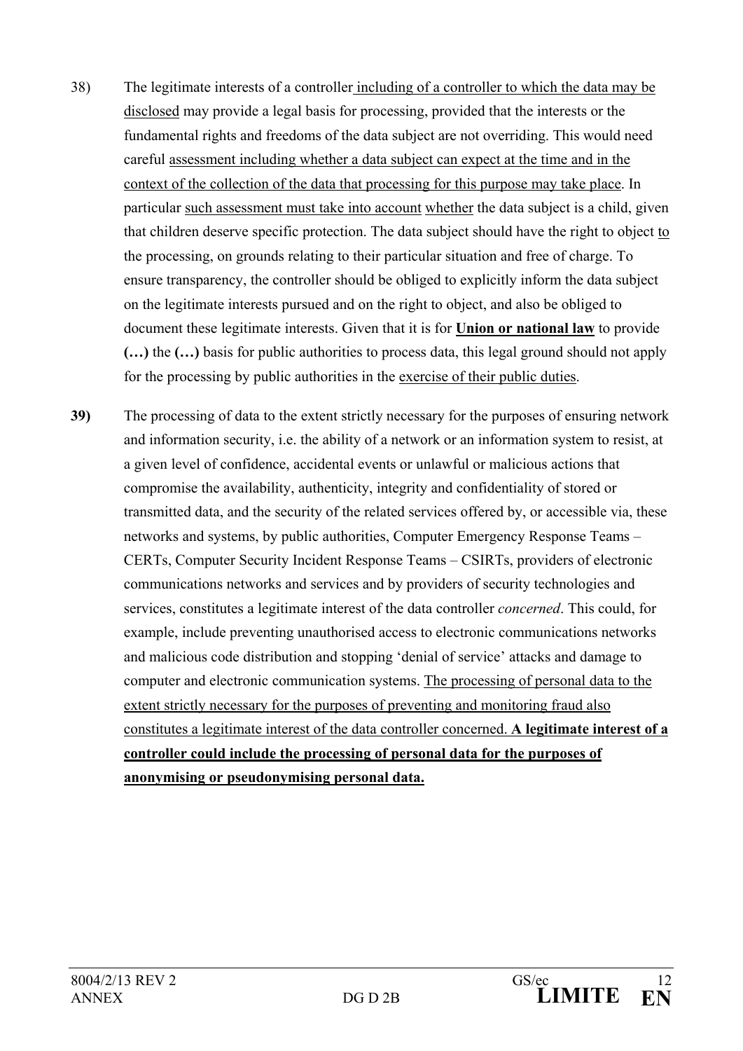38) The legitimate interests of a controller including of a controller to which the data may be disclosed may provide a legal basis for processing, provided that the interests or the fundamental rights and freedoms of the data subject are not overriding. This would need careful assessment including whether a data subject can expect at the time and in the context of the collection of the data that processing for this purpose may take place. In particular such assessment must take into account whether the data subject is a child, given that children deserve specific protection. The data subject should have the right to object to the processing, on grounds relating to their particular situation and free of charge. To ensure transparency, the controller should be obliged to explicitly inform the data subject on the legitimate interests pursued and on the right to object, and also be obliged to document these legitimate interests. Given that it is for **Union or national law** to provide **(…)** the **(…)** basis for public authorities to process data, this legal ground should not apply for the processing by public authorities in the exercise of their public duties.

**39)** The processing of data to the extent strictly necessary for the purposes of ensuring network and information security, i.e. the ability of a network or an information system to resist, at a given level of confidence, accidental events or unlawful or malicious actions that compromise the availability, authenticity, integrity and confidentiality of stored or transmitted data, and the security of the related services offered by, or accessible via, these networks and systems, by public authorities, Computer Emergency Response Teams – CERTs, Computer Security Incident Response Teams – CSIRTs, providers of electronic communications networks and services and by providers of security technologies and services, constitutes a legitimate interest of the data controller *concerned*. This could, for example, include preventing unauthorised access to electronic communications networks and malicious code distribution and stopping 'denial of service' attacks and damage to computer and electronic communication systems. The processing of personal data to the extent strictly necessary for the purposes of preventing and monitoring fraud also constitutes a legitimate interest of the data controller concerned. **A legitimate interest of a controller could include the processing of personal data for the purposes of anonymising or pseudonymising personal data.**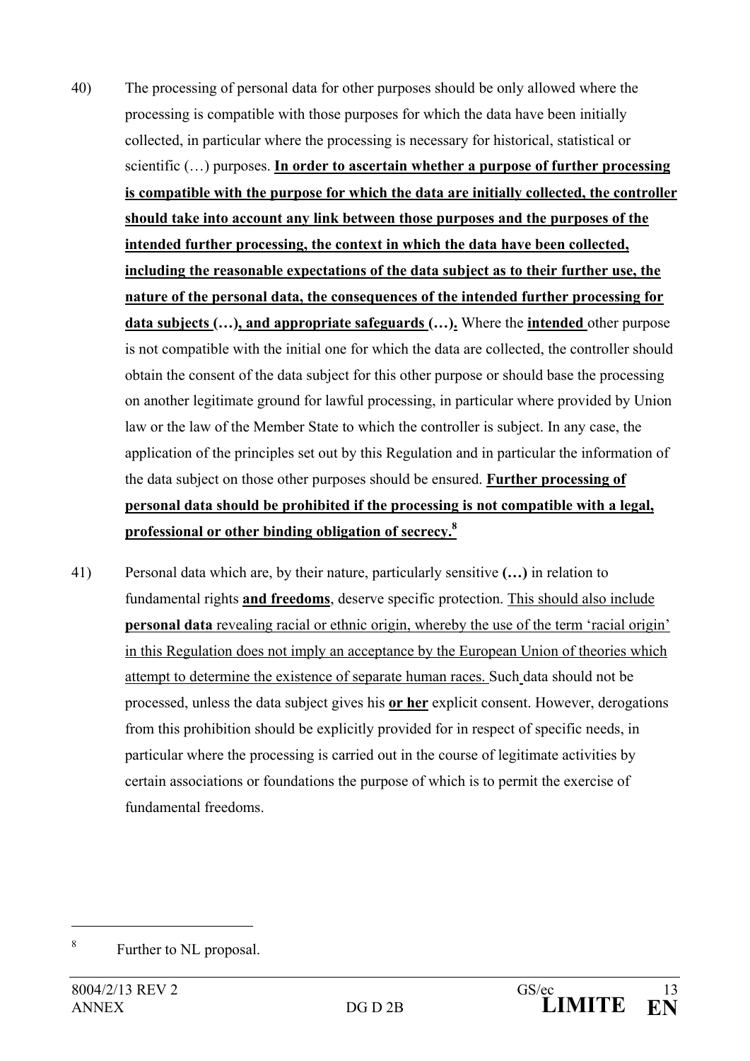40) The processing of personal data for other purposes should be only allowed where the processing is compatible with those purposes for which the data have been initially collected, in particular where the processing is necessary for historical, statistical or scientific (…) purposes. **In order to ascertain whether a purpose of further processing is compatible with the purpose for which the data are initially collected, the controller should take into account any link between those purposes and the purposes of the intended further processing, the context in which the data have been collected, including the reasonable expectations of the data subject as to their further use, the nature of the personal data, the consequences of the intended further processing for data subjects (…), and appropriate safeguards (…).** Where the **intended** other purpose is not compatible with the initial one for which the data are collected, the controller should obtain the consent of the data subject for this other purpose or should base the processing on another legitimate ground for lawful processing, in particular where provided by Union law or the law of the Member State to which the controller is subject. In any case, the application of the principles set out by this Regulation and in particular the information of the data subject on those other purposes should be ensured. **Further processing of personal data should be prohibited if the processing is not compatible with a legal, professional or other binding obligation of secrecy.**[8]

41) Personal data which are, by their nature, particularly sensitive **(…)** in relation to fundamental rights **and freedoms**, deserve specific protection. This should also include **personal data** revealing racial or ethnic origin, whereby the use of the term 'racial origin' in this Regulation does not imply an acceptance by the European Union of theories which attempt to determine the existence of separate human races. Such data should not be processed, unless the data subject gives his **or her** explicit consent. However, derogations from this prohibition should be explicitly provided for in respect of specific needs, in particular where the processing is carried out in the course of legitimate activities by certain associations or foundations the purpose of which is to permit the exercise of fundamental freedoms.

---

[8] Further to NL proposal.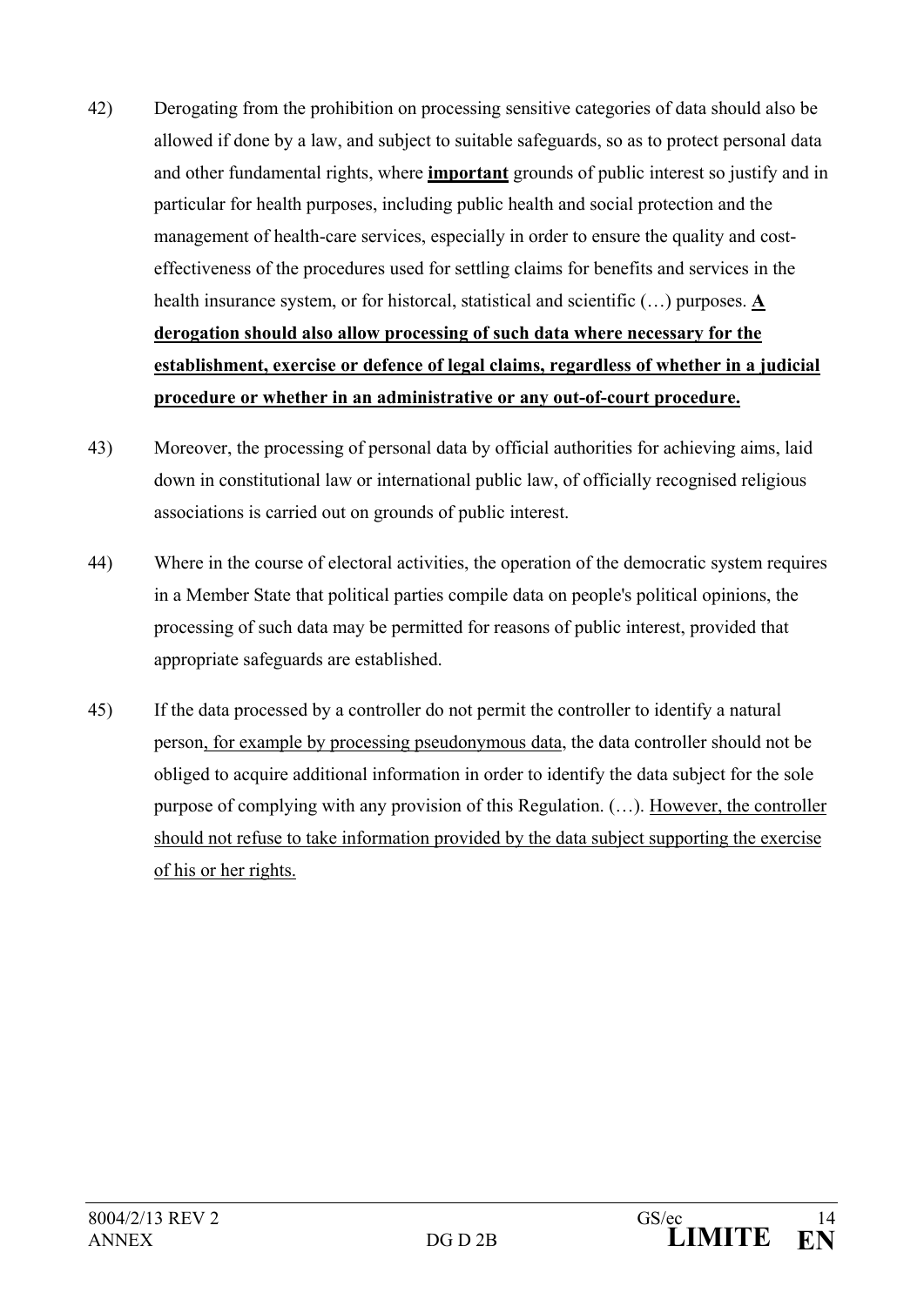42) Derogating from the prohibition on processing sensitive categories of data should also be allowed if done by a law, and subject to suitable safeguards, so as to protect personal data and other fundamental rights, where <u>**important**</u> grounds of public interest so justify and in particular for health purposes, including public health and social protection and the management of health-care services, especially in order to ensure the quality and cost-effectiveness of the procedures used for settling claims for benefits and services in the health insurance system, or for historcal, statistical and scientific (…) purposes. <u>**A derogation should also allow processing of such data where necessary for the establishment, exercise or defence of legal claims, regardless of whether in a judicial procedure or whether in an administrative or any out-of-court procedure.**</u>

43) Moreover, the processing of personal data by official authorities for achieving aims, laid down in constitutional law or international public law, of officially recognised religious associations is carried out on grounds of public interest.

44) Where in the course of electoral activities, the operation of the democratic system requires in a Member State that political parties compile data on people's political opinions, the processing of such data may be permitted for reasons of public interest, provided that appropriate safeguards are established.

45) If the data processed by a controller do not permit the controller to identify a natural person<u>, for example by processing pseudonymous data</u>, the data controller should not be obliged to acquire additional information in order to identify the data subject for the sole purpose of complying with any provision of this Regulation. (…). <u>However, the controller should not refuse to take information provided by the data subject supporting the exercise of his or her rights.</u>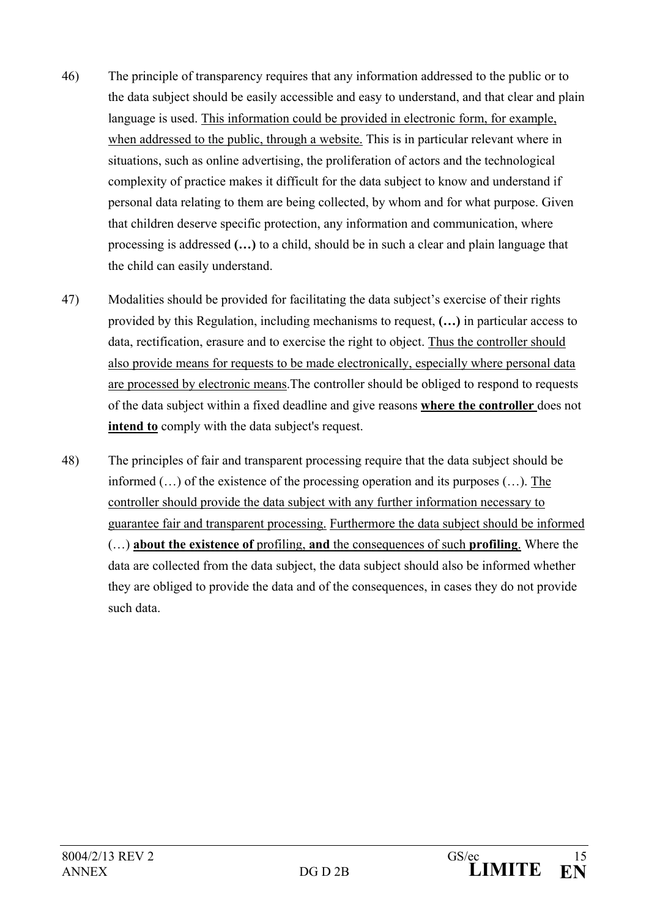46) The principle of transparency requires that any information addressed to the public or to the data subject should be easily accessible and easy to understand, and that clear and plain language is used. <u>This information could be provided in electronic form, for example, when addressed to the public, through a website.</u> This is in particular relevant where in situations, such as online advertising, the proliferation of actors and the technological complexity of practice makes it difficult for the data subject to know and understand if personal data relating to them are being collected, by whom and for what purpose. Given that children deserve specific protection, any information and communication, where processing is addressed **(…)** to a child, should be in such a clear and plain language that the child can easily understand.

47) Modalities should be provided for facilitating the data subject's exercise of their rights provided by this Regulation, including mechanisms to request, **(…)** in particular access to data, rectification, erasure and to exercise the right to object. <u>Thus the controller should also provide means for requests to be made electronically, especially where personal data are processed by electronic means</u>.The controller should be obliged to respond to requests of the data subject within a fixed deadline and give reasons <u>**where the controller**</u> does not <u>**intend to**</u> comply with the data subject's request.

48) The principles of fair and transparent processing require that the data subject should be informed (…) of the existence of the processing operation and its purposes (…). <u>The controller should provide the data subject with any further information necessary to guarantee fair and transparent processing.</u> <u>Furthermore the data subject should be informed (…) **about the existence of** profiling, **and** the consequences of such **profiling**</u>. Where the data are collected from the data subject, the data subject should also be informed whether they are obliged to provide the data and of the consequences, in cases they do not provide such data.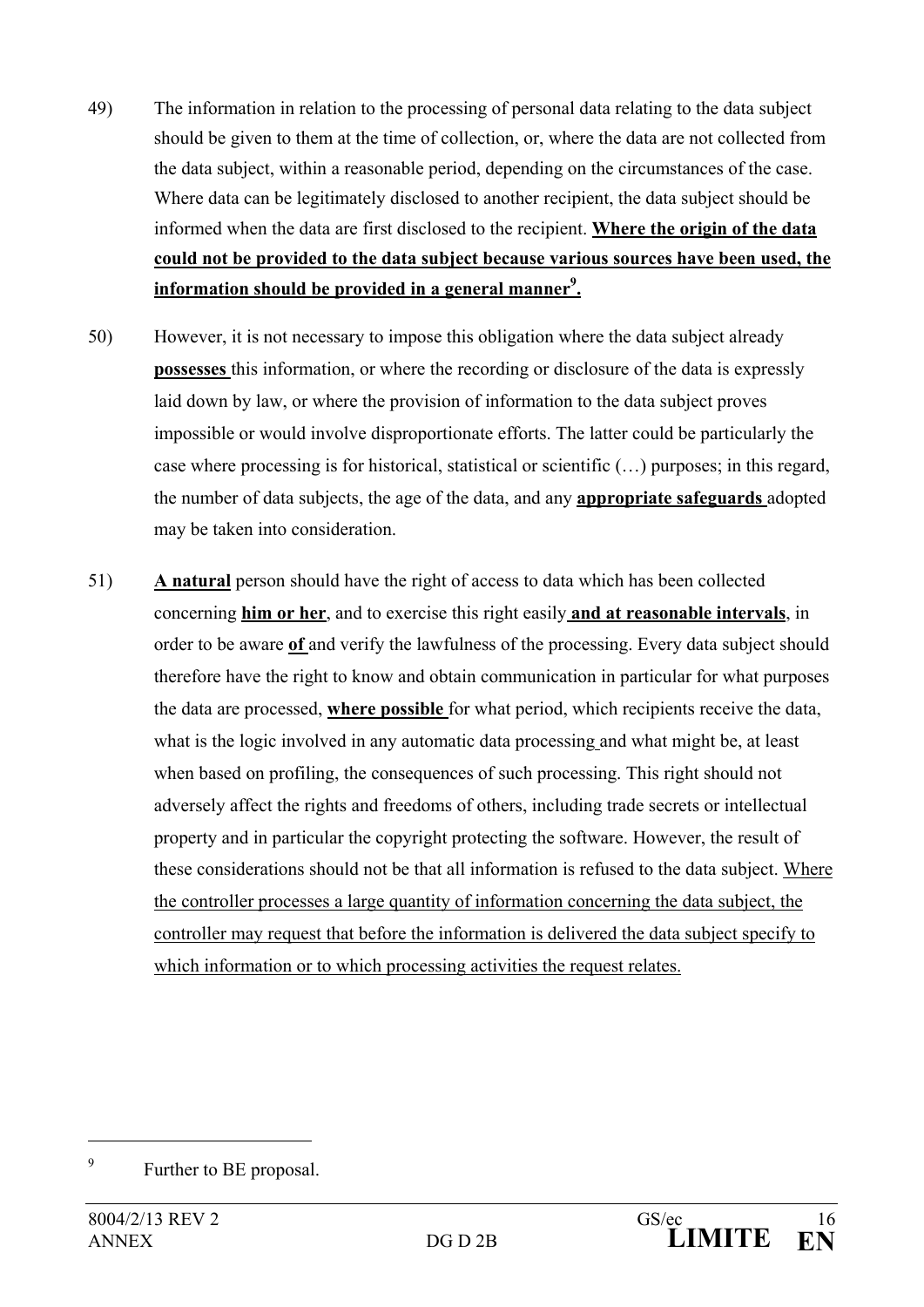49) The information in relation to the processing of personal data relating to the data subject should be given to them at the time of collection, or, where the data are not collected from the data subject, within a reasonable period, depending on the circumstances of the case. Where data can be legitimately disclosed to another recipient, the data subject should be informed when the data are first disclosed to the recipient. **Where the origin of the data could not be provided to the data subject because various sources have been used, the information should be provided in a general manner**[9]**.**

50) However, it is not necessary to impose this obligation where the data subject already **possesses** this information, or where the recording or disclosure of the data is expressly laid down by law, or where the provision of information to the data subject proves impossible or would involve disproportionate efforts. The latter could be particularly the case where processing is for historical, statistical or scientific (…) purposes; in this regard, the number of data subjects, the age of the data, and any **appropriate safeguards** adopted may be taken into consideration.

51) **A natural** person should have the right of access to data which has been collected concerning **him or her**, and to exercise this right easily **and at reasonable intervals**, in order to be aware **of** and verify the lawfulness of the processing. Every data subject should therefore have the right to know and obtain communication in particular for what purposes the data are processed, **where possible** for what period, which recipients receive the data, what is the logic involved in any automatic data processing and what might be, at least when based on profiling, the consequences of such processing. This right should not adversely affect the rights and freedoms of others, including trade secrets or intellectual property and in particular the copyright protecting the software. However, the result of these considerations should not be that all information is refused to the data subject. Where the controller processes a large quantity of information concerning the data subject, the controller may request that before the information is delivered the data subject specify to which information or to which processing activities the request relates.

---

[9] Further to BE proposal.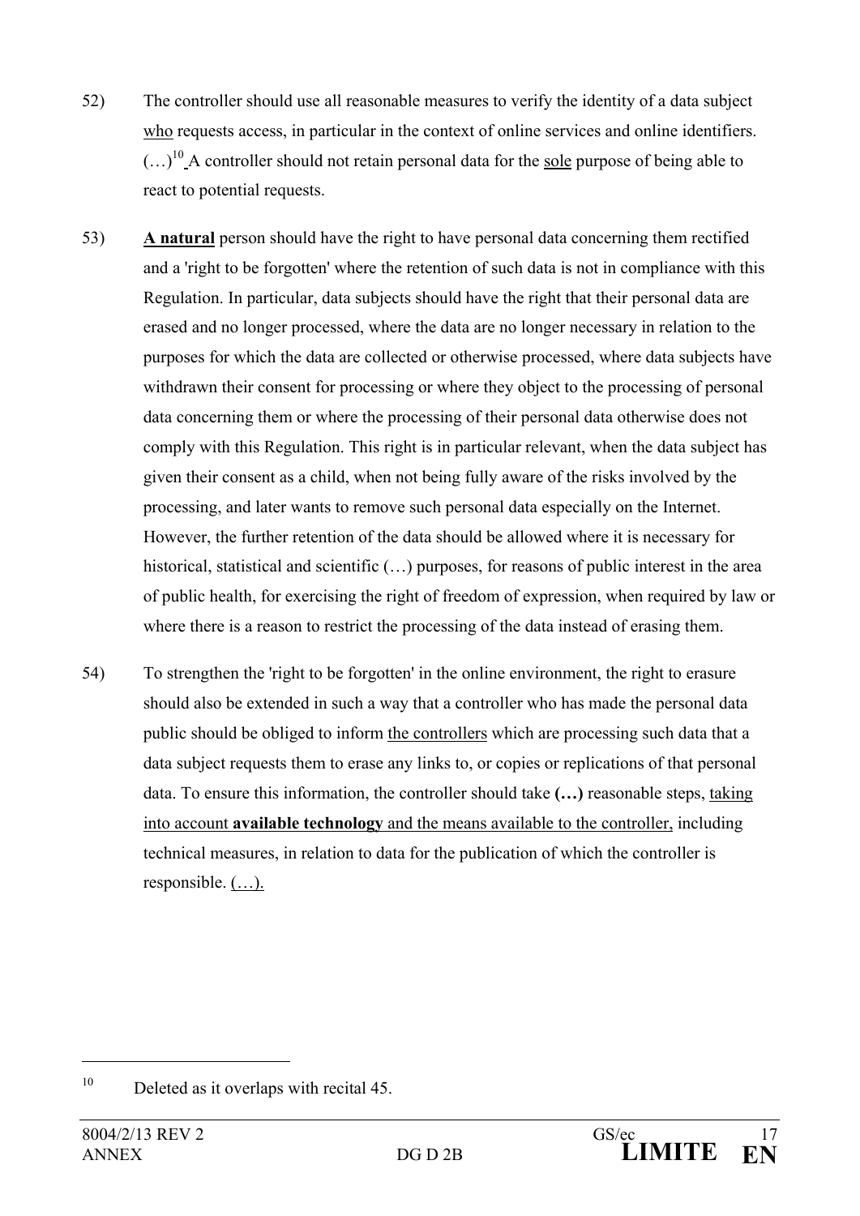52) The controller should use all reasonable measures to verify the identity of a data subject who requests access, in particular in the context of online services and online identifiers. (…)[10] A controller should not retain personal data for the sole purpose of being able to react to potential requests.

53) **A natural** person should have the right to have personal data concerning them rectified and a 'right to be forgotten' where the retention of such data is not in compliance with this Regulation. In particular, data subjects should have the right that their personal data are erased and no longer processed, where the data are no longer necessary in relation to the purposes for which the data are collected or otherwise processed, where data subjects have withdrawn their consent for processing or where they object to the processing of personal data concerning them or where the processing of their personal data otherwise does not comply with this Regulation. This right is in particular relevant, when the data subject has given their consent as a child, when not being fully aware of the risks involved by the processing, and later wants to remove such personal data especially on the Internet. However, the further retention of the data should be allowed where it is necessary for historical, statistical and scientific (…) purposes, for reasons of public interest in the area of public health, for exercising the right of freedom of expression, when required by law or where there is a reason to restrict the processing of the data instead of erasing them.

54) To strengthen the 'right to be forgotten' in the online environment, the right to erasure should also be extended in such a way that a controller who has made the personal data public should be obliged to inform the controllers which are processing such data that a data subject requests them to erase any links to, or copies or replications of that personal data. To ensure this information, the controller should take **(…)** reasonable steps, taking into account **available technology** and the means available to the controller, including technical measures, in relation to data for the publication of which the controller is responsible. (…).

---

[10] Deleted as it overlaps with recital 45.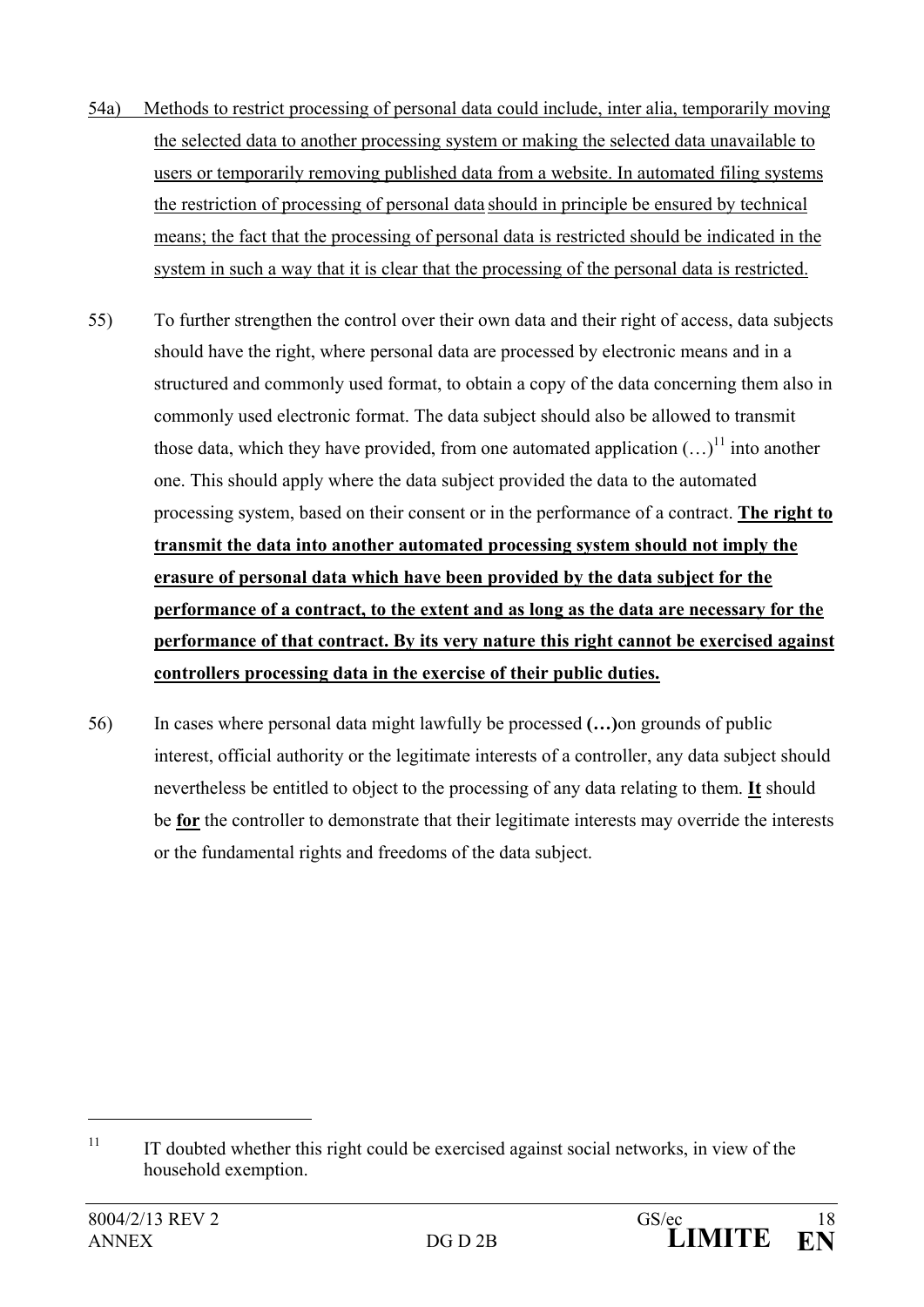54a) Methods to restrict processing of personal data could include, inter alia, temporarily moving the selected data to another processing system or making the selected data unavailable to users or temporarily removing published data from a website. In automated filing systems the restriction of processing of personal data should in principle be ensured by technical means; the fact that the processing of personal data is restricted should be indicated in the system in such a way that it is clear that the processing of the personal data is restricted.

55) To further strengthen the control over their own data and their right of access, data subjects should have the right, where personal data are processed by electronic means and in a structured and commonly used format, to obtain a copy of the data concerning them also in commonly used electronic format. The data subject should also be allowed to transmit those data, which they have provided, from one automated application (…)[11] into another one. This should apply where the data subject provided the data to the automated processing system, based on their consent or in the performance of a contract. **The right to transmit the data into another automated processing system should not imply the erasure of personal data which have been provided by the data subject for the performance of a contract, to the extent and as long as the data are necessary for the performance of that contract. By its very nature this right cannot be exercised against controllers processing data in the exercise of their public duties.**

56) In cases where personal data might lawfully be processed **(…)**on grounds of public interest, official authority or the legitimate interests of a controller, any data subject should nevertheless be entitled to object to the processing of any data relating to them. **It** should be **for** the controller to demonstrate that their legitimate interests may override the interests or the fundamental rights and freedoms of the data subject.

---

[11] IT doubted whether this right could be exercised against social networks, in view of the household exemption.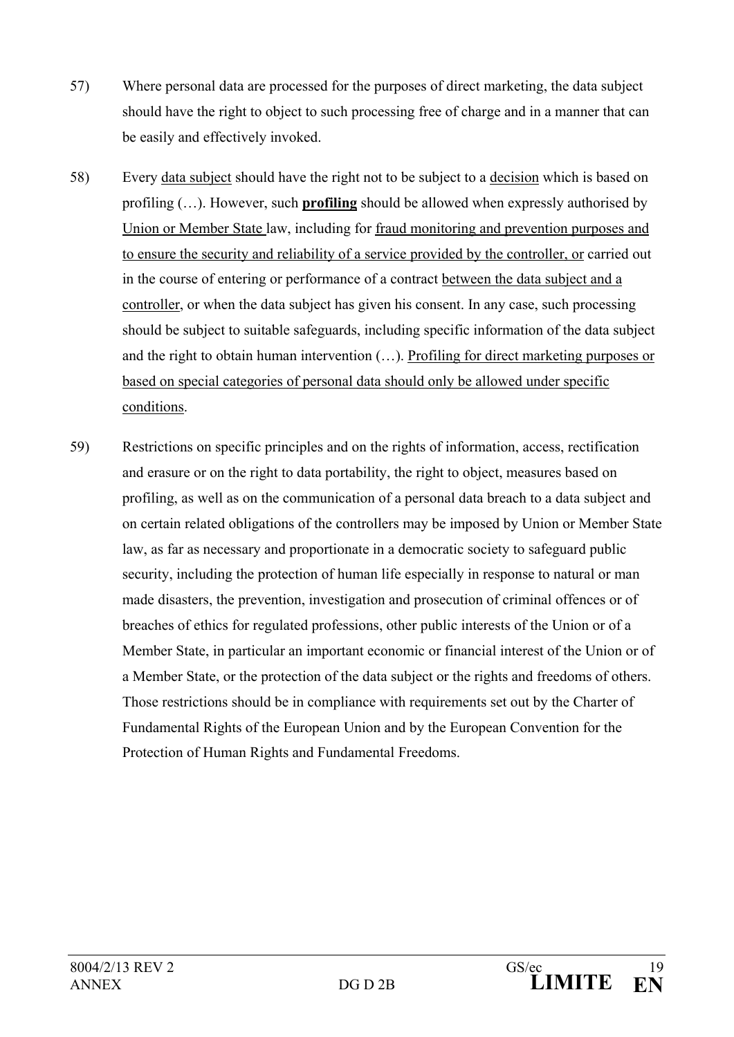57) Where personal data are processed for the purposes of direct marketing, the data subject should have the right to object to such processing free of charge and in a manner that can be easily and effectively invoked.

58) Every <u>data subject</u> should have the right not to be subject to a <u>decision</u> which is based on profiling (…). However, such **<u>profiling</u>** should be allowed when expressly authorised by <u>Union or Member State</u> law, including for <u>fraud monitoring and prevention purposes and to ensure the security and reliability of a service provided by the controller, or</u> carried out in the course of entering or performance of a contract <u>between the data subject and a controller</u>, or when the data subject has given his consent. In any case, such processing should be subject to suitable safeguards, including specific information of the data subject and the right to obtain human intervention (…). <u>Profiling for direct marketing purposes or based on special categories of personal data should only be allowed under specific conditions</u>.

59) Restrictions on specific principles and on the rights of information, access, rectification and erasure or on the right to data portability, the right to object, measures based on profiling, as well as on the communication of a personal data breach to a data subject and on certain related obligations of the controllers may be imposed by Union or Member State law, as far as necessary and proportionate in a democratic society to safeguard public security, including the protection of human life especially in response to natural or man made disasters, the prevention, investigation and prosecution of criminal offences or of breaches of ethics for regulated professions, other public interests of the Union or of a Member State, in particular an important economic or financial interest of the Union or of a Member State, or the protection of the data subject or the rights and freedoms of others. Those restrictions should be in compliance with requirements set out by the Charter of Fundamental Rights of the European Union and by the European Convention for the Protection of Human Rights and Fundamental Freedoms.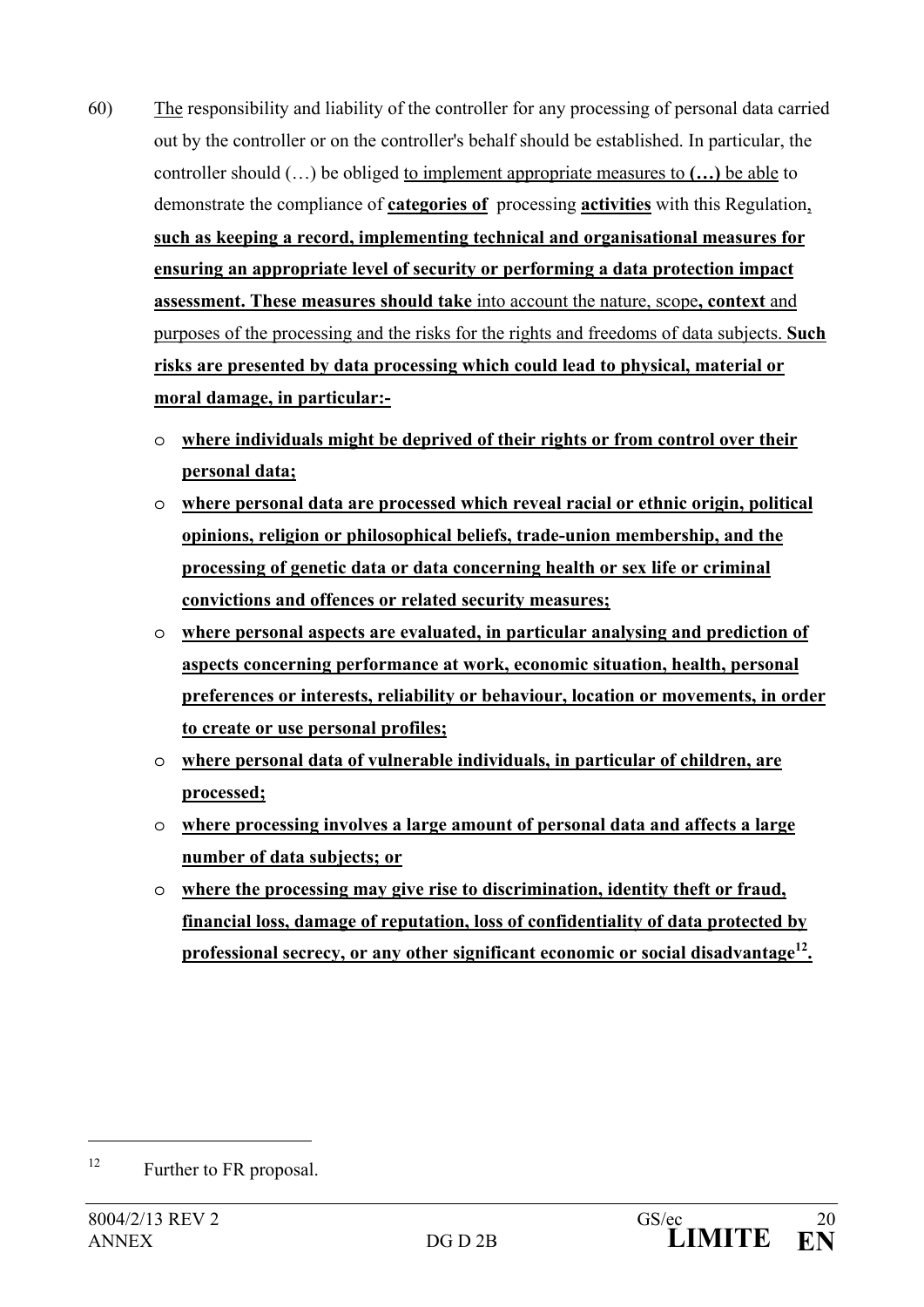60) The responsibility and liability of the controller for any processing of personal data carried out by the controller or on the controller's behalf should be established. In particular, the controller should (…) be obliged to implement appropriate measures to **(…)** be able to demonstrate the compliance of **categories of** processing **activities** with this Regulation, **such as keeping a record, implementing technical and organisational measures for ensuring an appropriate level of security or performing a data protection impact assessment. These measures should take** into account the nature, scope**, context** and purposes of the processing and the risks for the rights and freedoms of data subjects. **Such risks are presented by data processing which could lead to physical, material or moral damage, in particular:-**

- **where individuals might be deprived of their rights or from control over their personal data;**
- **where personal data are processed which reveal racial or ethnic origin, political opinions, religion or philosophical beliefs, trade-union membership, and the processing of genetic data or data concerning health or sex life or criminal convictions and offences or related security measures;**
- **where personal aspects are evaluated, in particular analysing and prediction of aspects concerning performance at work, economic situation, health, personal preferences or interests, reliability or behaviour, location or movements, in order to create or use personal profiles;**
- **where personal data of vulnerable individuals, in particular of children, are processed;**
- **where processing involves a large amount of personal data and affects a large number of data subjects; or**
- **where the processing may give rise to discrimination, identity theft or fraud, financial loss, damage of reputation, loss of confidentiality of data protected by professional secrecy, or any other significant economic or social disadvantage[12].**

---

[12] Further to FR proposal.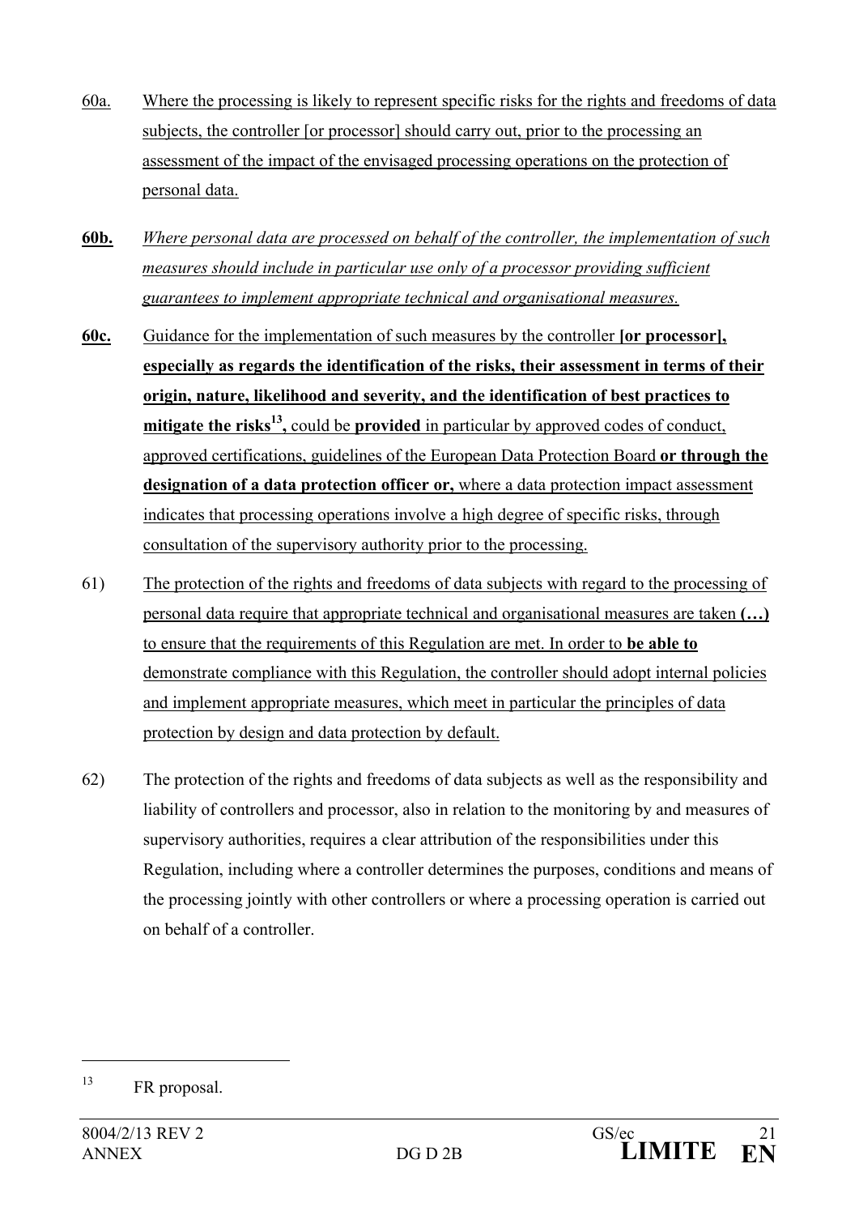60a. Where the processing is likely to represent specific risks for the rights and freedoms of data subjects, the controller [or processor] should carry out, prior to the processing an assessment of the impact of the envisaged processing operations on the protection of personal data.

**60b.** *Where personal data are processed on behalf of the controller, the implementation of such measures should include in particular use only of a processor providing sufficient guarantees to implement appropriate technical and organisational measures.*

**60c.** Guidance for the implementation of such measures by the controller **[or processor], especially as regards the identification of the risks, their assessment in terms of their origin, nature, likelihood and severity, and the identification of best practices to mitigate the risks[13],** could be **provided** in particular by approved codes of conduct, approved certifications, guidelines of the European Data Protection Board **or through the designation of a data protection officer or,** where a data protection impact assessment indicates that processing operations involve a high degree of specific risks, through consultation of the supervisory authority prior to the processing.

61) The protection of the rights and freedoms of data subjects with regard to the processing of personal data require that appropriate technical and organisational measures are taken **(…)** to ensure that the requirements of this Regulation are met. In order to **be able to** demonstrate compliance with this Regulation, the controller should adopt internal policies and implement appropriate measures, which meet in particular the principles of data protection by design and data protection by default.

62) The protection of the rights and freedoms of data subjects as well as the responsibility and liability of controllers and processor, also in relation to the monitoring by and measures of supervisory authorities, requires a clear attribution of the responsibilities under this Regulation, including where a controller determines the purposes, conditions and means of the processing jointly with other controllers or where a processing operation is carried out on behalf of a controller.

---

[13] FR proposal.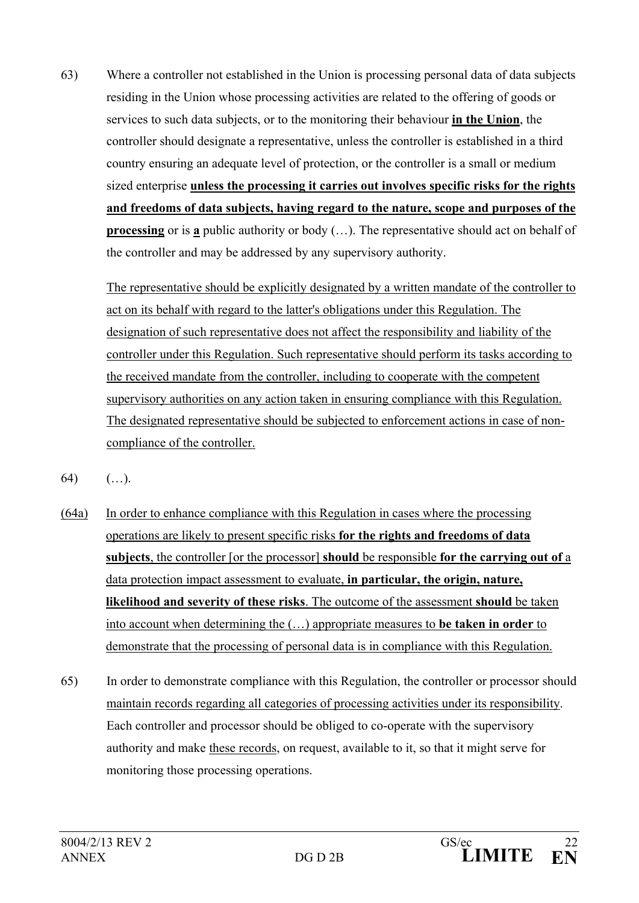63) Where a controller not established in the Union is processing personal data of data subjects residing in the Union whose processing activities are related to the offering of goods or services to such data subjects, or to the monitoring their behaviour **in the Union**, the controller should designate a representative, unless the controller is established in a third country ensuring an adequate level of protection, or the controller is a small or medium sized enterprise **unless the processing it carries out involves specific risks for the rights and freedoms of data subjects, having regard to the nature, scope and purposes of the processing** or is **a** public authority or body (…). The representative should act on behalf of the controller and may be addressed by any supervisory authority.

The representative should be explicitly designated by a written mandate of the controller to act on its behalf with regard to the latter's obligations under this Regulation. The designation of such representative does not affect the responsibility and liability of the controller under this Regulation. Such representative should perform its tasks according to the received mandate from the controller, including to cooperate with the competent supervisory authorities on any action taken in ensuring compliance with this Regulation. The designated representative should be subjected to enforcement actions in case of non-compliance of the controller.

64) (…).

(64a) In order to enhance compliance with this Regulation in cases where the processing operations are likely to present specific risks **for the rights and freedoms of data subjects**, the controller [or the processor] **should** be responsible **for the carrying out of** a data protection impact assessment to evaluate, **in particular, the origin, nature, likelihood and severity of these risks**. The outcome of the assessment **should** be taken into account when determining the (…) appropriate measures to **be taken in order** to demonstrate that the processing of personal data is in compliance with this Regulation.

65) In order to demonstrate compliance with this Regulation, the controller or processor should maintain records regarding all categories of processing activities under its responsibility. Each controller and processor should be obliged to co-operate with the supervisory authority and make these records, on request, available to it, so that it might serve for monitoring those processing operations.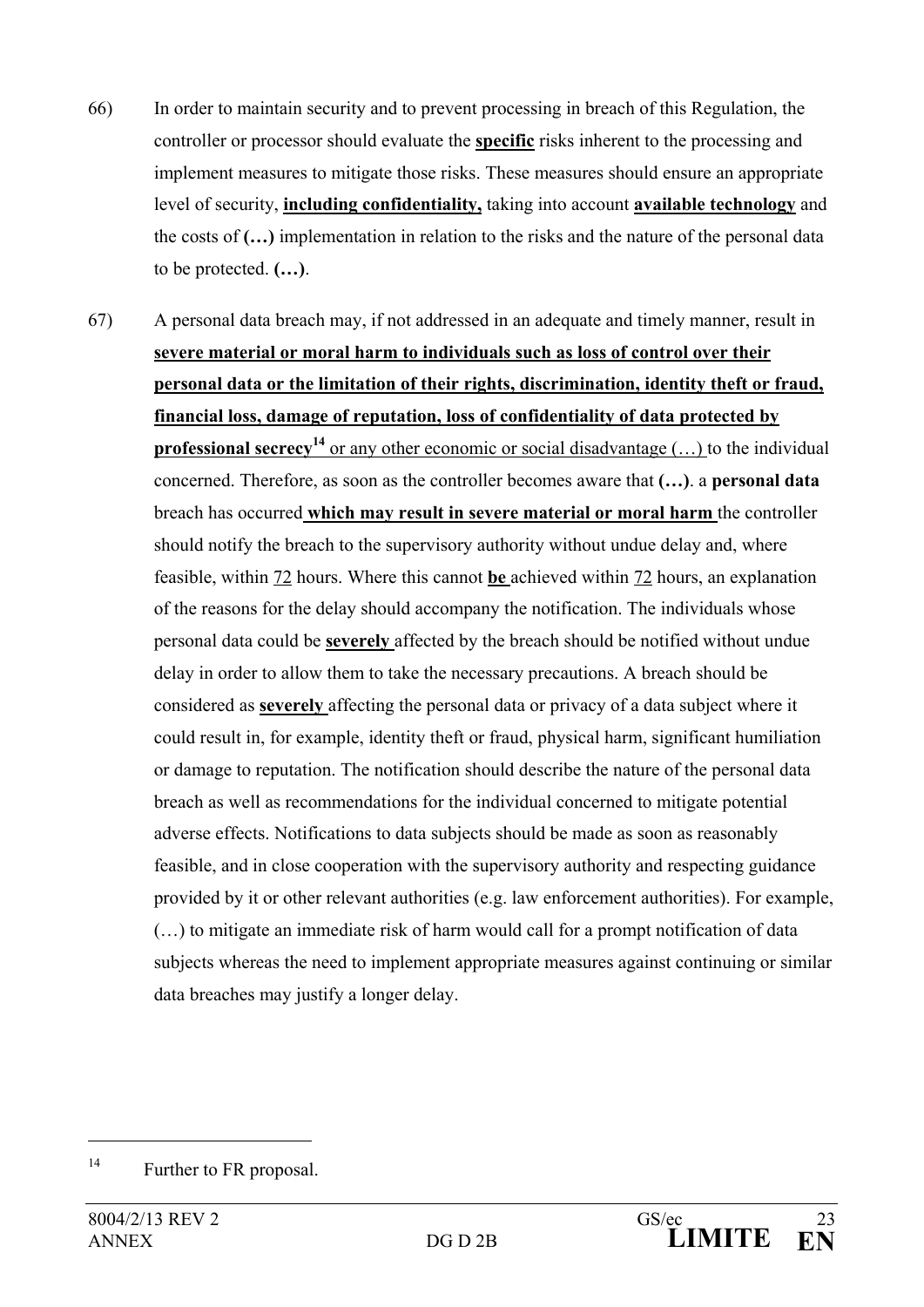66) In order to maintain security and to prevent processing in breach of this Regulation, the controller or processor should evaluate the **specific** risks inherent to the processing and implement measures to mitigate those risks. These measures should ensure an appropriate level of security, **including confidentiality,** taking into account **available technology** and the costs of **(…)** implementation in relation to the risks and the nature of the personal data to be protected. **(…)**.

67) A personal data breach may, if not addressed in an adequate and timely manner, result in **severe material or moral harm to individuals such as loss of control over their personal data or the limitation of their rights, discrimination, identity theft or fraud, financial loss, damage of reputation, loss of confidentiality of data protected by professional secrecy**[14] or any other economic or social disadvantage (…) to the individual concerned. Therefore, as soon as the controller becomes aware that **(…)**. a **personal data** breach has occurred **which may result in severe material or moral harm** the controller should notify the breach to the supervisory authority without undue delay and, where feasible, within 72 hours. Where this cannot **be** achieved within 72 hours, an explanation of the reasons for the delay should accompany the notification. The individuals whose personal data could be **severely** affected by the breach should be notified without undue delay in order to allow them to take the necessary precautions. A breach should be considered as **severely** affecting the personal data or privacy of a data subject where it could result in, for example, identity theft or fraud, physical harm, significant humiliation or damage to reputation. The notification should describe the nature of the personal data breach as well as recommendations for the individual concerned to mitigate potential adverse effects. Notifications to data subjects should be made as soon as reasonably feasible, and in close cooperation with the supervisory authority and respecting guidance provided by it or other relevant authorities (e.g. law enforcement authorities). For example, (…) to mitigate an immediate risk of harm would call for a prompt notification of data subjects whereas the need to implement appropriate measures against continuing or similar data breaches may justify a longer delay.

---

[14] Further to FR proposal.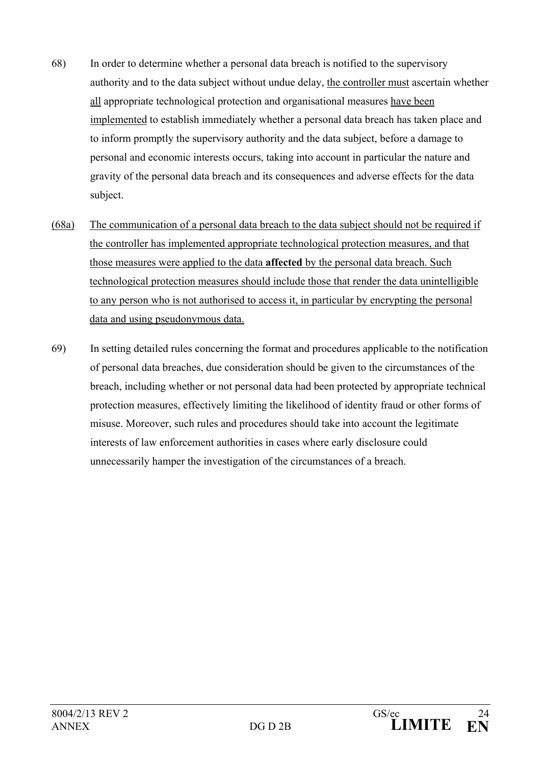68) In order to determine whether a personal data breach is notified to the supervisory authority and to the data subject without undue delay, the controller must ascertain whether all appropriate technological protection and organisational measures have been implemented to establish immediately whether a personal data breach has taken place and to inform promptly the supervisory authority and the data subject, before a damage to personal and economic interests occurs, taking into account in particular the nature and gravity of the personal data breach and its consequences and adverse effects for the data subject.

(68a) The communication of a personal data breach to the data subject should not be required if the controller has implemented appropriate technological protection measures, and that those measures were applied to the data **affected** by the personal data breach. Such technological protection measures should include those that render the data unintelligible to any person who is not authorised to access it, in particular by encrypting the personal data and using pseudonymous data.

69) In setting detailed rules concerning the format and procedures applicable to the notification of personal data breaches, due consideration should be given to the circumstances of the breach, including whether or not personal data had been protected by appropriate technical protection measures, effectively limiting the likelihood of identity fraud or other forms of misuse. Moreover, such rules and procedures should take into account the legitimate interests of law enforcement authorities in cases where early disclosure could unnecessarily hamper the investigation of the circumstances of a breach.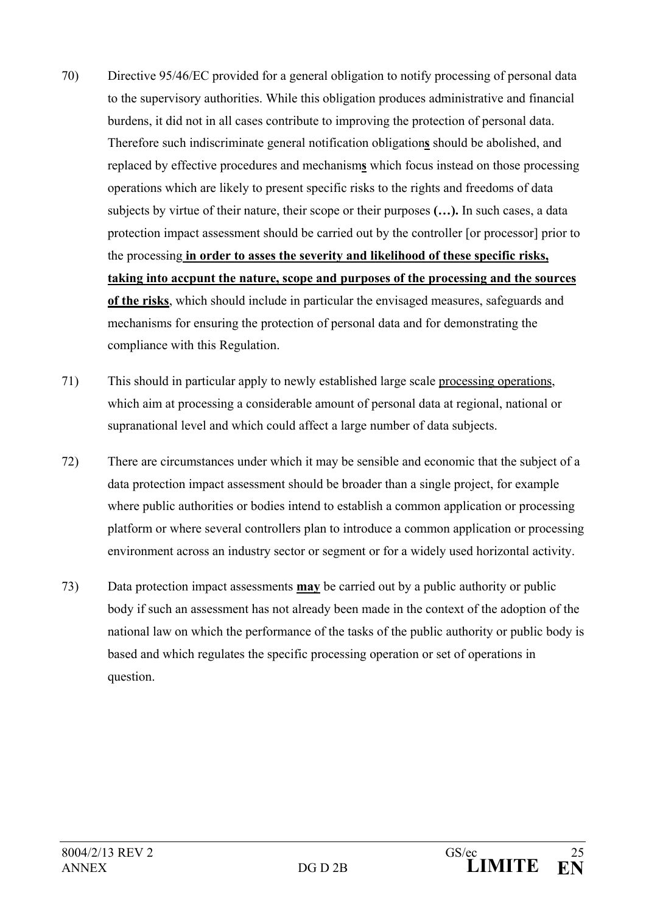70) Directive 95/46/EC provided for a general obligation to notify processing of personal data to the supervisory authorities. While this obligation produces administrative and financial burdens, it did not in all cases contribute to improving the protection of personal data. Therefore such indiscriminate general notification obligation**s** should be abolished, and replaced by effective procedures and mechanism**s** which focus instead on those processing operations which are likely to present specific risks to the rights and freedoms of data subjects by virtue of their nature, their scope or their purposes **(…).** In such cases, a data protection impact assessment should be carried out by the controller [or processor] prior to the processing **in order to asses the severity and likelihood of these specific risks, taking into accpunt the nature, scope and purposes of the processing and the sources of the risks**, which should include in particular the envisaged measures, safeguards and mechanisms for ensuring the protection of personal data and for demonstrating the compliance with this Regulation.

71) This should in particular apply to newly established large scale processing operations, which aim at processing a considerable amount of personal data at regional, national or supranational level and which could affect a large number of data subjects.

72) There are circumstances under which it may be sensible and economic that the subject of a data protection impact assessment should be broader than a single project, for example where public authorities or bodies intend to establish a common application or processing platform or where several controllers plan to introduce a common application or processing environment across an industry sector or segment or for a widely used horizontal activity.

73) Data protection impact assessments **may** be carried out by a public authority or public body if such an assessment has not already been made in the context of the adoption of the national law on which the performance of the tasks of the public authority or public body is based and which regulates the specific processing operation or set of operations in question.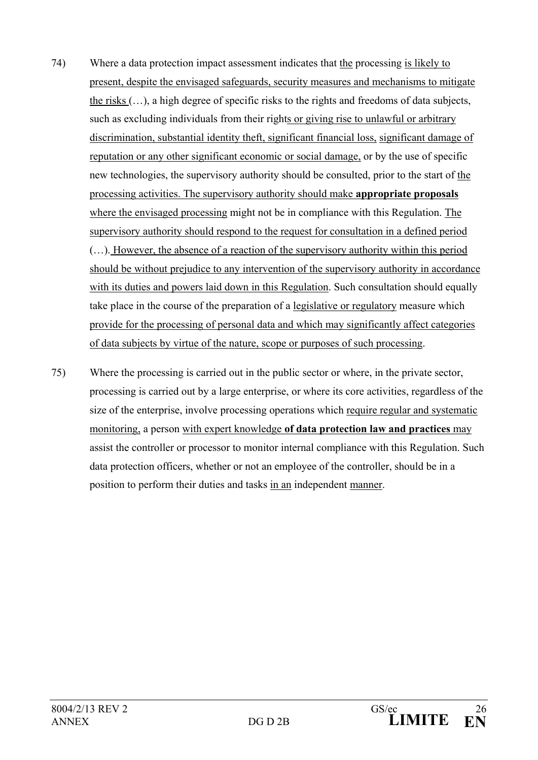74) Where a data protection impact assessment indicates that the processing is likely to present, despite the envisaged safeguards, security measures and mechanisms to mitigate the risks (…), a high degree of specific risks to the rights and freedoms of data subjects, such as excluding individuals from their rights or giving rise to unlawful or arbitrary discrimination, substantial identity theft, significant financial loss, significant damage of reputation or any other significant economic or social damage, or by the use of specific new technologies, the supervisory authority should be consulted, prior to the start of the processing activities. The supervisory authority should make **appropriate proposals** where the envisaged processing might not be in compliance with this Regulation. The supervisory authority should respond to the request for consultation in a defined period (…). However, the absence of a reaction of the supervisory authority within this period should be without prejudice to any intervention of the supervisory authority in accordance with its duties and powers laid down in this Regulation. Such consultation should equally take place in the course of the preparation of a legislative or regulatory measure which provide for the processing of personal data and which may significantly affect categories of data subjects by virtue of the nature, scope or purposes of such processing.

75) Where the processing is carried out in the public sector or where, in the private sector, processing is carried out by a large enterprise, or where its core activities, regardless of the size of the enterprise, involve processing operations which require regular and systematic monitoring, a person with expert knowledge **of data protection law and practices** may assist the controller or processor to monitor internal compliance with this Regulation. Such data protection officers, whether or not an employee of the controller, should be in a position to perform their duties and tasks in an independent manner.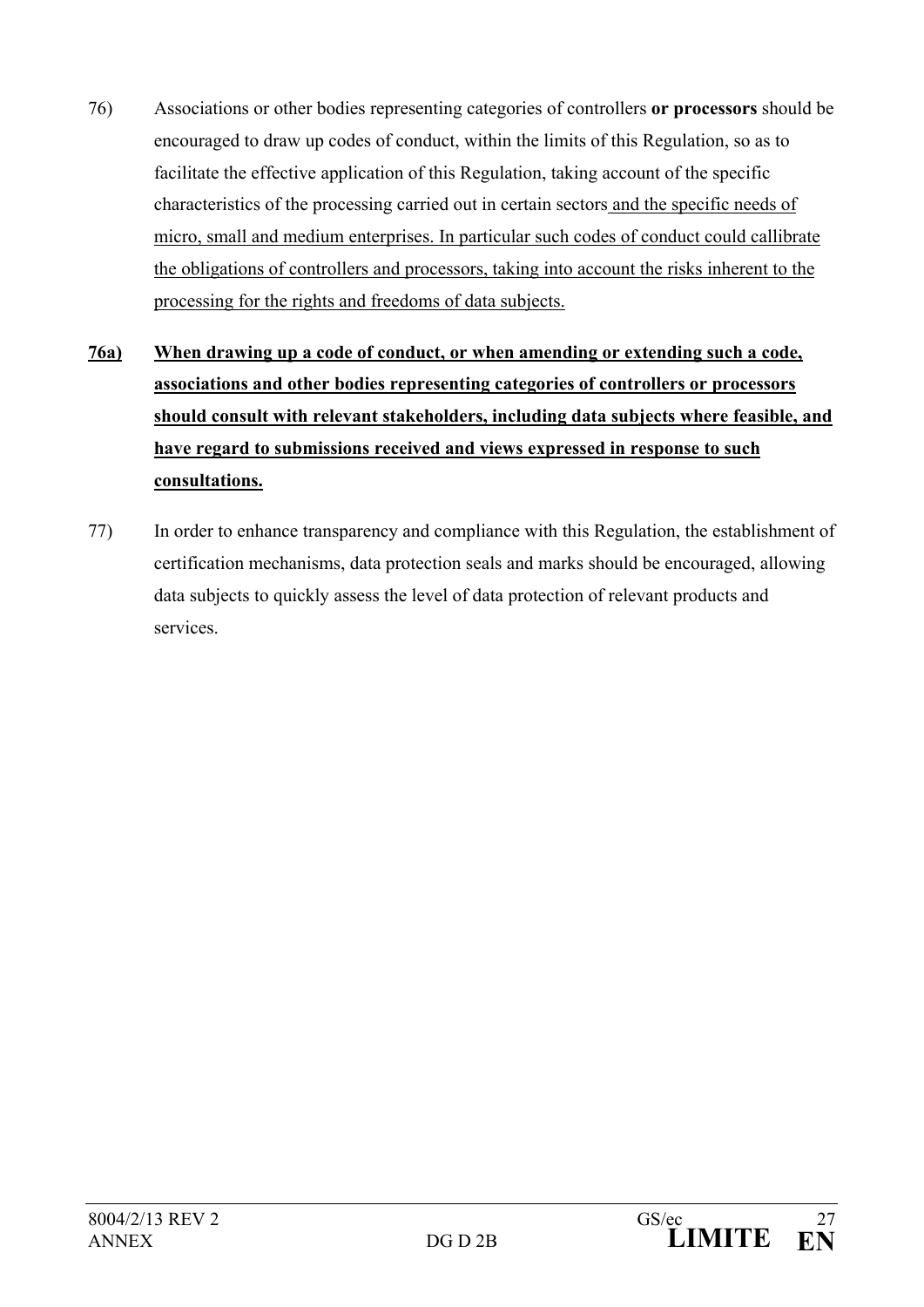76) Associations or other bodies representing categories of controllers **or processors** should be encouraged to draw up codes of conduct, within the limits of this Regulation, so as to facilitate the effective application of this Regulation, taking account of the specific characteristics of the processing carried out in certain sectors <u>and the specific needs of micro, small and medium enterprises. In particular such codes of conduct could callibrate the obligations of controllers and processors, taking into account the risks inherent to the processing for the rights and freedoms of data subjects.</u>

**<u>76a)</u>** **<u>When drawing up a code of conduct, or when amending or extending such a code, associations and other bodies representing categories of controllers or processors should consult with relevant stakeholders, including data subjects where feasible, and have regard to submissions received and views expressed in response to such consultations.</u>**

77) In order to enhance transparency and compliance with this Regulation, the establishment of certification mechanisms, data protection seals and marks should be encouraged, allowing data subjects to quickly assess the level of data protection of relevant products and services.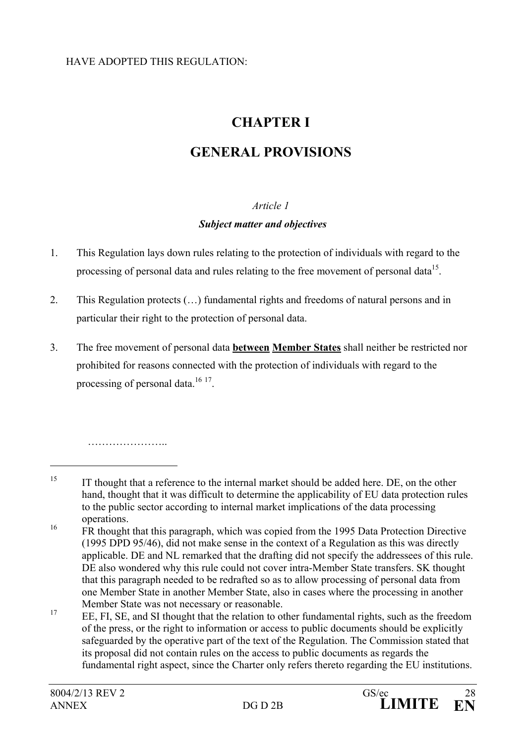HAVE ADOPTED THIS REGULATION:

# CHAPTER I

# GENERAL PROVISIONS

*Article 1*

***Subject matter and objectives***

1. This Regulation lays down rules relating to the protection of individuals with regard to the processing of personal data and rules relating to the free movement of personal data[15].

2. This Regulation protects (…) fundamental rights and freedoms of natural persons and in particular their right to the protection of personal data.

3. The free movement of personal data **<u>between</u> <u>Member States</u>** shall neither be restricted nor prohibited for reasons connected with the protection of individuals with regard to the processing of personal data.[16] [17].

…………………..

---

[15] IT thought that a reference to the internal market should be added here. DE, on the other hand, thought that it was difficult to determine the applicability of EU data protection rules to the public sector according to internal market implications of the data processing operations.

[16] FR thought that this paragraph, which was copied from the 1995 Data Protection Directive (1995 DPD 95/46), did not make sense in the context of a Regulation as this was directly applicable. DE and NL remarked that the drafting did not specify the addressees of this rule. DE also wondered why this rule could not cover intra-Member State transfers. SK thought that this paragraph needed to be redrafted so as to allow processing of personal data from one Member State in another Member State, also in cases where the processing in another Member State was not necessary or reasonable.

[17] EE, FI, SE, and SI thought that the relation to other fundamental rights, such as the freedom of the press, or the right to information or access to public documents should be explicitly safeguarded by the operative part of the text of the Regulation. The Commission stated that its proposal did not contain rules on the access to public documents as regards the fundamental right aspect, since the Charter only refers thereto regarding the EU institutions.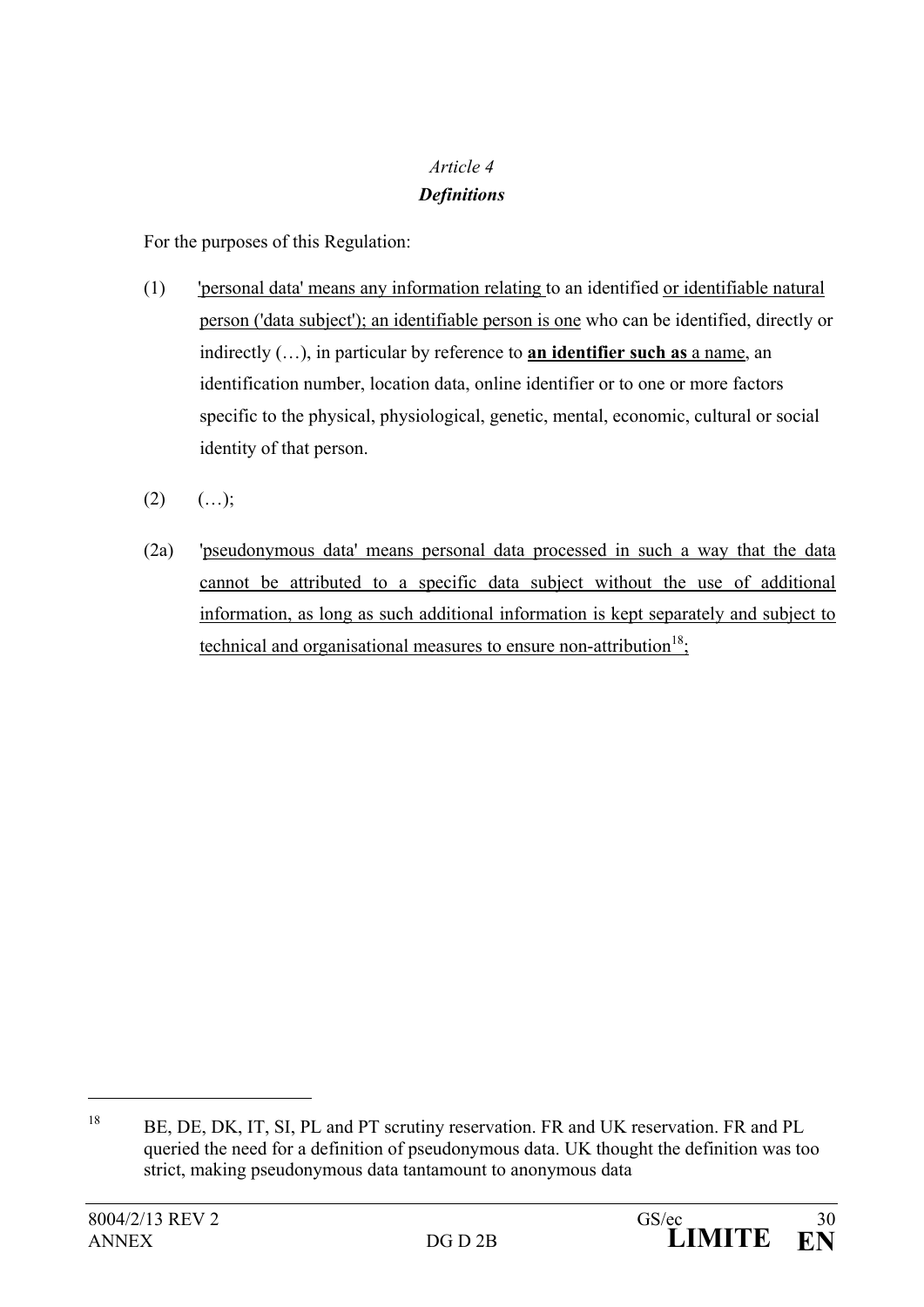*Article 4*

***Definitions***

For the purposes of this Regulation:

(1) 'personal data' means any information relating to an identified or identifiable natural person ('data subject'); an identifiable person is one who can be identified, directly or indirectly (…), in particular by reference to **an identifier such as** a name, an identification number, location data, online identifier or to one or more factors specific to the physical, physiological, genetic, mental, economic, cultural or social identity of that person.

(2) (…);

(2a) 'pseudonymous data' means personal data processed in such a way that the data cannot be attributed to a specific data subject without the use of additional information, as long as such additional information is kept separately and subject to technical and organisational measures to ensure non-attribution[18];

[18] BE, DE, DK, IT, SI, PL and PT scrutiny reservation. FR and UK reservation. FR and PL queried the need for a definition of pseudonymous data. UK thought the definition was too strict, making pseudonymous data tantamount to anonymous data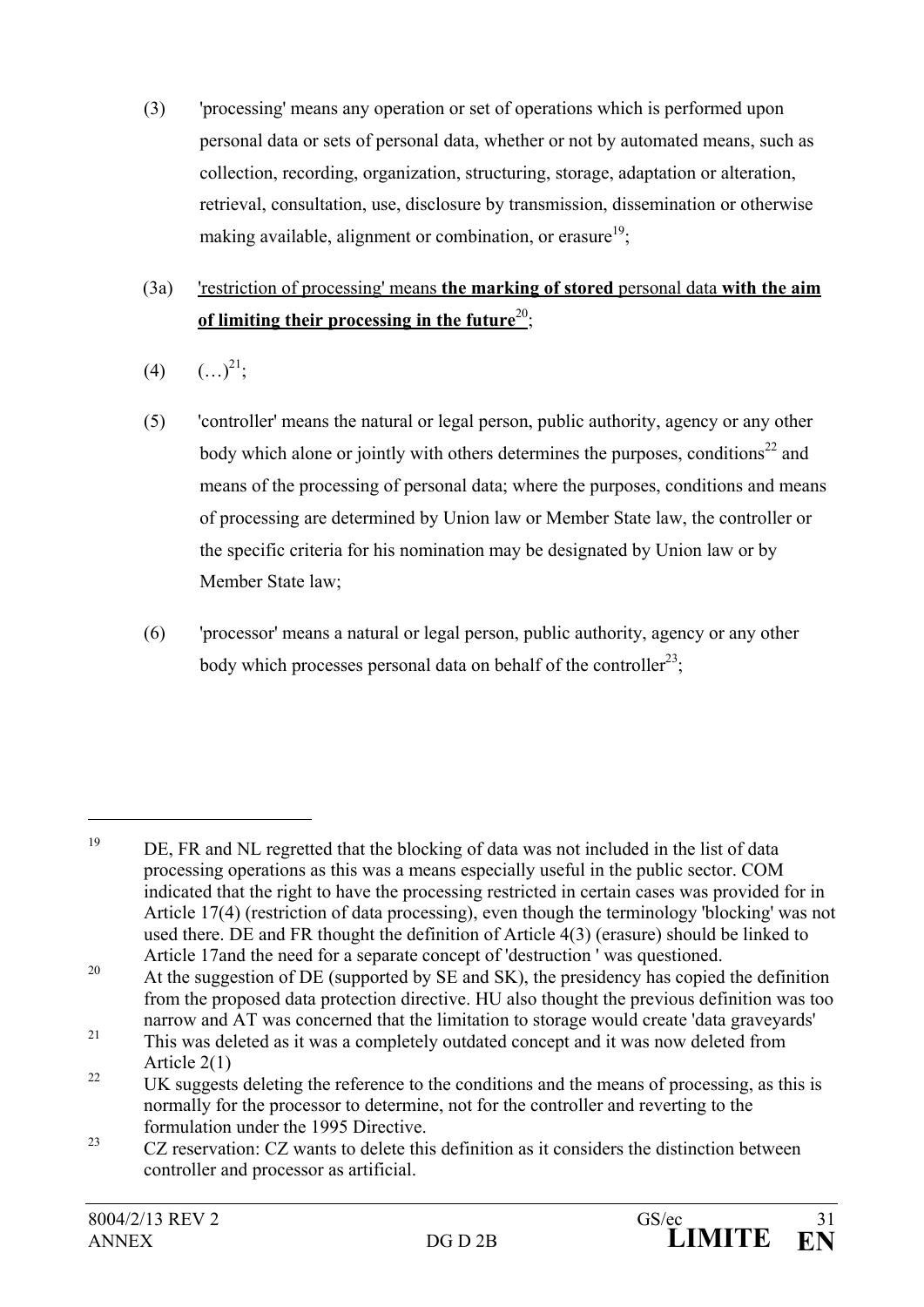(3) 'processing' means any operation or set of operations which is performed upon personal data or sets of personal data, whether or not by automated means, such as collection, recording, organization, structuring, storage, adaptation or alteration, retrieval, consultation, use, disclosure by transmission, dissemination or otherwise making available, alignment or combination, or erasure[19];

(3a) <u>'restriction of processing' means</u> **<u>the marking of stored</u>** <u>personal data</u> **<u>with the aim of limiting their processing in the future</u>**[20];

(4) (…)[21];

(5) 'controller' means the natural or legal person, public authority, agency or any other body which alone or jointly with others determines the purposes, conditions[22] and means of the processing of personal data; where the purposes, conditions and means of processing are determined by Union law or Member State law, the controller or the specific criteria for his nomination may be designated by Union law or by Member State law;

(6) 'processor' means a natural or legal person, public authority, agency or any other body which processes personal data on behalf of the controller[23];

---

[19] DE, FR and NL regretted that the blocking of data was not included in the list of data processing operations as this was a means especially useful in the public sector. COM indicated that the right to have the processing restricted in certain cases was provided for in Article 17(4) (restriction of data processing), even though the terminology 'blocking' was not used there. DE and FR thought the definition of Article 4(3) (erasure) should be linked to Article 17and the need for a separate concept of 'destruction ' was questioned.

[20] At the suggestion of DE (supported by SE and SK), the presidency has copied the definition from the proposed data protection directive. HU also thought the previous definition was too narrow and AT was concerned that the limitation to storage would create 'data graveyards'

[21] This was deleted as it was a completely outdated concept and it was now deleted from Article 2(1)

[22] UK suggests deleting the reference to the conditions and the means of processing, as this is normally for the processor to determine, not for the controller and reverting to the formulation under the 1995 Directive.

[23] CZ reservation: CZ wants to delete this definition as it considers the distinction between controller and processor as artificial.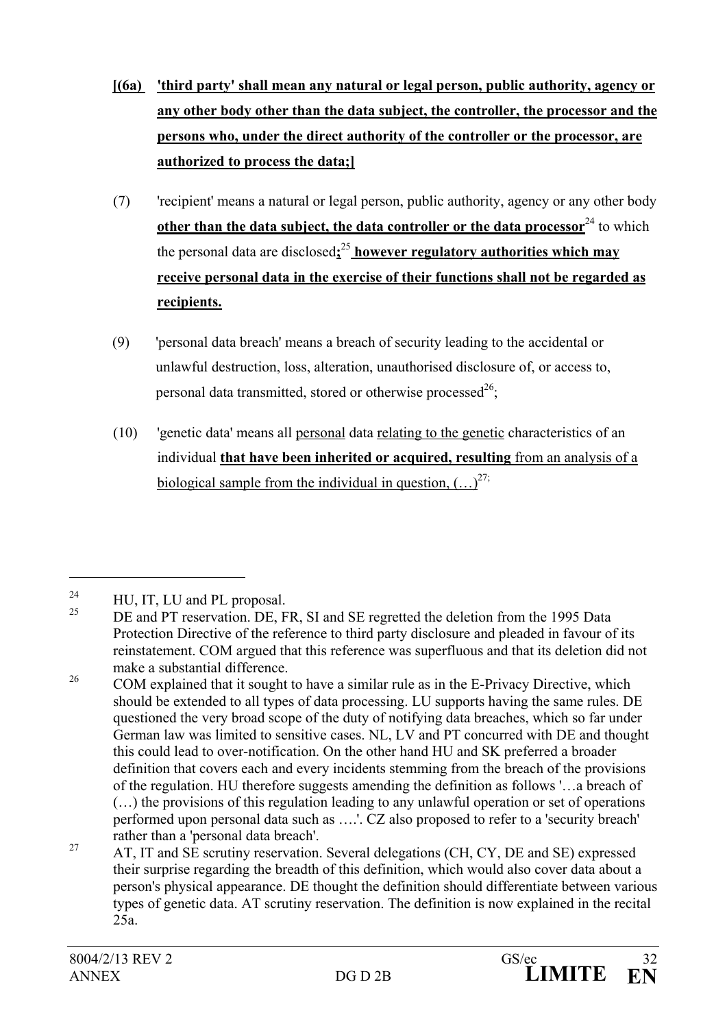**[(6a) 'third party' shall mean any natural or legal person, public authority, agency or any other body other than the data subject, the controller, the processor and the persons who, under the direct authority of the controller or the processor, are authorized to process the data;]**

(7) 'recipient' means a natural or legal person, public authority, agency or any other body **other than the data subject, the data controller or the data processor**[24] to which the personal data are disclosed**;**[25] **however regulatory authorities which may receive personal data in the exercise of their functions shall not be regarded as recipients.**

(9) 'personal data breach' means a breach of security leading to the accidental or unlawful destruction, loss, alteration, unauthorised disclosure of, or access to, personal data transmitted, stored or otherwise processed[26];

(10) 'genetic data' means all personal data relating to the genetic characteristics of an individual **that have been inherited or acquired, resulting** from an analysis of a biological sample from the individual in question, (…)[27];

---

[24] HU, IT, LU and PL proposal.

[25] DE and PT reservation. DE, FR, SI and SE regretted the deletion from the 1995 Data Protection Directive of the reference to third party disclosure and pleaded in favour of its reinstatement. COM argued that this reference was superfluous and that its deletion did not make a substantial difference.

[26] COM explained that it sought to have a similar rule as in the E-Privacy Directive, which should be extended to all types of data processing. LU supports having the same rules. DE questioned the very broad scope of the duty of notifying data breaches, which so far under German law was limited to sensitive cases. NL, LV and PT concurred with DE and thought this could lead to over-notification. On the other hand HU and SK preferred a broader definition that covers each and every incidents stemming from the breach of the provisions of the regulation. HU therefore suggests amending the definition as follows '…a breach of (…) the provisions of this regulation leading to any unlawful operation or set of operations performed upon personal data such as ….'. CZ also proposed to refer to a 'security breach' rather than a 'personal data breach'.

[27] AT, IT and SE scrutiny reservation. Several delegations (CH, CY, DE and SE) expressed their surprise regarding the breadth of this definition, which would also cover data about a person's physical appearance. DE thought the definition should differentiate between various types of genetic data. AT scrutiny reservation. The definition is now explained in the recital 25a.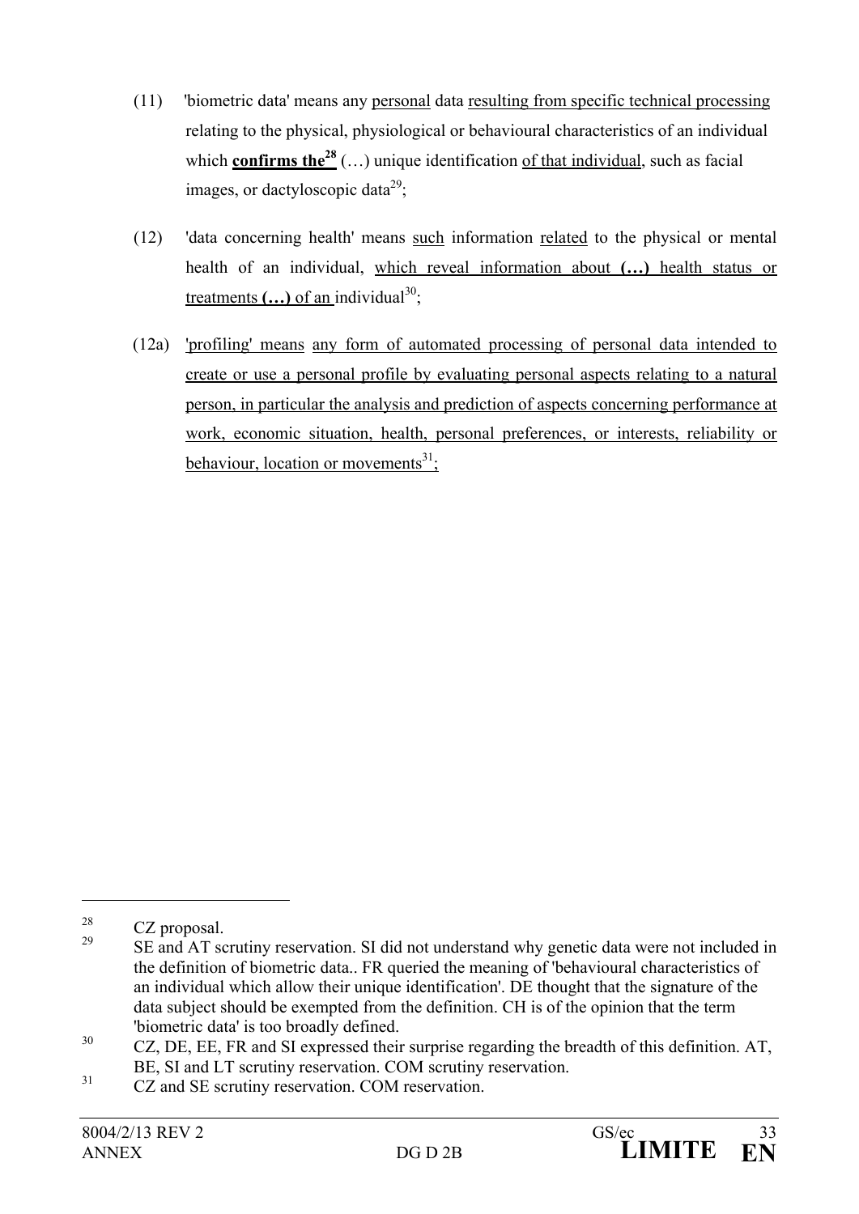(11) 'biometric data' means any personal data resulting from specific technical processing relating to the physical, physiological or behavioural characteristics of an individual which **confirms the**[28] (…) unique identification of that individual, such as facial images, or dactyloscopic data[29];

(12) 'data concerning health' means such information related to the physical or mental health of an individual, which reveal information about **(…)** health status or treatments **(…)** of an individual[30];

(12a) 'profiling' means any form of automated processing of personal data intended to create or use a personal profile by evaluating personal aspects relating to a natural person, in particular the analysis and prediction of aspects concerning performance at work, economic situation, health, personal preferences, or interests, reliability or behaviour, location or movements[31];

---

[28] CZ proposal.

[29] SE and AT scrutiny reservation. SI did not understand why genetic data were not included in the definition of biometric data.. FR queried the meaning of 'behavioural characteristics of an individual which allow their unique identification'. DE thought that the signature of the data subject should be exempted from the definition. CH is of the opinion that the term 'biometric data' is too broadly defined.

[30] CZ, DE, EE, FR and SI expressed their surprise regarding the breadth of this definition. AT, BE, SI and LT scrutiny reservation. COM scrutiny reservation.

[31] CZ and SE scrutiny reservation. COM reservation.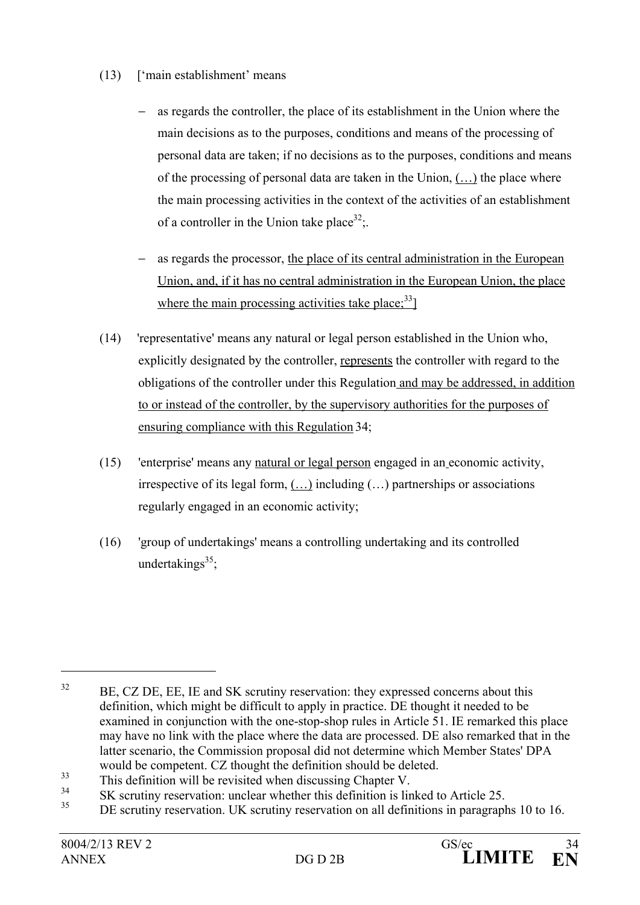(13) [‘main establishment’ means

- as regards the controller, the place of its establishment in the Union where the main decisions as to the purposes, conditions and means of the processing of personal data are taken; if no decisions as to the purposes, conditions and means of the processing of personal data are taken in the Union, (…) the place where the main processing activities in the context of the activities of an establishment of a controller in the Union take place[32];.

- as regards the processor, the place of its central administration in the European Union, and, if it has no central administration in the European Union, the place where the main processing activities take place;[33]]

(14) 'representative' means any natural or legal person established in the Union who, explicitly designated by the controller, represents the controller with regard to the obligations of the controller under this Regulation and may be addressed, in addition to or instead of the controller, by the supervisory authorities for the purposes of ensuring compliance with this Regulation 34;

(15) 'enterprise' means any natural or legal person engaged in an economic activity, irrespective of its legal form, (…) including (…) partnerships or associations regularly engaged in an economic activity;

(16) 'group of undertakings' means a controlling undertaking and its controlled undertakings[35];

---

[32] BE, CZ DE, EE, IE and SK scrutiny reservation: they expressed concerns about this definition, which might be difficult to apply in practice. DE thought it needed to be examined in conjunction with the one-stop-shop rules in Article 51. IE remarked this place may have no link with the place where the data are processed. DE also remarked that in the latter scenario, the Commission proposal did not determine which Member States' DPA would be competent. CZ thought the definition should be deleted.

[33] This definition will be revisited when discussing Chapter V.

[34] SK scrutiny reservation: unclear whether this definition is linked to Article 25.

[35] DE scrutiny reservation. UK scrutiny reservation on all definitions in paragraphs 10 to 16.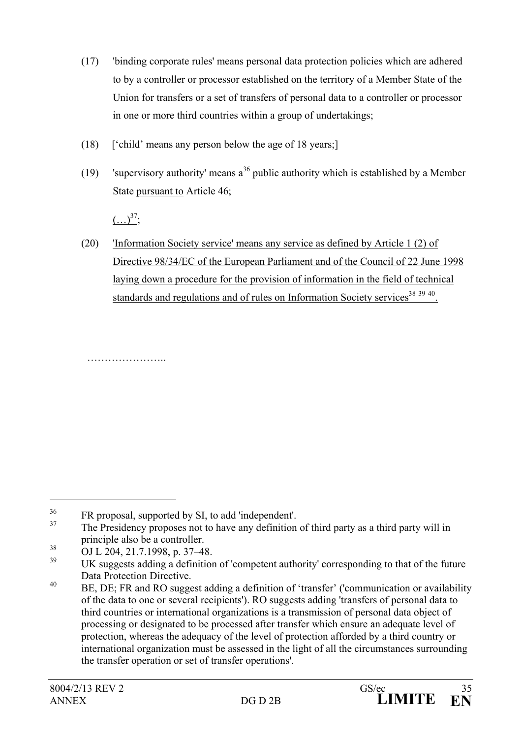(17) 'binding corporate rules' means personal data protection policies which are adhered to by a controller or processor established on the territory of a Member State of the Union for transfers or a set of transfers of personal data to a controller or processor in one or more third countries within a group of undertakings;

(18) ['child' means any person below the age of 18 years;]

(19) 'supervisory authority' means a[36] public authority which is established by a Member State pursuant to Article 46;

(…)[37];

(20) 'Information Society service' means any service as defined by Article 1 (2) of Directive 98/34/EC of the European Parliament and of the Council of 22 June 1998 laying down a procedure for the provision of information in the field of technical standards and regulations and of rules on Information Society services[38] [39] [40].

…………………..

---

[36] FR proposal, supported by SI, to add 'independent'.

[37] The Presidency proposes not to have any definition of third party as a third party will in principle also be a controller.

[38] OJ L 204, 21.7.1998, p. 37–48.

[39] UK suggests adding a definition of 'competent authority' corresponding to that of the future Data Protection Directive.

[40] BE, DE; FR and RO suggest adding a definition of 'transfer' ('communication or availability of the data to one or several recipients'). RO suggests adding 'transfers of personal data to third countries or international organizations is a transmission of personal data object of processing or designated to be processed after transfer which ensure an adequate level of protection, whereas the adequacy of the level of protection afforded by a third country or international organization must be assessed in the light of all the circumstances surrounding the transfer operation or set of transfer operations'.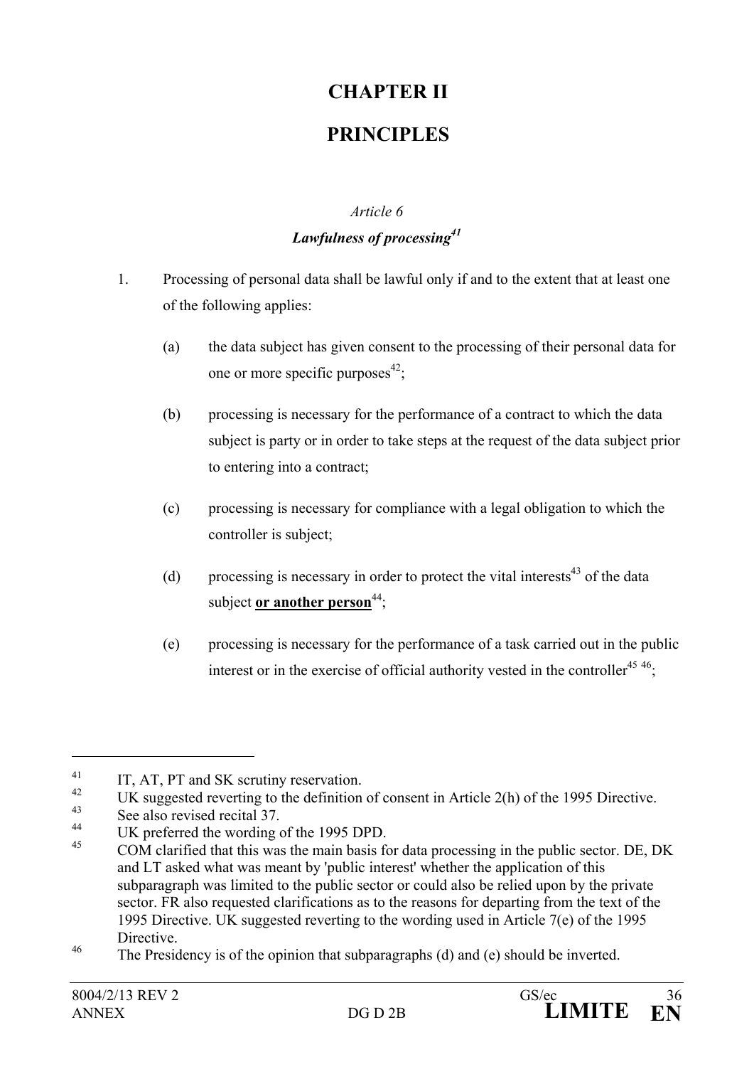# CHAPTER II

# PRINCIPLES

*Article 6*

***Lawfulness of processing***[41]

1. Processing of personal data shall be lawful only if and to the extent that at least one of the following applies:

   (a) the data subject has given consent to the processing of their personal data for one or more specific purposes[42];

   (b) processing is necessary for the performance of a contract to which the data subject is party or in order to take steps at the request of the data subject prior to entering into a contract;

   (c) processing is necessary for compliance with a legal obligation to which the controller is subject;

   (d) processing is necessary in order to protect the vital interests[43] of the data subject **<u>or another person</u>**[44];

   (e) processing is necessary for the performance of a task carried out in the public interest or in the exercise of official authority vested in the controller[45] [46];

---

[41] IT, AT, PT and SK scrutiny reservation.

[42] UK suggested reverting to the definition of consent in Article 2(h) of the 1995 Directive.

[43] See also revised recital 37.

[44] UK preferred the wording of the 1995 DPD.

[45] COM clarified that this was the main basis for data processing in the public sector. DE, DK and LT asked what was meant by 'public interest' whether the application of this subparagraph was limited to the public sector or could also be relied upon by the private sector. FR also requested clarifications as to the reasons for departing from the text of the 1995 Directive. UK suggested reverting to the wording used in Article 7(e) of the 1995 Directive.

[46] The Presidency is of the opinion that subparagraphs (d) and (e) should be inverted.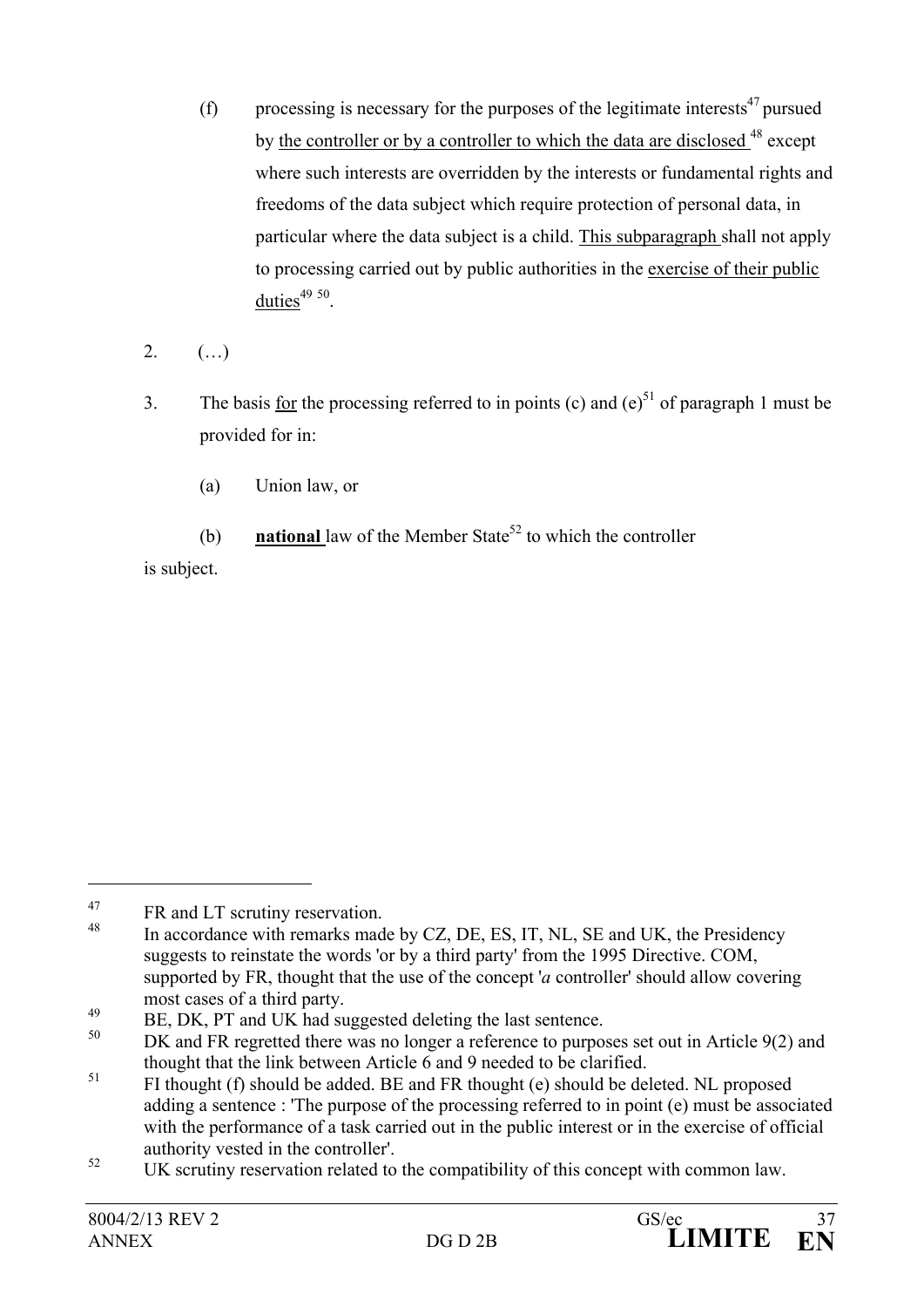(f) processing is necessary for the purposes of the legitimate interests[47] pursued by the controller or by a controller to which the data are disclosed [48] except where such interests are overridden by the interests or fundamental rights and freedoms of the data subject which require protection of personal data, in particular where the data subject is a child. This subparagraph shall not apply to processing carried out by public authorities in the exercise of their public duties[49] [50].

2. (…)

3. The basis for the processing referred to in points (c) and (e)[51] of paragraph 1 must be provided for in:

(a) Union law, or

(b) **national** law of the Member State[52] to which the controller is subject.

---

[47] FR and LT scrutiny reservation.

[48] In accordance with remarks made by CZ, DE, ES, IT, NL, SE and UK, the Presidency suggests to reinstate the words 'or by a third party' from the 1995 Directive. COM, supported by FR, thought that the use of the concept '*a* controller' should allow covering most cases of a third party.

[49] BE, DK, PT and UK had suggested deleting the last sentence.

[50] DK and FR regretted there was no longer a reference to purposes set out in Article 9(2) and thought that the link between Article 6 and 9 needed to be clarified.

[51] FI thought (f) should be added. BE and FR thought (e) should be deleted. NL proposed adding a sentence : 'The purpose of the processing referred to in point (e) must be associated with the performance of a task carried out in the public interest or in the exercise of official authority vested in the controller'.

[52] UK scrutiny reservation related to the compatibility of this concept with common law.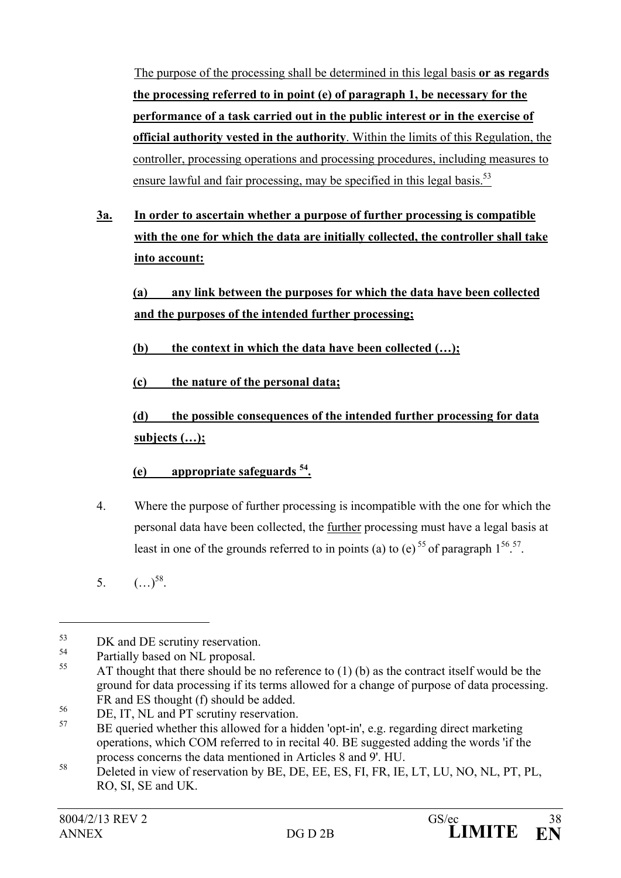The purpose of the processing shall be determined in this legal basis **or as regards the processing referred to in point (e) of paragraph 1, be necessary for the performance of a task carried out in the public interest or in the exercise of official authority vested in the authority**. Within the limits of this Regulation, the controller, processing operations and processing procedures, including measures to ensure lawful and fair processing, may be specified in this legal basis.[53]

**3a. In order to ascertain whether a purpose of further processing is compatible with the one for which the data are initially collected, the controller shall take into account:**

**(a) any link between the purposes for which the data have been collected and the purposes of the intended further processing;**

**(b) the context in which the data have been collected (…);**

**(c) the nature of the personal data;**

**(d) the possible consequences of the intended further processing for data subjects (…);**

**(e) appropriate safeguards [54].**

4. Where the purpose of further processing is incompatible with the one for which the personal data have been collected, the further processing must have a legal basis at least in one of the grounds referred to in points (a) to (e) [55] of paragraph 1[56].[57].

5. (…)[58].

---

[53] DK and DE scrutiny reservation.

[54] Partially based on NL proposal.

[55] AT thought that there should be no reference to (1) (b) as the contract itself would be the ground for data processing if its terms allowed for a change of purpose of data processing. FR and ES thought (f) should be added.

[56] DE, IT, NL and PT scrutiny reservation.

[57] BE queried whether this allowed for a hidden 'opt-in', e.g. regarding direct marketing operations, which COM referred to in recital 40. BE suggested adding the words 'if the process concerns the data mentioned in Articles 8 and 9'. HU.

[58] Deleted in view of reservation by BE, DE, EE, ES, FI, FR, IE, LT, LU, NO, NL, PT, PL, RO, SI, SE and UK.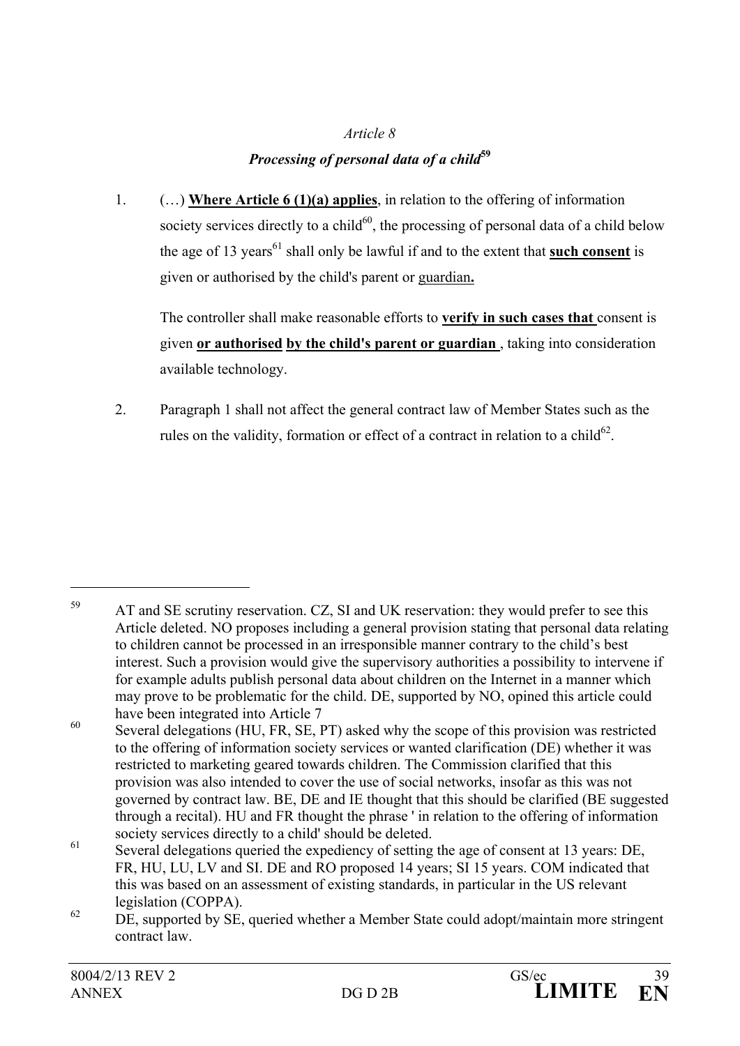*Article 8*

***Processing of personal data of a child***[59]

1. (…) **Where Article 6 (1)(a) applies**, in relation to the offering of information society services directly to a child[60], the processing of personal data of a child below the age of 13 years[61] shall only be lawful if and to the extent that **such consent** is given or authorised by the child's parent or guardian**.**

   The controller shall make reasonable efforts to **verify in such cases that** consent is given **or authorised by the child's parent or guardian** , taking into consideration available technology.

2. Paragraph 1 shall not affect the general contract law of Member States such as the rules on the validity, formation or effect of a contract in relation to a child[62].

---

[59] AT and SE scrutiny reservation. CZ, SI and UK reservation: they would prefer to see this Article deleted. NO proposes including a general provision stating that personal data relating to children cannot be processed in an irresponsible manner contrary to the child's best interest. Such a provision would give the supervisory authorities a possibility to intervene if for example adults publish personal data about children on the Internet in a manner which may prove to be problematic for the child. DE, supported by NO, opined this article could have been integrated into Article 7

[60] Several delegations (HU, FR, SE, PT) asked why the scope of this provision was restricted to the offering of information society services or wanted clarification (DE) whether it was restricted to marketing geared towards children. The Commission clarified that this provision was also intended to cover the use of social networks, insofar as this was not governed by contract law. BE, DE and IE thought that this should be clarified (BE suggested through a recital). HU and FR thought the phrase ' in relation to the offering of information society services directly to a child' should be deleted.

[61] Several delegations queried the expediency of setting the age of consent at 13 years: DE, FR, HU, LU, LV and SI. DE and RO proposed 14 years; SI 15 years. COM indicated that this was based on an assessment of existing standards, in particular in the US relevant legislation (COPPA).

[62] DE, supported by SE, queried whether a Member State could adopt/maintain more stringent contract law.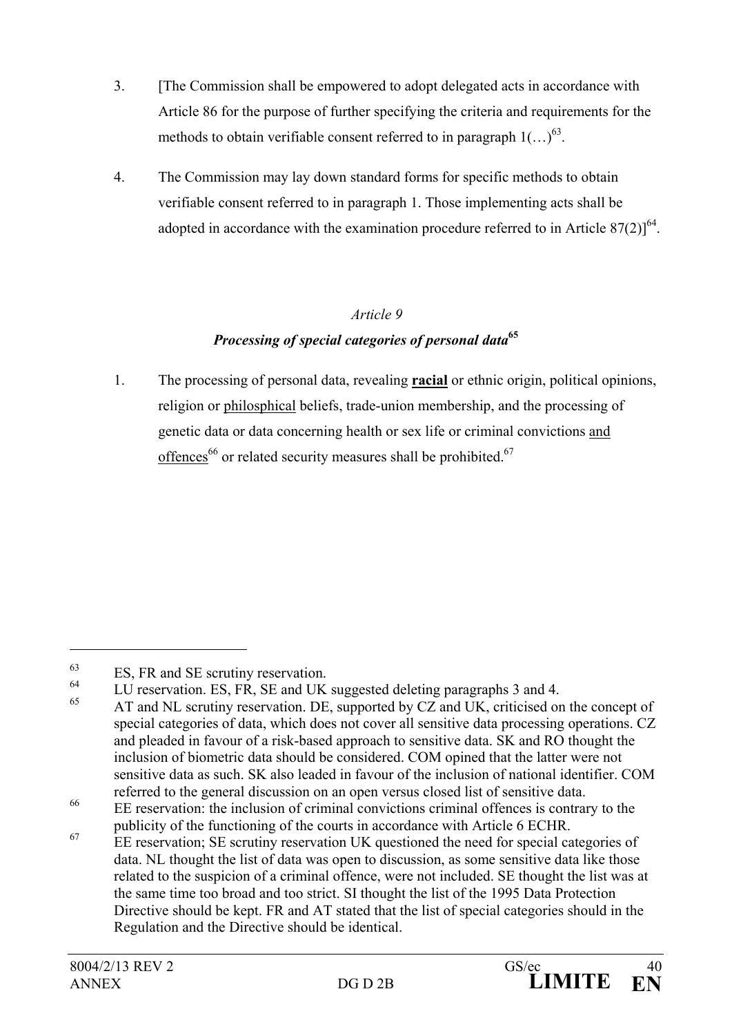3. [The Commission shall be empowered to adopt delegated acts in accordance with Article 86 for the purpose of further specifying the criteria and requirements for the methods to obtain verifiable consent referred to in paragraph 1(…)[63].

4. The Commission may lay down standard forms for specific methods to obtain verifiable consent referred to in paragraph 1. Those implementing acts shall be adopted in accordance with the examination procedure referred to in Article 87(2)][64].

*Article 9*

***Processing of special categories of personal data***[65]

1. The processing of personal data, revealing **racial** or ethnic origin, political opinions, religion or philosphical beliefs, trade-union membership, and the processing of genetic data or data concerning health or sex life or criminal convictions and offences[66] or related security measures shall be prohibited.[67]

---

[63] ES, FR and SE scrutiny reservation.

[64] LU reservation. ES, FR, SE and UK suggested deleting paragraphs 3 and 4.

[65] AT and NL scrutiny reservation. DE, supported by CZ and UK, criticised on the concept of special categories of data, which does not cover all sensitive data processing operations. CZ and pleaded in favour of a risk-based approach to sensitive data. SK and RO thought the inclusion of biometric data should be considered. COM opined that the latter were not sensitive data as such. SK also leaded in favour of the inclusion of national identifier. COM referred to the general discussion on an open versus closed list of sensitive data.

[66] EE reservation: the inclusion of criminal convictions criminal offences is contrary to the publicity of the functioning of the courts in accordance with Article 6 ECHR.

[67] EE reservation; SE scrutiny reservation UK questioned the need for special categories of data. NL thought the list of data was open to discussion, as some sensitive data like those related to the suspicion of a criminal offence, were not included. SE thought the list was at the same time too broad and too strict. SI thought the list of the 1995 Data Protection Directive should be kept. FR and AT stated that the list of special categories should in the Regulation and the Directive should be identical.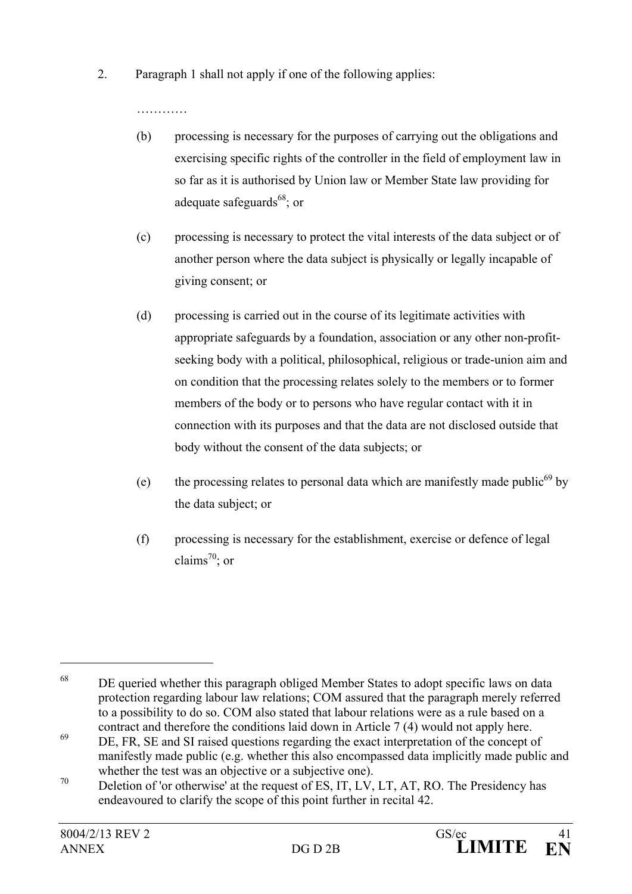2. Paragraph 1 shall not apply if one of the following applies:

…………

(b) processing is necessary for the purposes of carrying out the obligations and exercising specific rights of the controller in the field of employment law in so far as it is authorised by Union law or Member State law providing for adequate safeguards[68]; or

(c) processing is necessary to protect the vital interests of the data subject or of another person where the data subject is physically or legally incapable of giving consent; or

(d) processing is carried out in the course of its legitimate activities with appropriate safeguards by a foundation, association or any other non-profit-seeking body with a political, philosophical, religious or trade-union aim and on condition that the processing relates solely to the members or to former members of the body or to persons who have regular contact with it in connection with its purposes and that the data are not disclosed outside that body without the consent of the data subjects; or

(e) the processing relates to personal data which are manifestly made public[69] by the data subject; or

(f) processing is necessary for the establishment, exercise or defence of legal claims[70]; or

---

[68] DE queried whether this paragraph obliged Member States to adopt specific laws on data protection regarding labour law relations; COM assured that the paragraph merely referred to a possibility to do so. COM also stated that labour relations were as a rule based on a contract and therefore the conditions laid down in Article 7 (4) would not apply here.

[69] DE, FR, SE and SI raised questions regarding the exact interpretation of the concept of manifestly made public (e.g. whether this also encompassed data implicitly made public and whether the test was an objective or a subjective one).

[70] Deletion of 'or otherwise' at the request of ES, IT, LV, LT, AT, RO. The Presidency has endeavoured to clarify the scope of this point further in recital 42.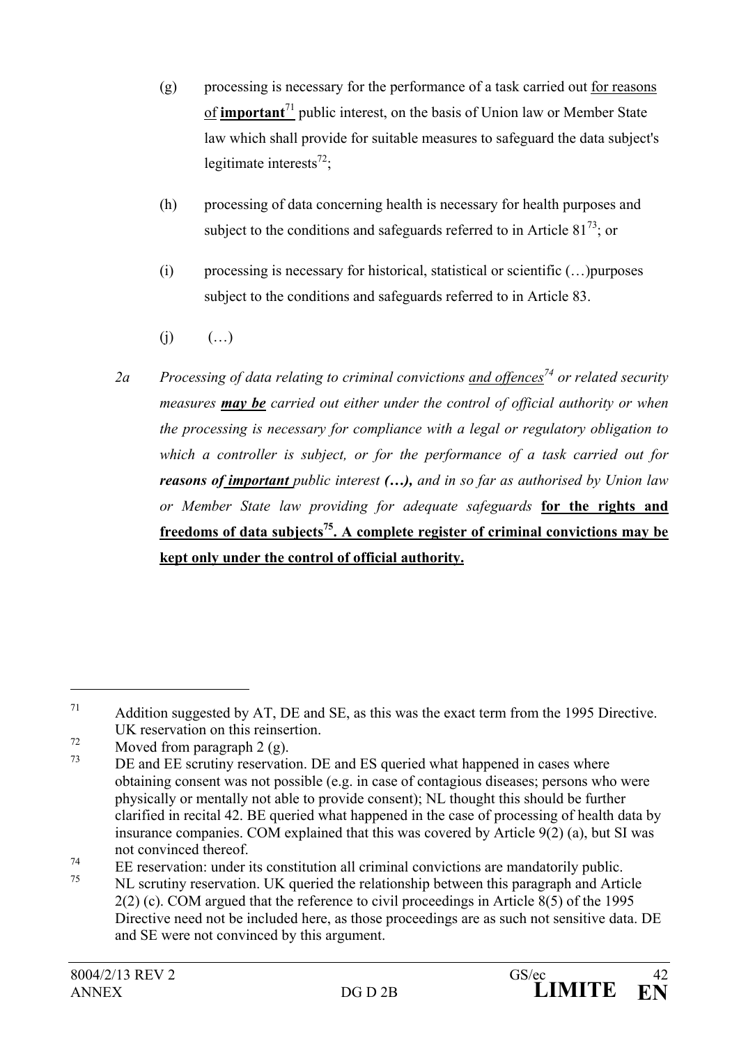(g) processing is necessary for the performance of a task carried out for reasons of **important**[71] public interest, on the basis of Union law or Member State law which shall provide for suitable measures to safeguard the data subject's legitimate interests[72];

(h) processing of data concerning health is necessary for health purposes and subject to the conditions and safeguards referred to in Article 81[73]; or

(i) processing is necessary for historical, statistical or scientific (…)purposes subject to the conditions and safeguards referred to in Article 83.

(j) (…)

*2a Processing of data relating to criminal convictions and offences[74] or related security measures* ***may be*** *carried out either under the control of official authority or when the processing is necessary for compliance with a legal or regulatory obligation to which a controller is subject, or for the performance of a task carried out for* ***reasons of important*** *public interest* ***(…)****, and in so far as authorised by Union law or Member State law providing for adequate safeguards* **for the rights and freedoms of data subjects[75]. A complete register of criminal convictions may be kept only under the control of official authority.**

---

[71] Addition suggested by AT, DE and SE, as this was the exact term from the 1995 Directive. UK reservation on this reinsertion.

[72] Moved from paragraph 2 (g).

[73] DE and EE scrutiny reservation. DE and ES queried what happened in cases where obtaining consent was not possible (e.g. in case of contagious diseases; persons who were physically or mentally not able to provide consent); NL thought this should be further clarified in recital 42. BE queried what happened in the case of processing of health data by insurance companies. COM explained that this was covered by Article 9(2) (a), but SI was not convinced thereof.

[74] EE reservation: under its constitution all criminal convictions are mandatorily public.

[75] NL scrutiny reservation. UK queried the relationship between this paragraph and Article 2(2) (c). COM argued that the reference to civil proceedings in Article 8(5) of the 1995 Directive need not be included here, as those proceedings are as such not sensitive data. DE and SE were not convinced by this argument.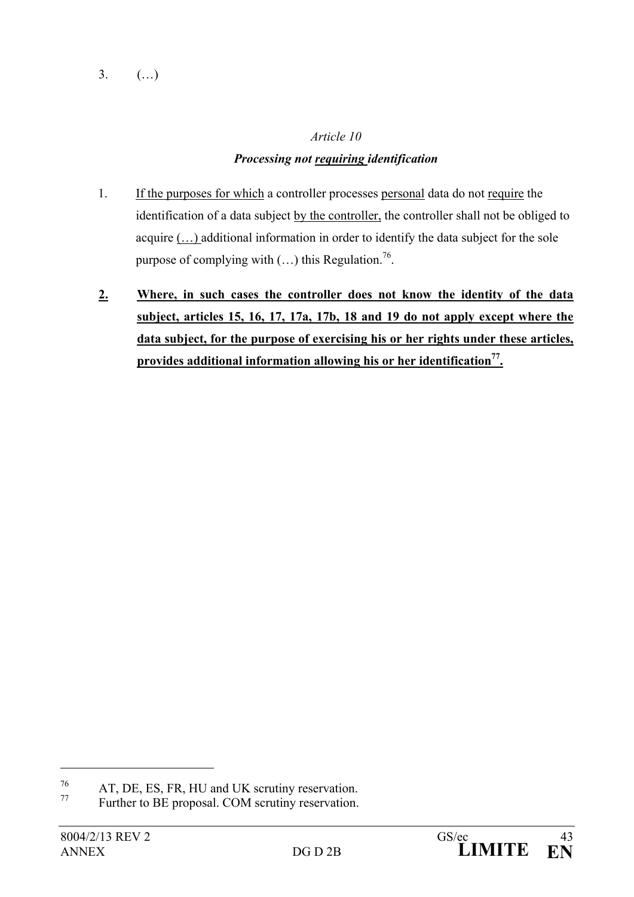3. (…)

*Article 10*

***Processing not requiring identification***

1. If the purposes for which a controller processes personal data do not require the identification of a data subject by the controller, the controller shall not be obliged to acquire (…) additional information in order to identify the data subject for the sole purpose of complying with (…) this Regulation.[76].

**2. Where, in such cases the controller does not know the identity of the data subject, articles 15, 16, 17, 17a, 17b, 18 and 19 do not apply except where the data subject, for the purpose of exercising his or her rights under these articles, provides additional information allowing his or her identification[77].**

---

[76] AT, DE, ES, FR, HU and UK scrutiny reservation.

[77] Further to BE proposal. COM scrutiny reservation.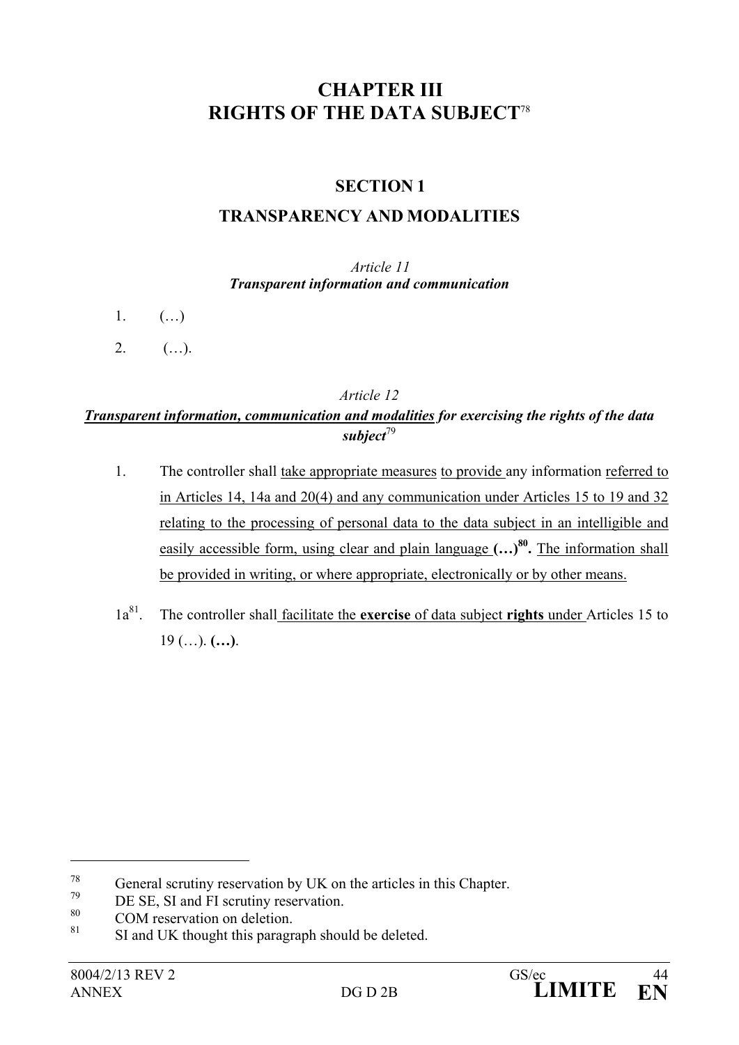# CHAPTER III
# RIGHTS OF THE DATA SUBJECT[78]

## SECTION 1

## TRANSPARENCY AND MODALITIES

*Article 11*
***Transparent information and communication***

1. (…)

2. (…).

*Article 12*
***Transparent information, communication and modalities for exercising the rights of the data subject***[79]

1. The controller shall take appropriate measures to provide any information referred to in Articles 14, 14a and 20(4) and any communication under Articles 15 to 19 and 32 relating to the processing of personal data to the data subject in an intelligible and easily accessible form, using clear and plain language **(…)**[80]**.** The information shall be provided in writing, or where appropriate, electronically or by other means.

1a[81]. The controller shall facilitate the **exercise** of data subject **rights** under Articles 15 to 19 (…). **(…)**.

---

[78] General scrutiny reservation by UK on the articles in this Chapter.
[79] DE SE, SI and FI scrutiny reservation.
[80] COM reservation on deletion.
[81] SI and UK thought this paragraph should be deleted.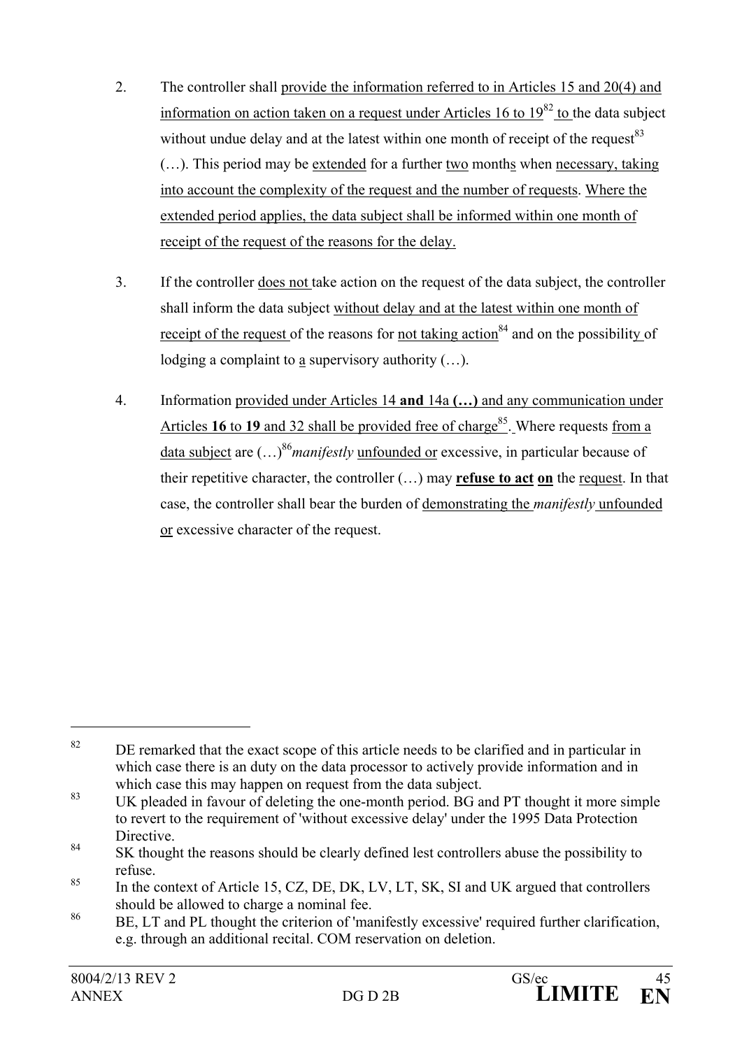2. The controller shall provide the information referred to in Articles 15 and 20(4) and information on action taken on a request under Articles 16 to 19[82] to the data subject without undue delay and at the latest within one month of receipt of the request[83] (…). This period may be extended for a further two months when necessary, taking into account the complexity of the request and the number of requests. Where the extended period applies, the data subject shall be informed within one month of receipt of the request of the reasons for the delay.

3. If the controller does not take action on the request of the data subject, the controller shall inform the data subject without delay and at the latest within one month of receipt of the request of the reasons for not taking action[84] and on the possibility of lodging a complaint to a supervisory authority (…).

4. Information provided under Articles 14 **and** 14a **(…)** and any communication under Articles **16** to **19** and 32 shall be provided free of charge[85]. Where requests from a data subject are (…)[86]*manifestly* unfounded or excessive, in particular because of their repetitive character, the controller (…) may **refuse to act on** the request. In that case, the controller shall bear the burden of demonstrating the *manifestly* unfounded or excessive character of the request.

---

[82] DE remarked that the exact scope of this article needs to be clarified and in particular in which case there is an duty on the data processor to actively provide information and in which case this may happen on request from the data subject.

[83] UK pleaded in favour of deleting the one-month period. BG and PT thought it more simple to revert to the requirement of 'without excessive delay' under the 1995 Data Protection Directive.

[84] SK thought the reasons should be clearly defined lest controllers abuse the possibility to refuse.

[85] In the context of Article 15, CZ, DE, DK, LV, LT, SK, SI and UK argued that controllers should be allowed to charge a nominal fee.

[86] BE, LT and PL thought the criterion of 'manifestly excessive' required further clarification, e.g. through an additional recital. COM reservation on deletion.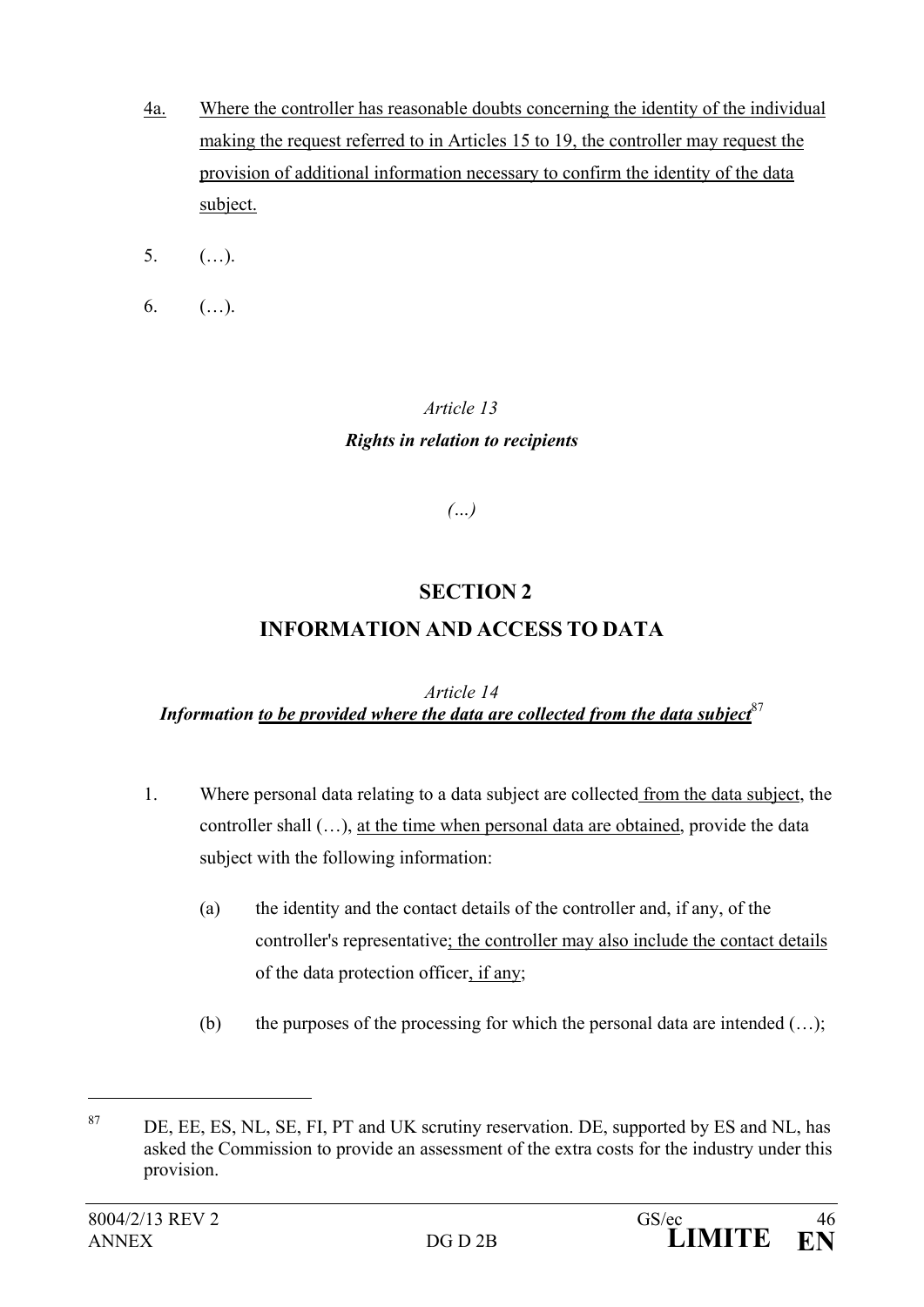4a. Where the controller has reasonable doubts concerning the identity of the individual making the request referred to in Articles 15 to 19, the controller may request the provision of additional information necessary to confirm the identity of the data subject.

5. (…).

6. (…).

*Article 13*

***Rights in relation to recipients***

*(...)*

## SECTION 2

## INFORMATION AND ACCESS TO DATA

*Article 14*

***Information to be provided where the data are collected from the data subject***[87]

1. Where personal data relating to a data subject are collected from the data subject, the controller shall (…), at the time when personal data are obtained, provide the data subject with the following information:

   (a) the identity and the contact details of the controller and, if any, of the controller's representative; the controller may also include the contact details of the data protection officer, if any;

   (b) the purposes of the processing for which the personal data are intended (…);

---

[87] DE, EE, ES, NL, SE, FI, PT and UK scrutiny reservation. DE, supported by ES and NL, has asked the Commission to provide an assessment of the extra costs for the industry under this provision.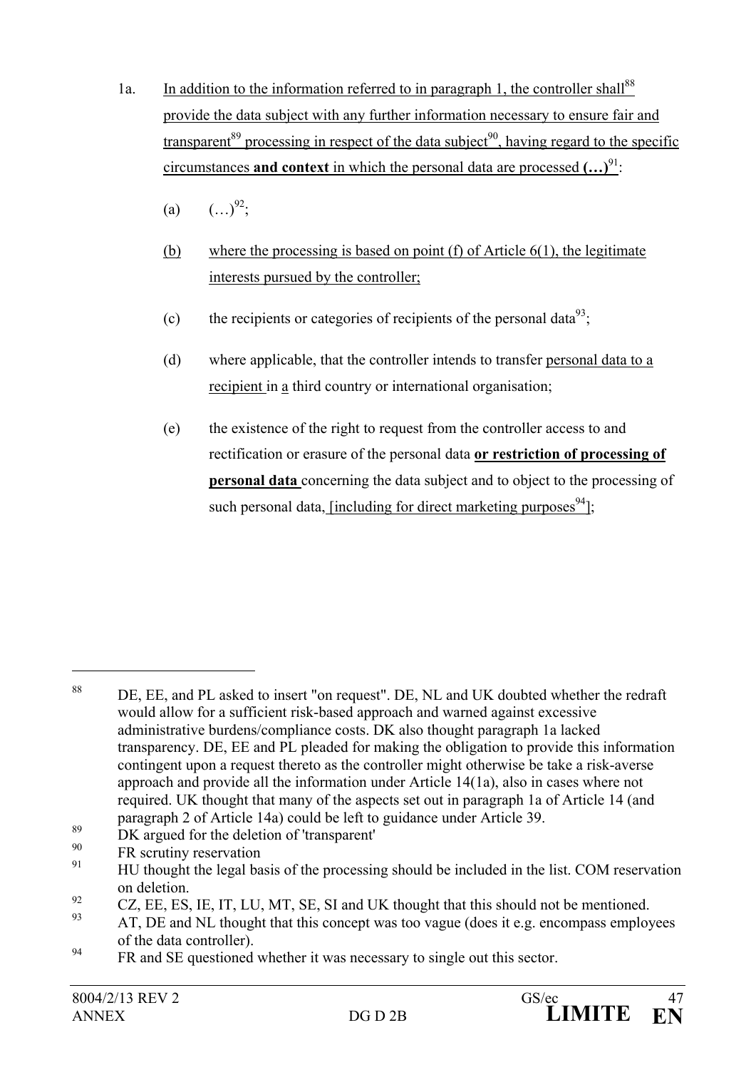1a. In addition to the information referred to in paragraph 1, the controller shall[88] provide the data subject with any further information necessary to ensure fair and transparent[89] processing in respect of the data subject[90], having regard to the specific circumstances **and context** in which the personal data are processed **(…)**[91]:

(a) (…)[92];

(b) where the processing is based on point (f) of Article 6(1), the legitimate interests pursued by the controller;

(c) the recipients or categories of recipients of the personal data[93];

(d) where applicable, that the controller intends to transfer personal data to a recipient in a third country or international organisation;

(e) the existence of the right to request from the controller access to and rectification or erasure of the personal data **or restriction of processing of personal data** concerning the data subject and to object to the processing of such personal data, [including for direct marketing purposes[94]];

---

[88] DE, EE, and PL asked to insert "on request". DE, NL and UK doubted whether the redraft would allow for a sufficient risk-based approach and warned against excessive administrative burdens/compliance costs. DK also thought paragraph 1a lacked transparency. DE, EE and PL pleaded for making the obligation to provide this information contingent upon a request thereto as the controller might otherwise be take a risk-averse approach and provide all the information under Article 14(1a), also in cases where not required. UK thought that many of the aspects set out in paragraph 1a of Article 14 (and paragraph 2 of Article 14a) could be left to guidance under Article 39.

[89] DK argued for the deletion of 'transparent'

[90] FR scrutiny reservation

[91] HU thought the legal basis of the processing should be included in the list. COM reservation on deletion.

[92] CZ, EE, ES, IE, IT, LU, MT, SE, SI and UK thought that this should not be mentioned.

[93] AT, DE and NL thought that this concept was too vague (does it e.g. encompass employees of the data controller).

[94] FR and SE questioned whether it was necessary to single out this sector.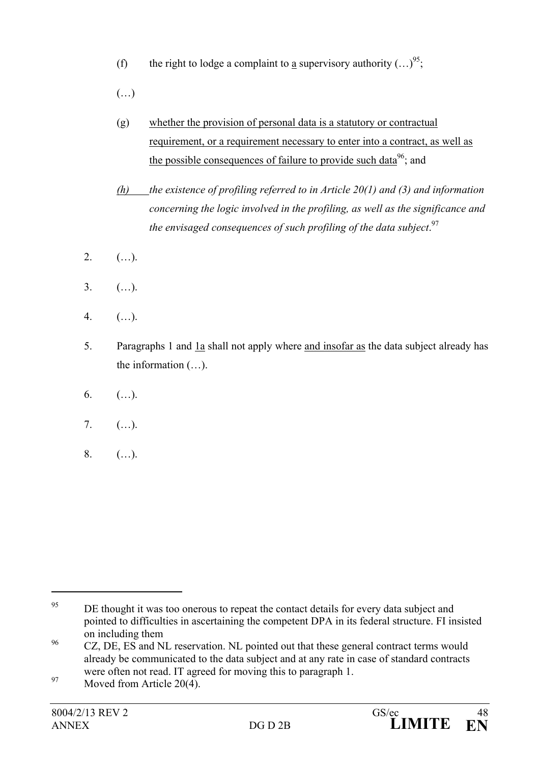(f) the right to lodge a complaint to <u>a</u> supervisory authority (…)[95];

(…)

(g) <u>whether the provision of personal data is a statutory or contractual requirement, or a requirement necessary to enter into a contract, as well as the possible consequences of failure to provide such data</u>[96]; and

*<u>(h)</u> the existence of profiling referred to in Article 20(1) and (3) and information concerning the logic involved in the profiling, as well as the significance and the envisaged consequences of such profiling of the data subject.*[97]

2. (…).

3. (…).

4. (…).

5. Paragraphs 1 and <u>1a</u> shall not apply where <u>and insofar as</u> the data subject already has the information (…).

6. (…).

7. (…).

8. (…).

---

[95] DE thought it was too onerous to repeat the contact details for every data subject and pointed to difficulties in ascertaining the competent DPA in its federal structure. FI insisted on including them

[96] CZ, DE, ES and NL reservation. NL pointed out that these general contract terms would already be communicated to the data subject and at any rate in case of standard contracts were often not read. IT agreed for moving this to paragraph 1.

[97] Moved from Article 20(4).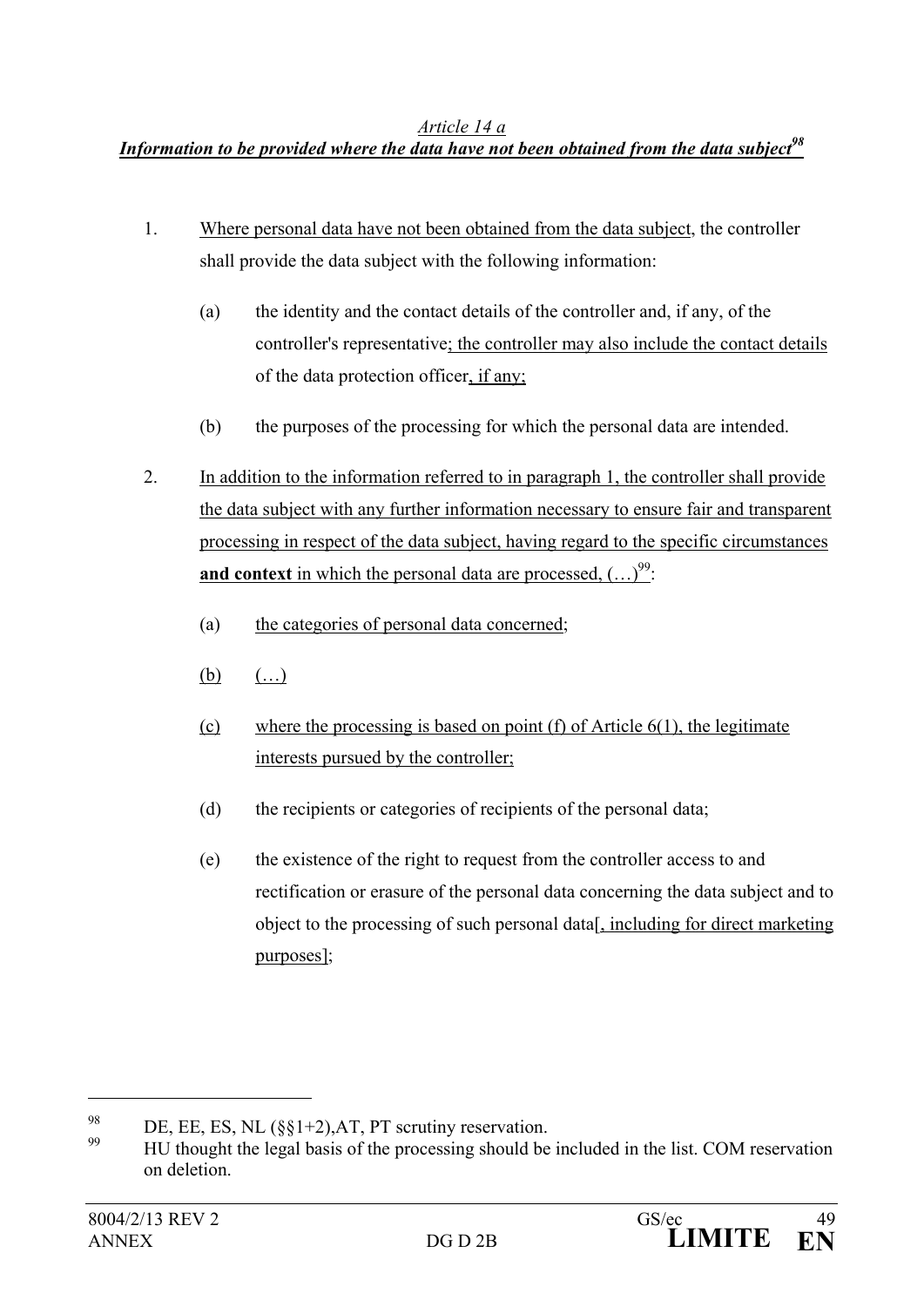*Article 14 a*

***Information to be provided where the data have not been obtained from the data subject***[98]

1. Where personal data have not been obtained from the data subject, the controller shall provide the data subject with the following information:

   (a) the identity and the contact details of the controller and, if any, of the controller's representative; the controller may also include the contact details of the data protection officer, if any;

   (b) the purposes of the processing for which the personal data are intended.

2. In addition to the information referred to in paragraph 1, the controller shall provide the data subject with any further information necessary to ensure fair and transparent processing in respect of the data subject, having regard to the specific circumstances **and context** in which the personal data are processed, (…)[99]:

   (a) the categories of personal data concerned;

   (b) (…)

   (c) where the processing is based on point (f) of Article 6(1), the legitimate interests pursued by the controller;

   (d) the recipients or categories of recipients of the personal data;

   (e) the existence of the right to request from the controller access to and rectification or erasure of the personal data concerning the data subject and to object to the processing of such personal data[, including for direct marketing purposes];

---

[98] DE, EE, ES, NL (§§1+2),AT, PT scrutiny reservation.

[99] HU thought the legal basis of the processing should be included in the list. COM reservation on deletion.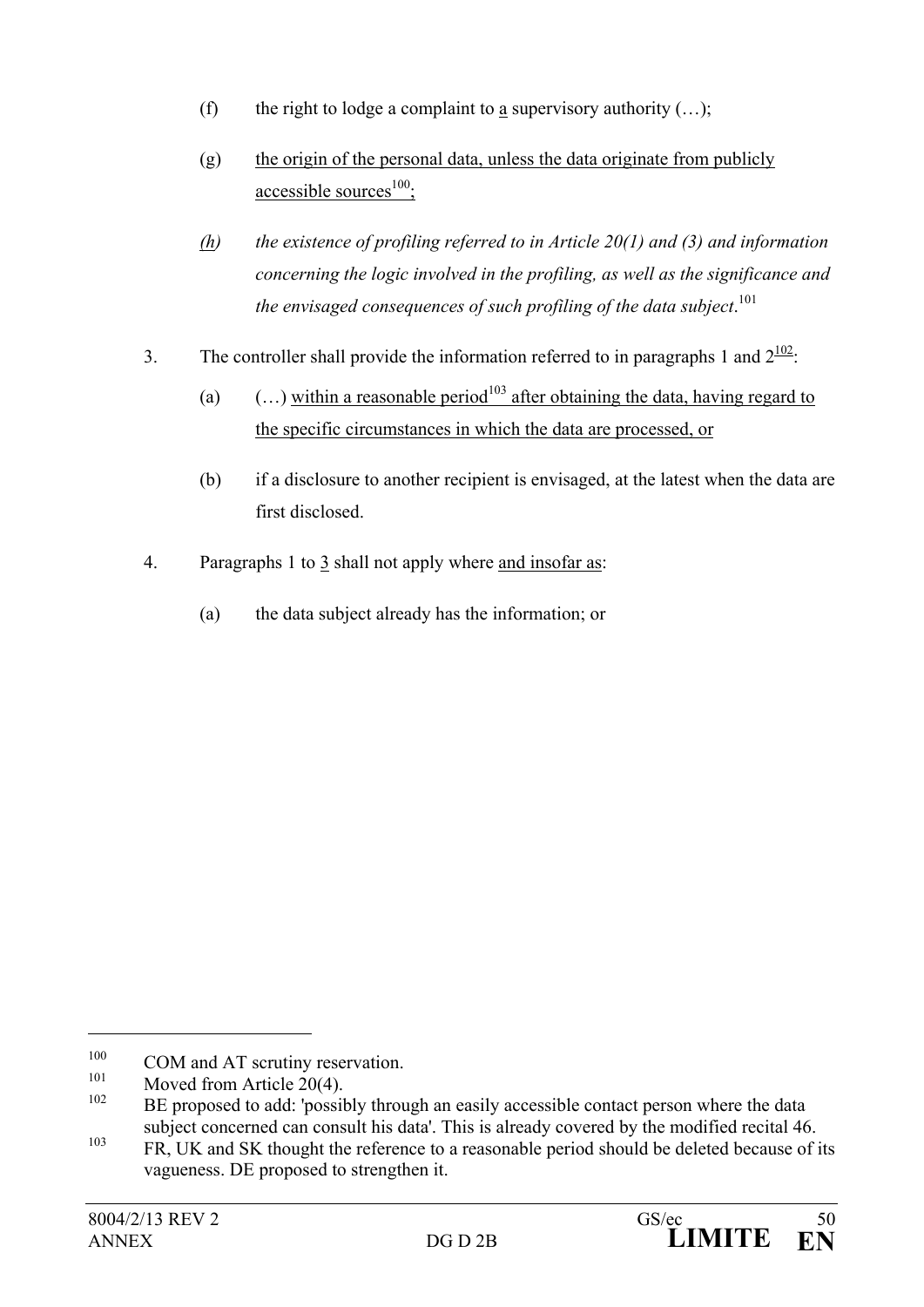(f) the right to lodge a complaint to a supervisory authority (…);

(g) the origin of the personal data, unless the data originate from publicly accessible sources[100];

*(h) the existence of profiling referred to in Article 20(1) and (3) and information concerning the logic involved in the profiling, as well as the significance and the envisaged consequences of such profiling of the data subject.*[101]

3. The controller shall provide the information referred to in paragraphs 1 and 2[102]:

(a) (…) within a reasonable period[103] after obtaining the data, having regard to the specific circumstances in which the data are processed, or

(b) if a disclosure to another recipient is envisaged, at the latest when the data are first disclosed.

4. Paragraphs 1 to 3 shall not apply where and insofar as:

(a) the data subject already has the information; or

---

[100] COM and AT scrutiny reservation.

[101] Moved from Article 20(4).

[102] BE proposed to add: 'possibly through an easily accessible contact person where the data subject concerned can consult his data'. This is already covered by the modified recital 46.

[103] FR, UK and SK thought the reference to a reasonable period should be deleted because of its vagueness. DE proposed to strengthen it.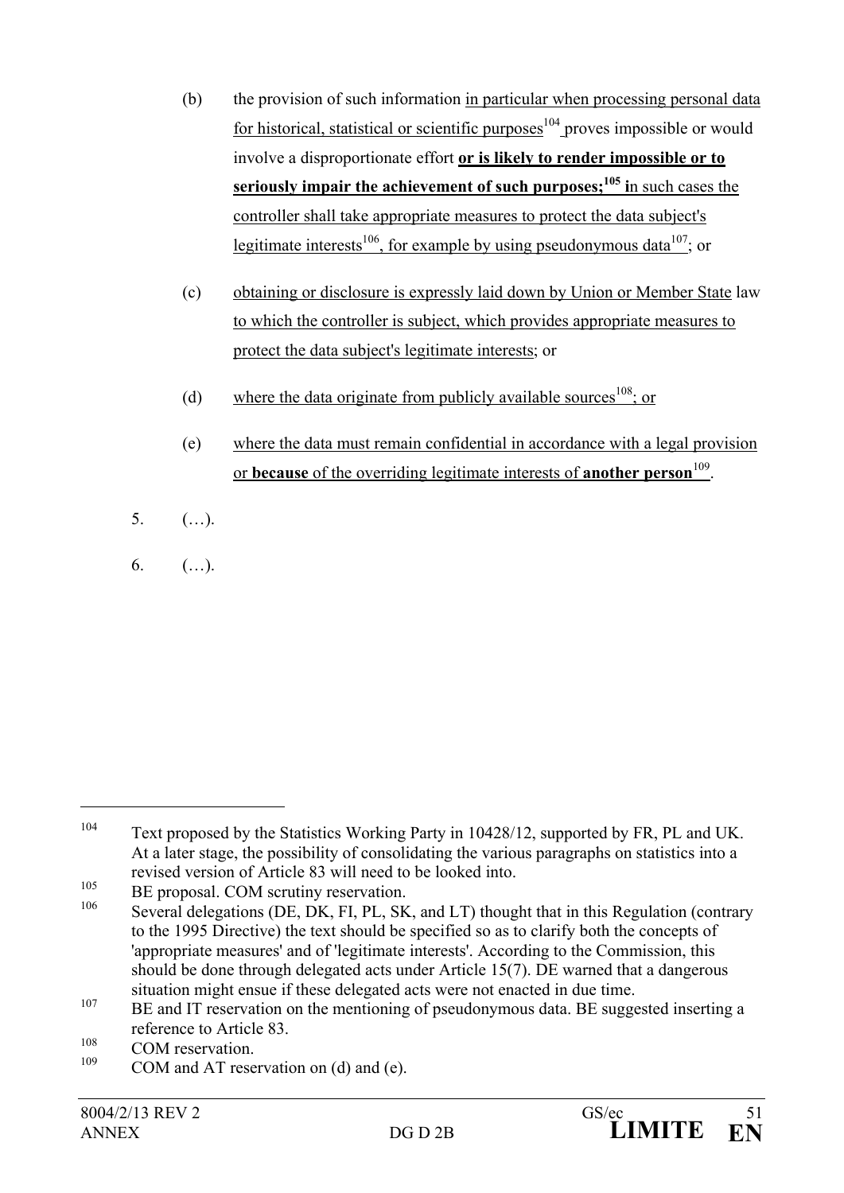(b) the provision of such information in particular when processing personal data for historical, statistical or scientific purposes[104] proves impossible or would involve a disproportionate effort **or is likely to render impossible or to seriously impair the achievement of such purposes;[105] i**n such cases the controller shall take appropriate measures to protect the data subject's legitimate interests[106], for example by using pseudonymous data[107]; or

(c) obtaining or disclosure is expressly laid down by Union or Member State law to which the controller is subject, which provides appropriate measures to protect the data subject's legitimate interests; or

(d) where the data originate from publicly available sources[108]; or

(e) where the data must remain confidential in accordance with a legal provision or **because** of the overriding legitimate interests of **another person**[109].

5. (…).

6. (…).

---

[104] Text proposed by the Statistics Working Party in 10428/12, supported by FR, PL and UK. At a later stage, the possibility of consolidating the various paragraphs on statistics into a revised version of Article 83 will need to be looked into.

[105] BE proposal. COM scrutiny reservation.

[106] Several delegations (DE, DK, FI, PL, SK, and LT) thought that in this Regulation (contrary to the 1995 Directive) the text should be specified so as to clarify both the concepts of 'appropriate measures' and of 'legitimate interests'. According to the Commission, this should be done through delegated acts under Article 15(7). DE warned that a dangerous situation might ensue if these delegated acts were not enacted in due time.

[107] BE and IT reservation on the mentioning of pseudonymous data. BE suggested inserting a reference to Article 83.

[108] COM reservation.

[109] COM and AT reservation on (d) and (e).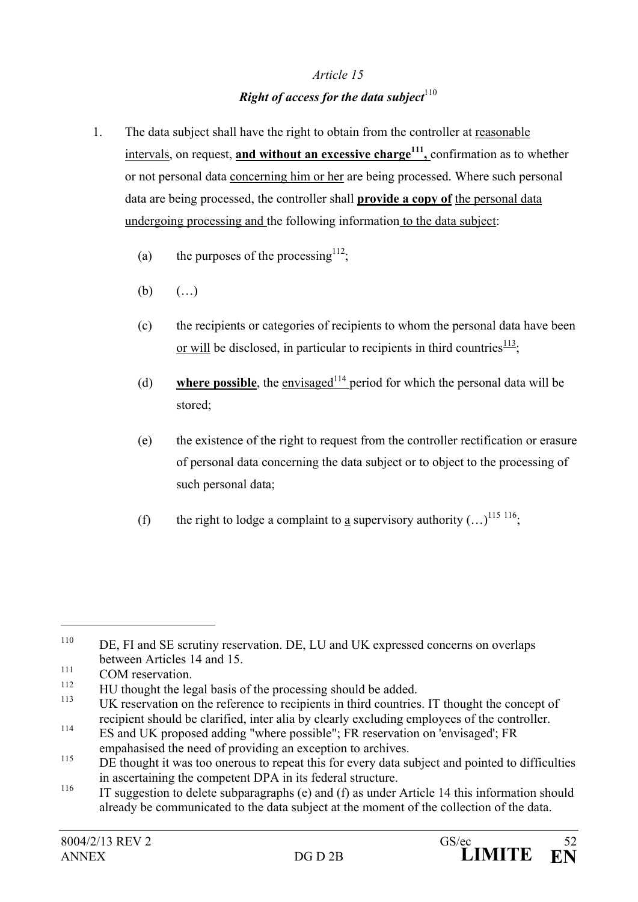*Article 15*

***Right of access for the data subject***[110]

1. The data subject shall have the right to obtain from the controller at reasonable intervals, on request, **and without an excessive charge[111],** confirmation as to whether or not personal data concerning him or her are being processed. Where such personal data are being processed, the controller shall **provide a copy of** the personal data undergoing processing and the following information to the data subject:

   (a) the purposes of the processing[112];

   (b) (…)

   (c) the recipients or categories of recipients to whom the personal data have been or will be disclosed, in particular to recipients in third countries[113];

   (d) **where possible**, the envisaged[114] period for which the personal data will be stored;

   (e) the existence of the right to request from the controller rectification or erasure of personal data concerning the data subject or to object to the processing of such personal data;

   (f) the right to lodge a complaint to a supervisory authority (…)[115] [116];

---

[110] DE, FI and SE scrutiny reservation. DE, LU and UK expressed concerns on overlaps between Articles 14 and 15.

[111] COM reservation.

[112] HU thought the legal basis of the processing should be added.

[113] UK reservation on the reference to recipients in third countries. IT thought the concept of recipient should be clarified, inter alia by clearly excluding employees of the controller.

[114] ES and UK proposed adding "where possible"; FR reservation on 'envisaged'; FR empahasised the need of providing an exception to archives.

[115] DE thought it was too onerous to repeat this for every data subject and pointed to difficulties in ascertaining the competent DPA in its federal structure.

[116] IT suggestion to delete subparagraphs (e) and (f) as under Article 14 this information should already be communicated to the data subject at the moment of the collection of the data.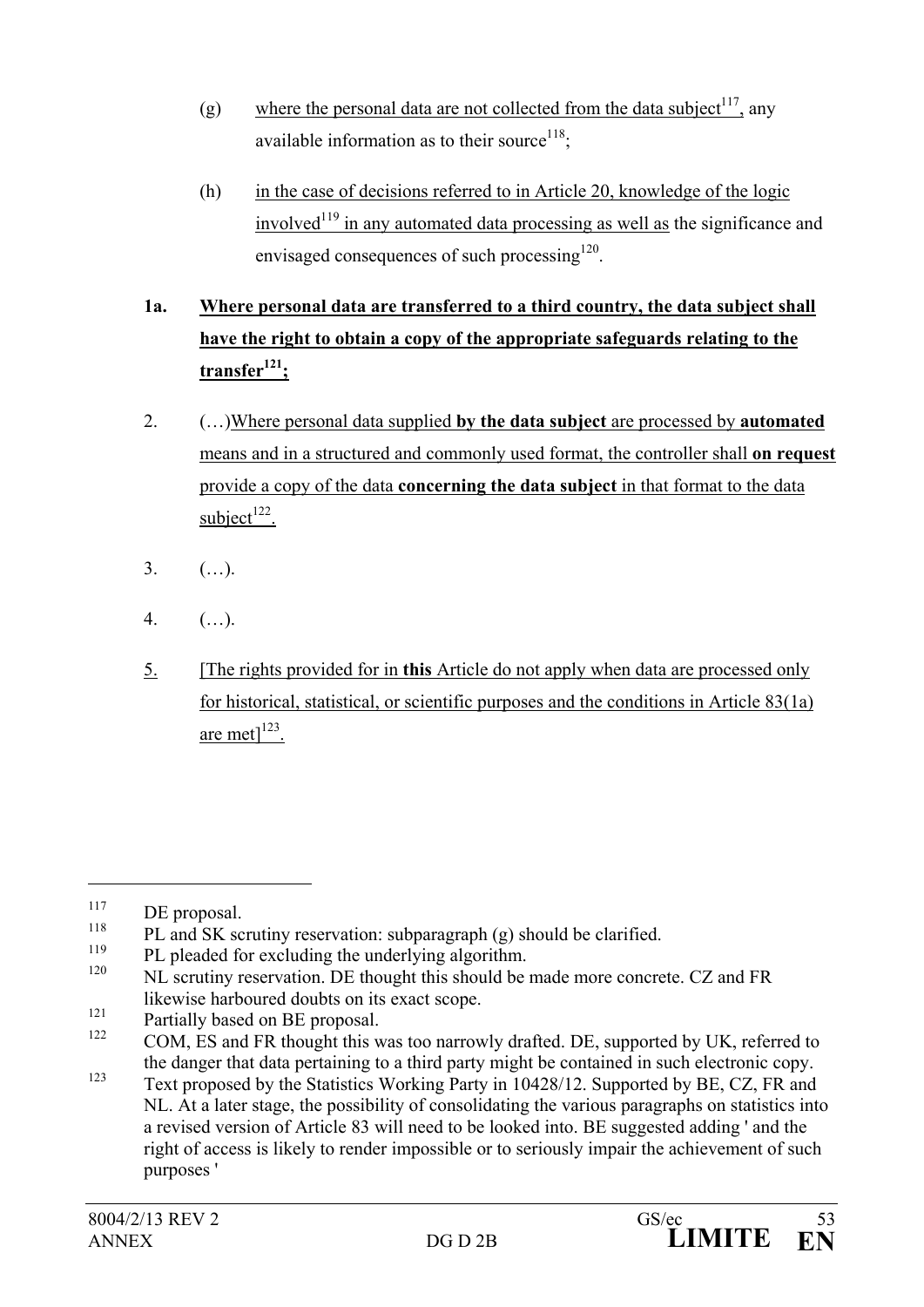(g) where the personal data are not collected from the data subject[117], any available information as to their source[118];

(h) in the case of decisions referred to in Article 20, knowledge of the logic involved[119] in any automated data processing as well as the significance and envisaged consequences of such processing[120].

**1a. Where personal data are transferred to a third country, the data subject shall have the right to obtain a copy of the appropriate safeguards relating to the transfer[121];**

2. (…)Where personal data supplied **by the data subject** are processed by **automated** means and in a structured and commonly used format, the controller shall **on request** provide a copy of the data **concerning the data subject** in that format to the data subject[122].

3. (…).

4. (…).

5. [The rights provided for in **this** Article do not apply when data are processed only for historical, statistical, or scientific purposes and the conditions in Article 83(1a) are met][123].

---

117 DE proposal.

118 PL and SK scrutiny reservation: subparagraph (g) should be clarified.

119 PL pleaded for excluding the underlying algorithm.

120 NL scrutiny reservation. DE thought this should be made more concrete. CZ and FR likewise harboured doubts on its exact scope.

121 Partially based on BE proposal.

122 COM, ES and FR thought this was too narrowly drafted. DE, supported by UK, referred to the danger that data pertaining to a third party might be contained in such electronic copy.

123 Text proposed by the Statistics Working Party in 10428/12. Supported by BE, CZ, FR and NL. At a later stage, the possibility of consolidating the various paragraphs on statistics into a revised version of Article 83 will need to be looked into. BE suggested adding ' and the right of access is likely to render impossible or to seriously impair the achievement of such purposes '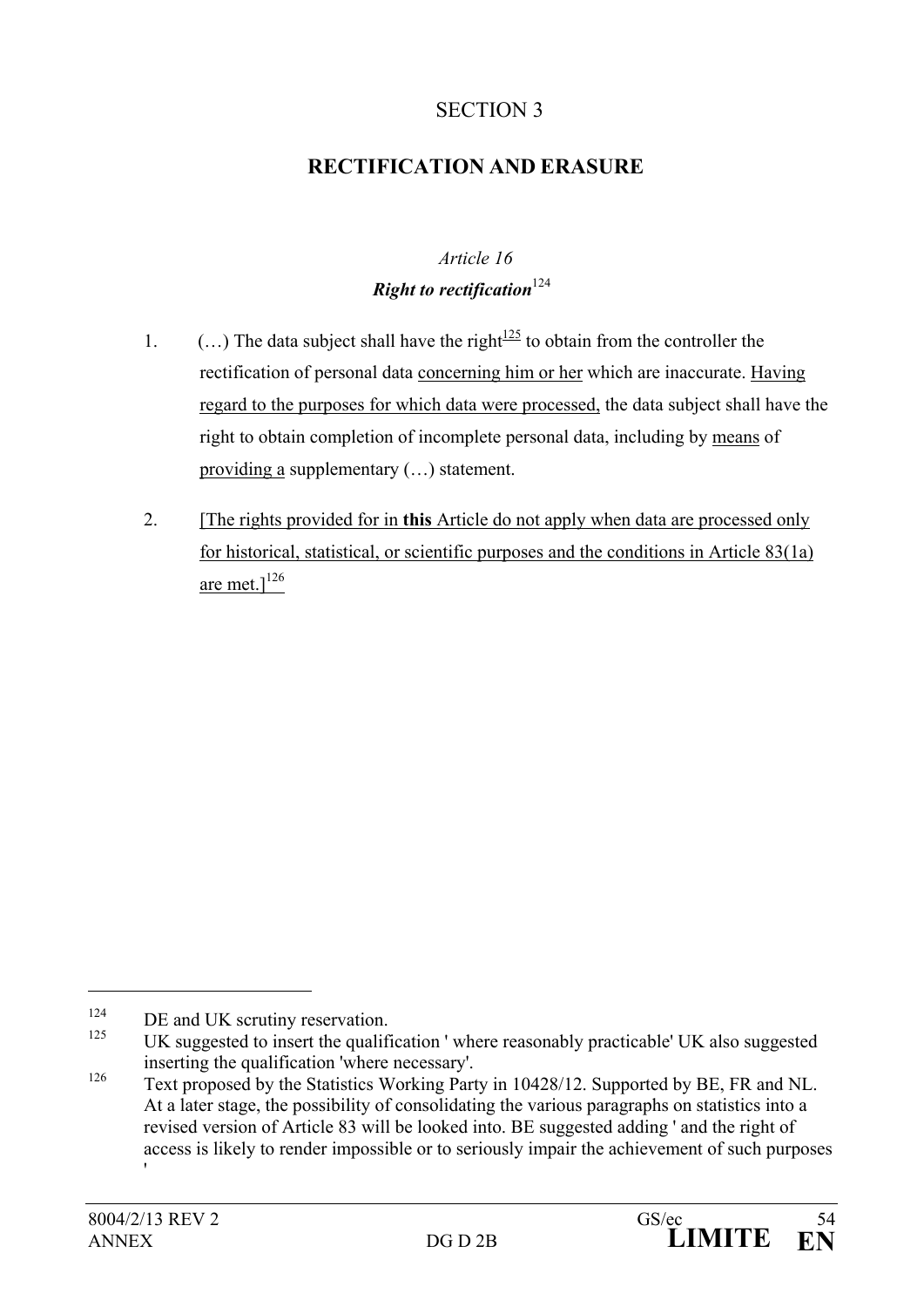# SECTION 3

## RECTIFICATION AND ERASURE

*Article 16*

***Right to rectification***[124]

1. (…) The data subject shall have the right[125] to obtain from the controller the rectification of personal data concerning him or her which are inaccurate. Having regard to the purposes for which data were processed, the data subject shall have the right to obtain completion of incomplete personal data, including by means of providing a supplementary (…) statement.

2. [The rights provided for in **this** Article do not apply when data are processed only for historical, statistical, or scientific purposes and the conditions in Article 83(1a) are met.][126]

---

[124] DE and UK scrutiny reservation.

[125] UK suggested to insert the qualification ' where reasonably practicable' UK also suggested inserting the qualification 'where necessary'.

[126] Text proposed by the Statistics Working Party in 10428/12. Supported by BE, FR and NL. At a later stage, the possibility of consolidating the various paragraphs on statistics into a revised version of Article 83 will be looked into. BE suggested adding ' and the right of access is likely to render impossible or to seriously impair the achievement of such purposes '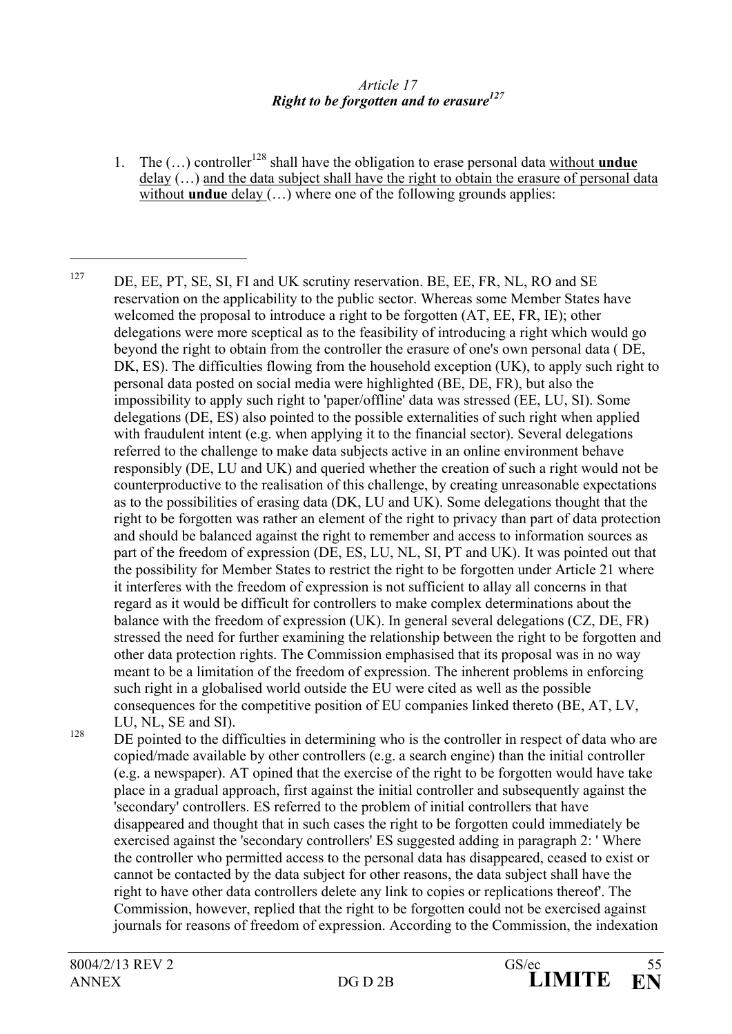*Article 17*
***Right to be forgotten and to erasure***[127]

1. The (…) controller[128] shall have the obligation to erase personal data <u>without **undue** delay</u> (…) <u>and the data subject shall have the right to obtain the erasure of personal data without **undue** delay</u> (…) where one of the following grounds applies:

---

[127] DE, EE, PT, SE, SI, FI and UK scrutiny reservation. BE, EE, FR, NL, RO and SE reservation on the applicability to the public sector. Whereas some Member States have welcomed the proposal to introduce a right to be forgotten (AT, EE, FR, IE); other delegations were more sceptical as to the feasibility of introducing a right which would go beyond the right to obtain from the controller the erasure of one's own personal data ( DE, DK, ES). The difficulties flowing from the household exception (UK), to apply such right to personal data posted on social media were highlighted (BE, DE, FR), but also the impossibility to apply such right to 'paper/offline' data was stressed (EE, LU, SI). Some delegations (DE, ES) also pointed to the possible externalities of such right when applied with fraudulent intent (e.g. when applying it to the financial sector). Several delegations referred to the challenge to make data subjects active in an online environment behave responsibly (DE, LU and UK) and queried whether the creation of such a right would not be counterproductive to the realisation of this challenge, by creating unreasonable expectations as to the possibilities of erasing data (DK, LU and UK). Some delegations thought that the right to be forgotten was rather an element of the right to privacy than part of data protection and should be balanced against the right to remember and access to information sources as part of the freedom of expression (DE, ES, LU, NL, SI, PT and UK). It was pointed out that the possibility for Member States to restrict the right to be forgotten under Article 21 where it interferes with the freedom of expression is not sufficient to allay all concerns in that regard as it would be difficult for controllers to make complex determinations about the balance with the freedom of expression (UK). In general several delegations (CZ, DE, FR) stressed the need for further examining the relationship between the right to be forgotten and other data protection rights. The Commission emphasised that its proposal was in no way meant to be a limitation of the freedom of expression. The inherent problems in enforcing such right in a globalised world outside the EU were cited as well as the possible consequences for the competitive position of EU companies linked thereto (BE, AT, LV, LU, NL, SE and SI).

[128] DE pointed to the difficulties in determining who is the controller in respect of data who are copied/made available by other controllers (e.g. a search engine) than the initial controller (e.g. a newspaper). AT opined that the exercise of the right to be forgotten would have take place in a gradual approach, first against the initial controller and subsequently against the 'secondary' controllers. ES referred to the problem of initial controllers that have disappeared and thought that in such cases the right to be forgotten could immediately be exercised against the 'secondary controllers' ES suggested adding in paragraph 2: ' Where the controller who permitted access to the personal data has disappeared, ceased to exist or cannot be contacted by the data subject for other reasons, the data subject shall have the right to have other data controllers delete any link to copies or replications thereof'. The Commission, however, replied that the right to be forgotten could not be exercised against journals for reasons of freedom of expression. According to the Commission, the indexation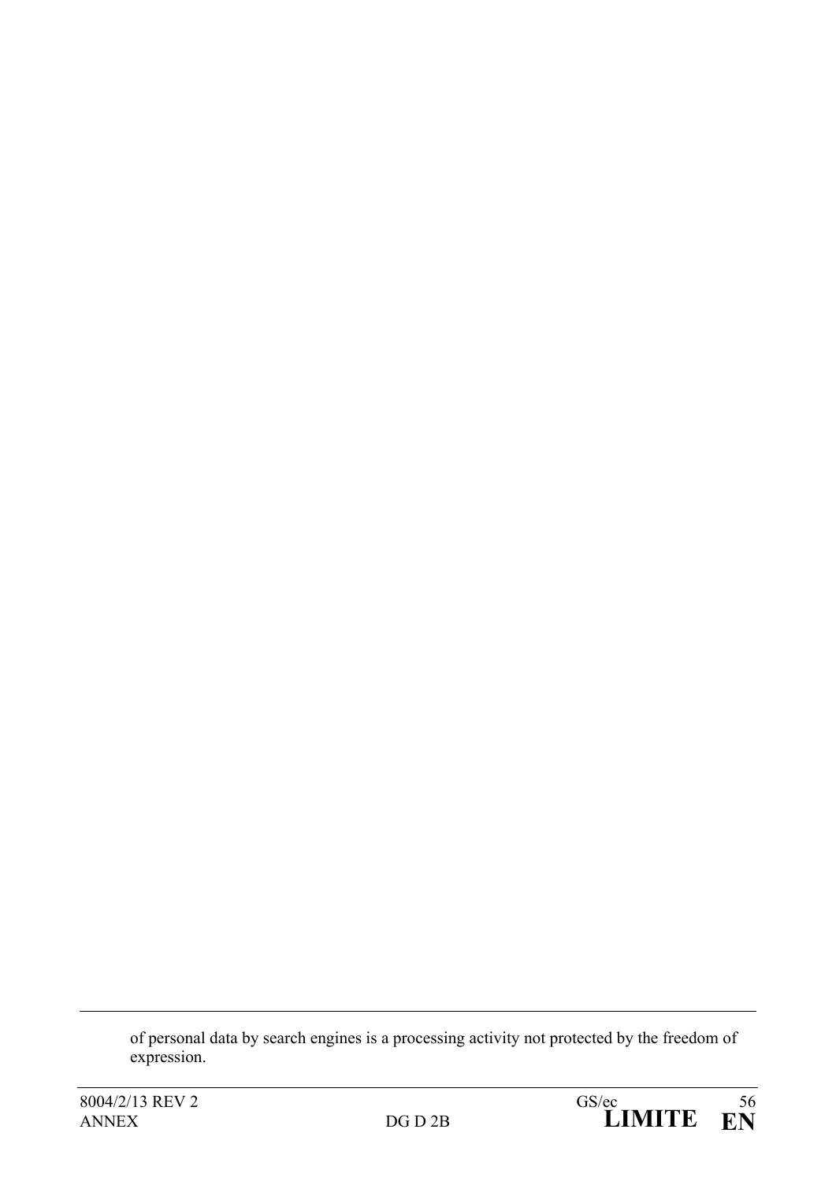of personal data by search engines is a processing activity not protected by the freedom of expression.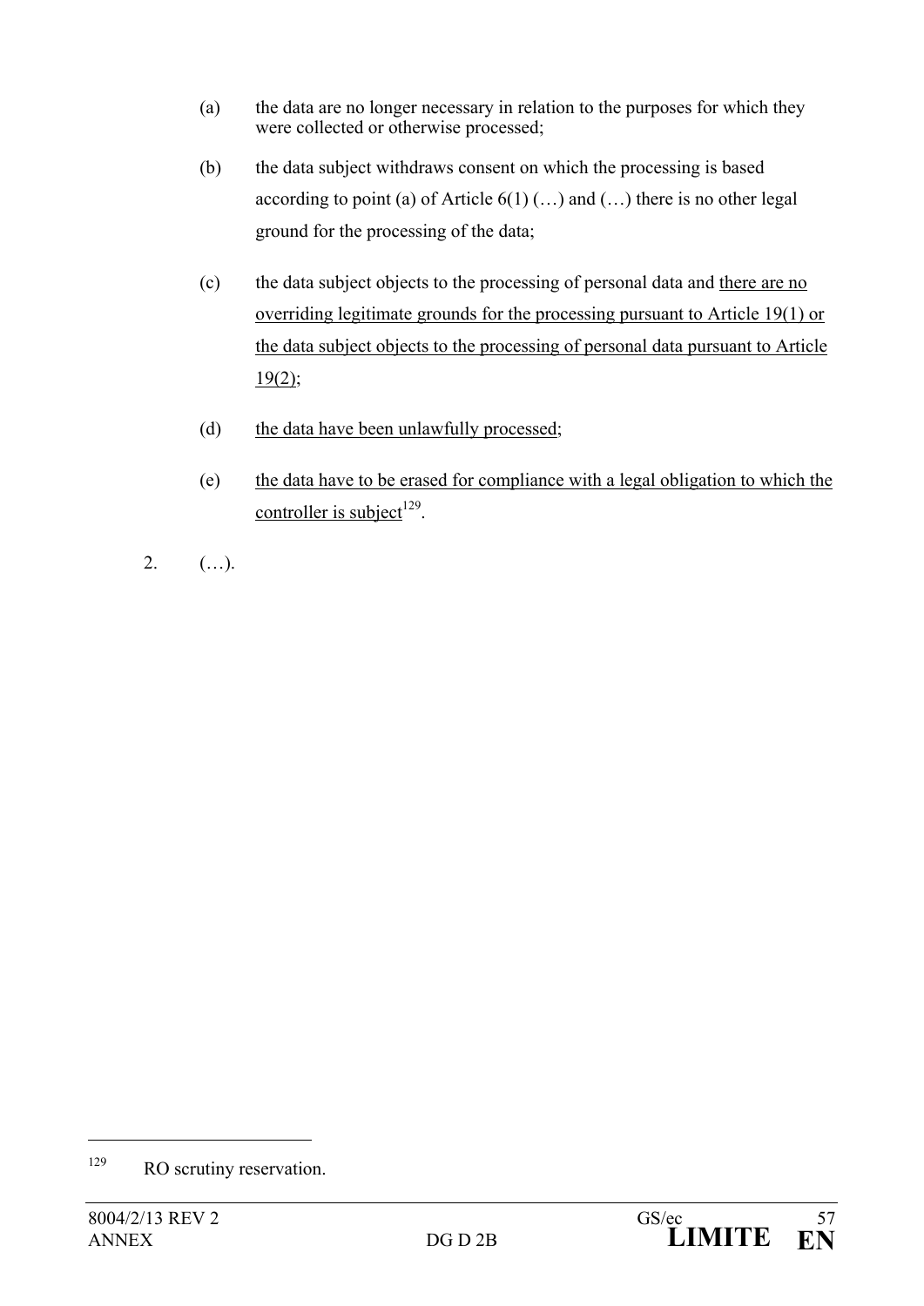(a) the data are no longer necessary in relation to the purposes for which they were collected or otherwise processed;

(b) the data subject withdraws consent on which the processing is based according to point (a) of Article 6(1) (…) and (…) there is no other legal ground for the processing of the data;

(c) the data subject objects to the processing of personal data and <u>there are no overriding legitimate grounds for the processing pursuant to Article 19(1) or the data subject objects to the processing of personal data pursuant to Article 19(2);</u>

(d) <u>the data have been unlawfully processed</u>;

(e) <u>the data have to be erased for compliance with a legal obligation to which the controller is subject</u>[129].

2. (…).

---

[129] RO scrutiny reservation.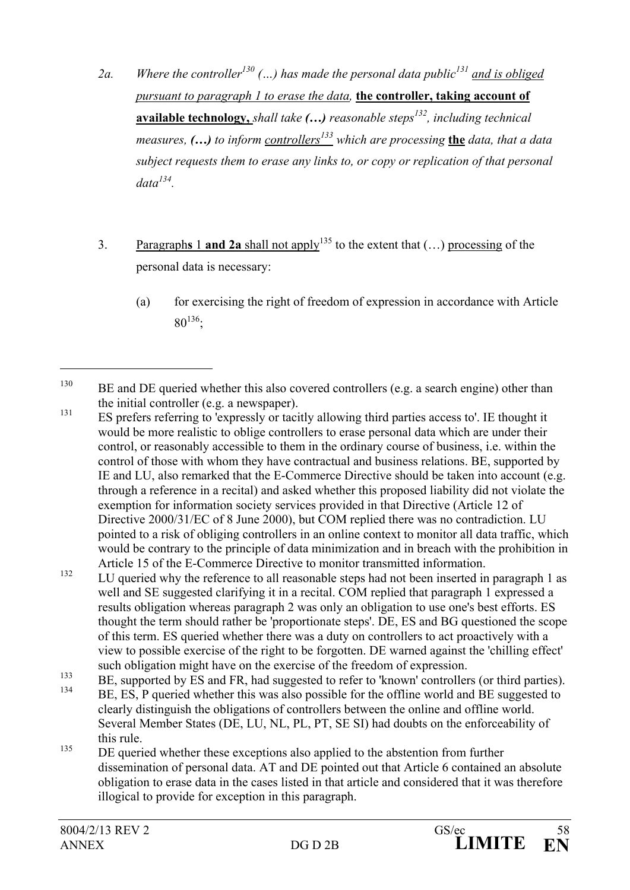2a. *Where the controller*[130] *(…) has made the personal data public*[131] <u>*and is obliged pursuant to paragraph 1 to erase the data,*</u> **<u>the controller, taking account of available technology,</u>** *shall take **(…)** reasonable steps*[132]*, including technical measures, **(…)** to inform* <u>*controllers*</u>[133] *which are processing* **<u>the</u>** *data, that a data subject requests them to erase any links to, or copy or replication of that personal data*[134]*.*

3. <u>Paragraph**s** 1 **and 2a** shall not apply</u>[135] to the extent that (…) <u>processing</u> of the personal data is necessary:

   (a) for exercising the right of freedom of expression in accordance with Article 80[136];

---

[130] BE and DE queried whether this also covered controllers (e.g. a search engine) other than the initial controller (e.g. a newspaper).

[131] ES prefers referring to 'expressly or tacitly allowing third parties access to'. IE thought it would be more realistic to oblige controllers to erase personal data which are under their control, or reasonably accessible to them in the ordinary course of business, i.e. within the control of those with whom they have contractual and business relations. BE, supported by IE and LU, also remarked that the E-Commerce Directive should be taken into account (e.g. through a reference in a recital) and asked whether this proposed liability did not violate the exemption for information society services provided in that Directive (Article 12 of Directive 2000/31/EC of 8 June 2000), but COM replied there was no contradiction. LU pointed to a risk of obliging controllers in an online context to monitor all data traffic, which would be contrary to the principle of data minimization and in breach with the prohibition in Article 15 of the E-Commerce Directive to monitor transmitted information.

[132] LU queried why the reference to all reasonable steps had not been inserted in paragraph 1 as well and SE suggested clarifying it in a recital. COM replied that paragraph 1 expressed a results obligation whereas paragraph 2 was only an obligation to use one's best efforts. ES thought the term should rather be 'proportionate steps'. DE, ES and BG questioned the scope of this term. ES queried whether there was a duty on controllers to act proactively with a view to possible exercise of the right to be forgotten. DE warned against the 'chilling effect' such obligation might have on the exercise of the freedom of expression.

[133] BE, supported by ES and FR, had suggested to refer to 'known' controllers (or third parties).

[134] BE, ES, P queried whether this was also possible for the offline world and BE suggested to clearly distinguish the obligations of controllers between the online and offline world. Several Member States (DE, LU, NL, PL, PT, SE SI) had doubts on the enforceability of this rule.

[135] DE queried whether these exceptions also applied to the abstention from further dissemination of personal data. AT and DE pointed out that Article 6 contained an absolute obligation to erase data in the cases listed in that article and considered that it was therefore illogical to provide for exception in this paragraph.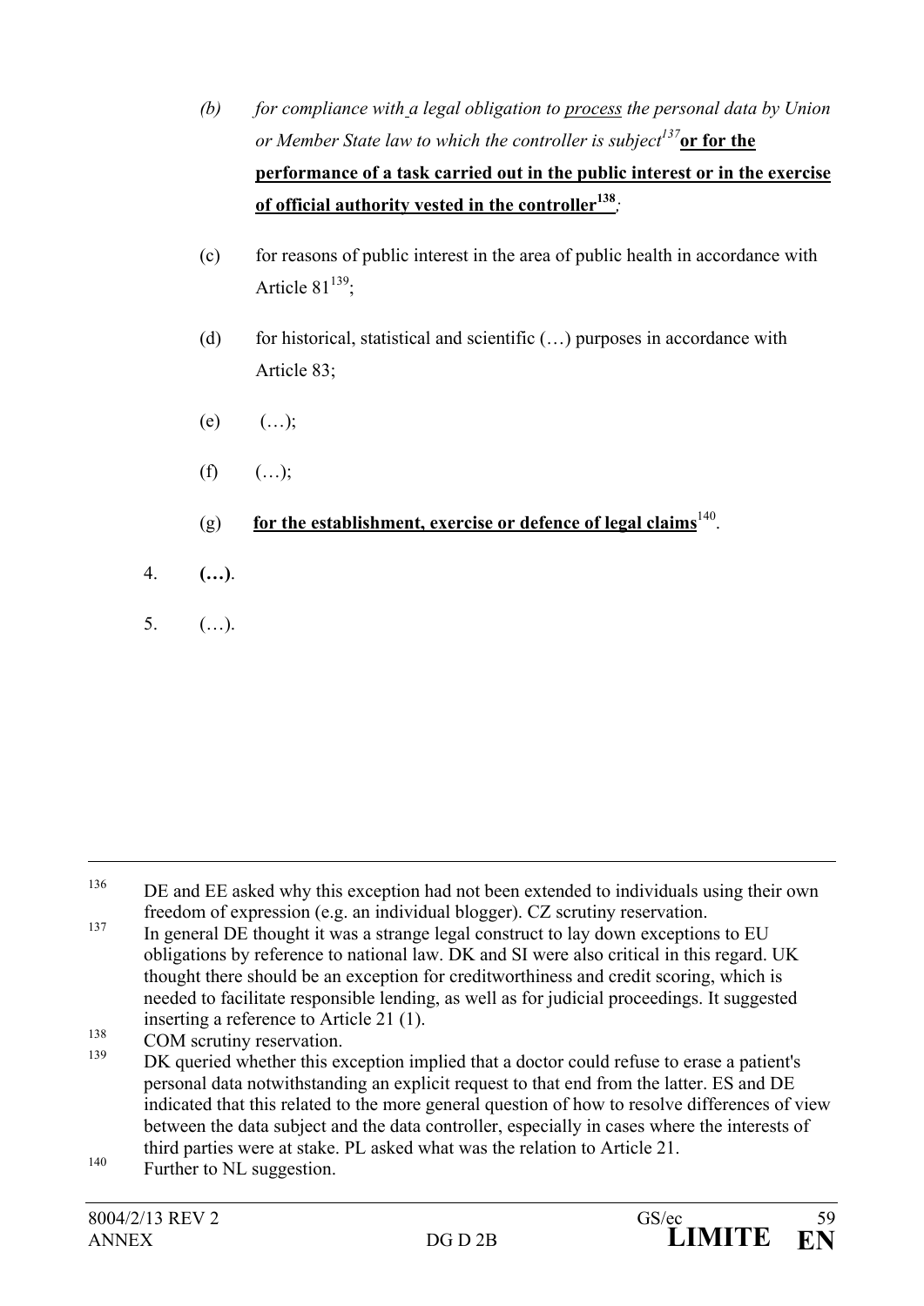(b) *for compliance with a legal obligation to* *process* *the personal data by Union or Member State law to which the controller is subject*[137] **or for the performance of a task carried out in the public interest or in the exercise of official authority vested in the controller**[138]*;*

(c) for reasons of public interest in the area of public health in accordance with Article 81[139];

(d) for historical, statistical and scientific (…) purposes in accordance with Article 83;

(e) (…);

(f) (…);

(g) **for the establishment, exercise or defence of legal claims**[140].

4. **(…)**.

5. (…).

---

[136] DE and EE asked why this exception had not been extended to individuals using their own freedom of expression (e.g. an individual blogger). CZ scrutiny reservation.

[137] In general DE thought it was a strange legal construct to lay down exceptions to EU obligations by reference to national law. DK and SI were also critical in this regard. UK thought there should be an exception for creditworthiness and credit scoring, which is needed to facilitate responsible lending, as well as for judicial proceedings. It suggested inserting a reference to Article 21 (1).

[138] COM scrutiny reservation.

[139] DK queried whether this exception implied that a doctor could refuse to erase a patient's personal data notwithstanding an explicit request to that end from the latter. ES and DE indicated that this related to the more general question of how to resolve differences of view between the data subject and the data controller, especially in cases where the interests of third parties were at stake. PL asked what was the relation to Article 21.

[140] Further to NL suggestion.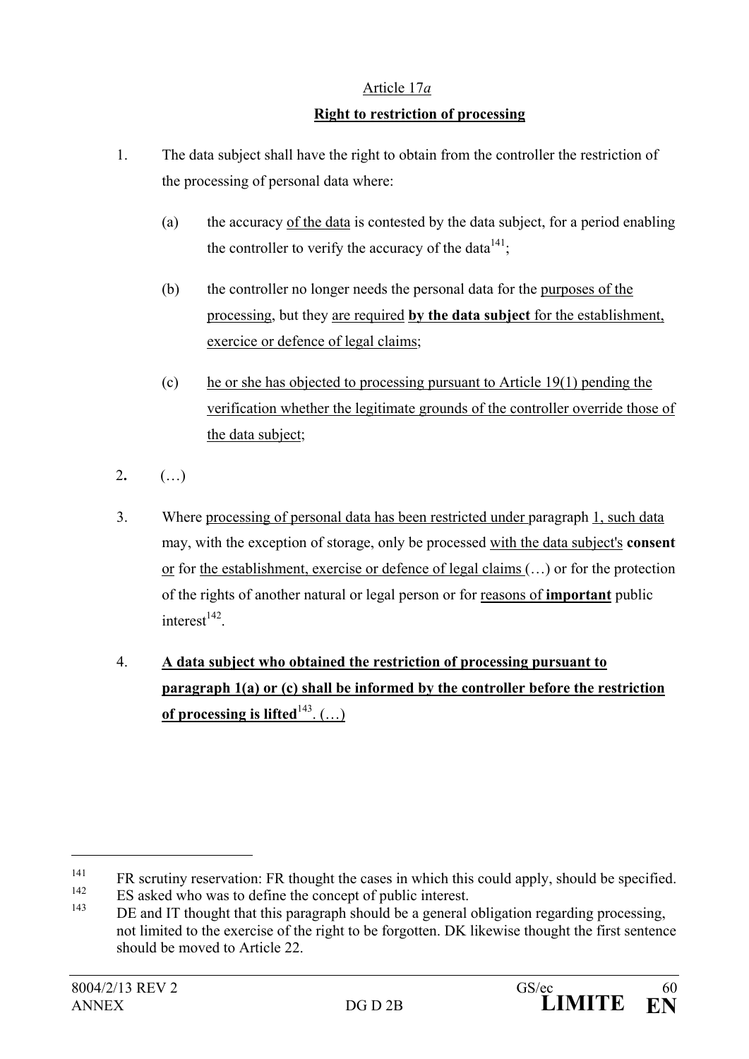Article 17*a*

**Right to restriction of processing**

1. The data subject shall have the right to obtain from the controller the restriction of the processing of personal data where:

   (a) the accuracy of the data is contested by the data subject, for a period enabling the controller to verify the accuracy of the data[141];

   (b) the controller no longer needs the personal data for the purposes of the processing, but they are required **by the data subject** for the establishment, exercice or defence of legal claims;

   (c) he or she has objected to processing pursuant to Article 19(1) pending the verification whether the legitimate grounds of the controller override those of the data subject;

2. (…)

3. Where processing of personal data has been restricted under paragraph 1, such data may, with the exception of storage, only be processed with the data subject's **consent** or for the establishment, exercise or defence of legal claims (…) or for the protection of the rights of another natural or legal person or for reasons of **important** public interest[142].

4. **A data subject who obtained the restriction of processing pursuant to paragraph 1(a) or (c) shall be informed by the controller before the restriction of processing is lifted**[143]. (…)

---

[141] FR scrutiny reservation: FR thought the cases in which this could apply, should be specified.

[142] ES asked who was to define the concept of public interest.

[143] DE and IT thought that this paragraph should be a general obligation regarding processing, not limited to the exercise of the right to be forgotten. DK likewise thought the first sentence should be moved to Article 22.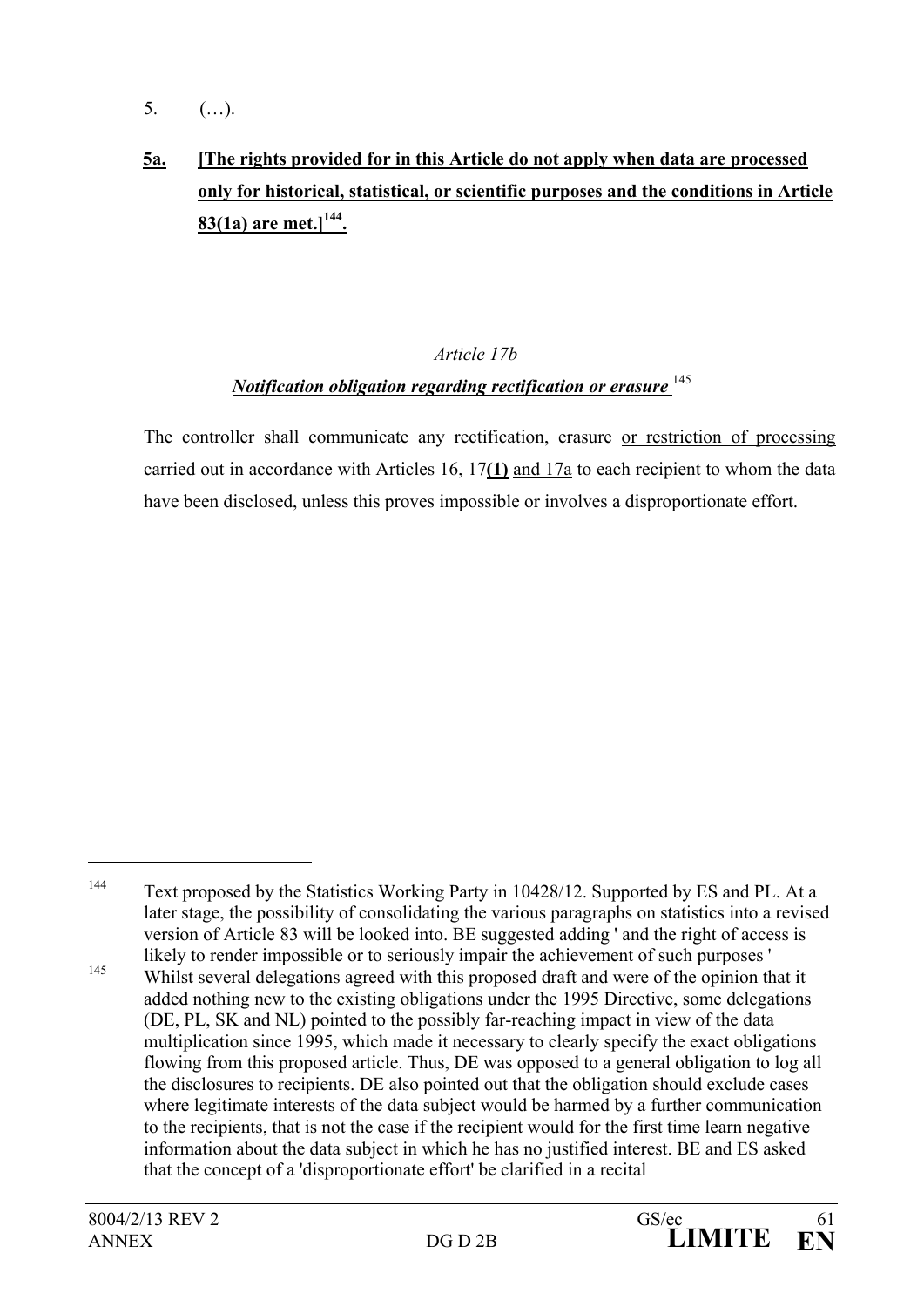5. (…).

**<u>5a.</u>** **<u>[The rights provided for in this Article do not apply when data are processed only for historical, statistical, or scientific purposes and the conditions in Article 83(1a) are met.][144].</u>**

*Article 17b*

***<u>Notification obligation regarding rectification or erasure</u>*** [145]

The controller shall communicate any rectification, erasure <u>or restriction of processing</u> carried out in accordance with Articles 16, 17**<u>(1)</u>** <u>and 17a</u> to each recipient to whom the data have been disclosed, unless this proves impossible or involves a disproportionate effort.

---

[144] Text proposed by the Statistics Working Party in 10428/12. Supported by ES and PL. At a later stage, the possibility of consolidating the various paragraphs on statistics into a revised version of Article 83 will be looked into. BE suggested adding ' and the right of access is likely to render impossible or to seriously impair the achievement of such purposes '

[145] Whilst several delegations agreed with this proposed draft and were of the opinion that it added nothing new to the existing obligations under the 1995 Directive, some delegations (DE, PL, SK and NL) pointed to the possibly far-reaching impact in view of the data multiplication since 1995, which made it necessary to clearly specify the exact obligations flowing from this proposed article. Thus, DE was opposed to a general obligation to log all the disclosures to recipients. DE also pointed out that the obligation should exclude cases where legitimate interests of the data subject would be harmed by a further communication to the recipients, that is not the case if the recipient would for the first time learn negative information about the data subject in which he has no justified interest. BE and ES asked that the concept of a 'disproportionate effort' be clarified in a recital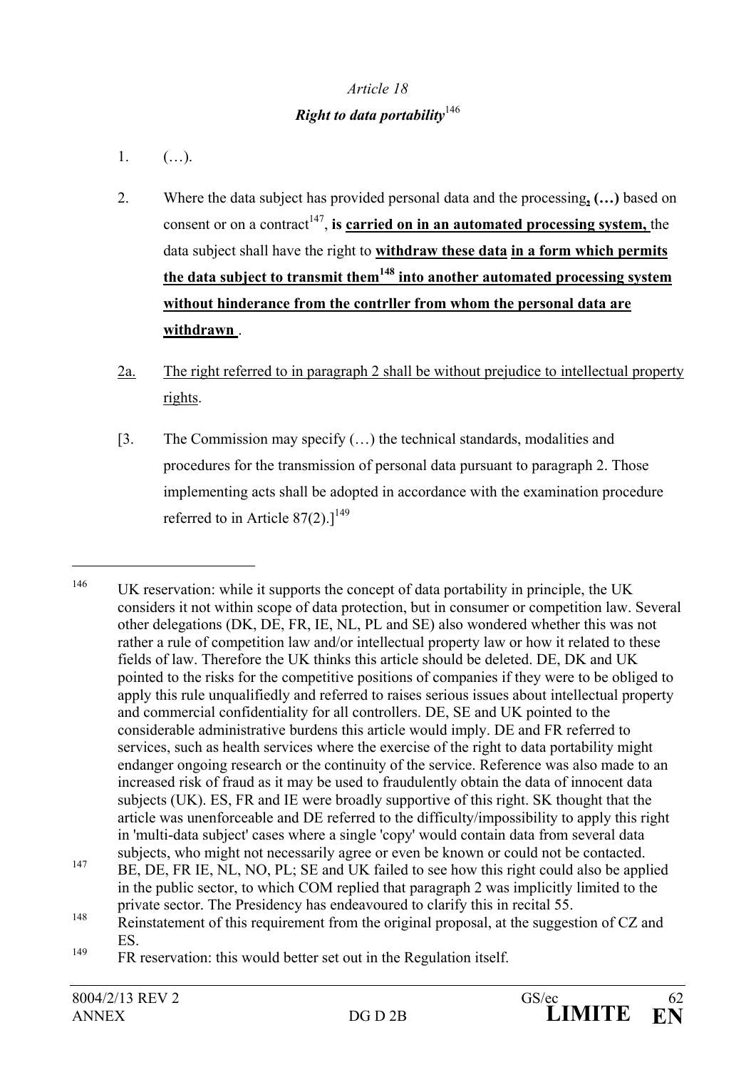*Article 18*

***Right to data portability***[146]

1. (…).

2. Where the data subject has provided personal data and the processing**, (…)** based on consent or on a contract[147], **is <u>carried on in an automated processing system,</u>** the data subject shall have the right to **<u>withdraw these data</u> <u>in a form which permits the data subject to transmit them</u>[148] <u>into another automated processing system without hinderance from the contrller from whom the personal data are withdrawn</u>** .

<u>2a.</u> <u>The right referred to in paragraph 2 shall be without prejudice to intellectual property rights</u>.

[3. The Commission may specify (…) the technical standards, modalities and procedures for the transmission of personal data pursuant to paragraph 2. Those implementing acts shall be adopted in accordance with the examination procedure referred to in Article 87(2).][149]

---

[146] UK reservation: while it supports the concept of data portability in principle, the UK considers it not within scope of data protection, but in consumer or competition law. Several other delegations (DK, DE, FR, IE, NL, PL and SE) also wondered whether this was not rather a rule of competition law and/or intellectual property law or how it related to these fields of law. Therefore the UK thinks this article should be deleted. DE, DK and UK pointed to the risks for the competitive positions of companies if they were to be obliged to apply this rule unqualifiedly and referred to raises serious issues about intellectual property and commercial confidentiality for all controllers. DE, SE and UK pointed to the considerable administrative burdens this article would imply. DE and FR referred to services, such as health services where the exercise of the right to data portability might endanger ongoing research or the continuity of the service. Reference was also made to an increased risk of fraud as it may be used to fraudulently obtain the data of innocent data subjects (UK). ES, FR and IE were broadly supportive of this right. SK thought that the article was unenforceable and DE referred to the difficulty/impossibility to apply this right in 'multi-data subject' cases where a single 'copy' would contain data from several data subjects, who might not necessarily agree or even be known or could not be contacted.

[147] BE, DE, FR IE, NL, NO, PL; SE and UK failed to see how this right could also be applied in the public sector, to which COM replied that paragraph 2 was implicitly limited to the private sector. The Presidency has endeavoured to clarify this in recital 55.

[148] Reinstatement of this requirement from the original proposal, at the suggestion of CZ and ES.

[149] FR reservation: this would better set out in the Regulation itself.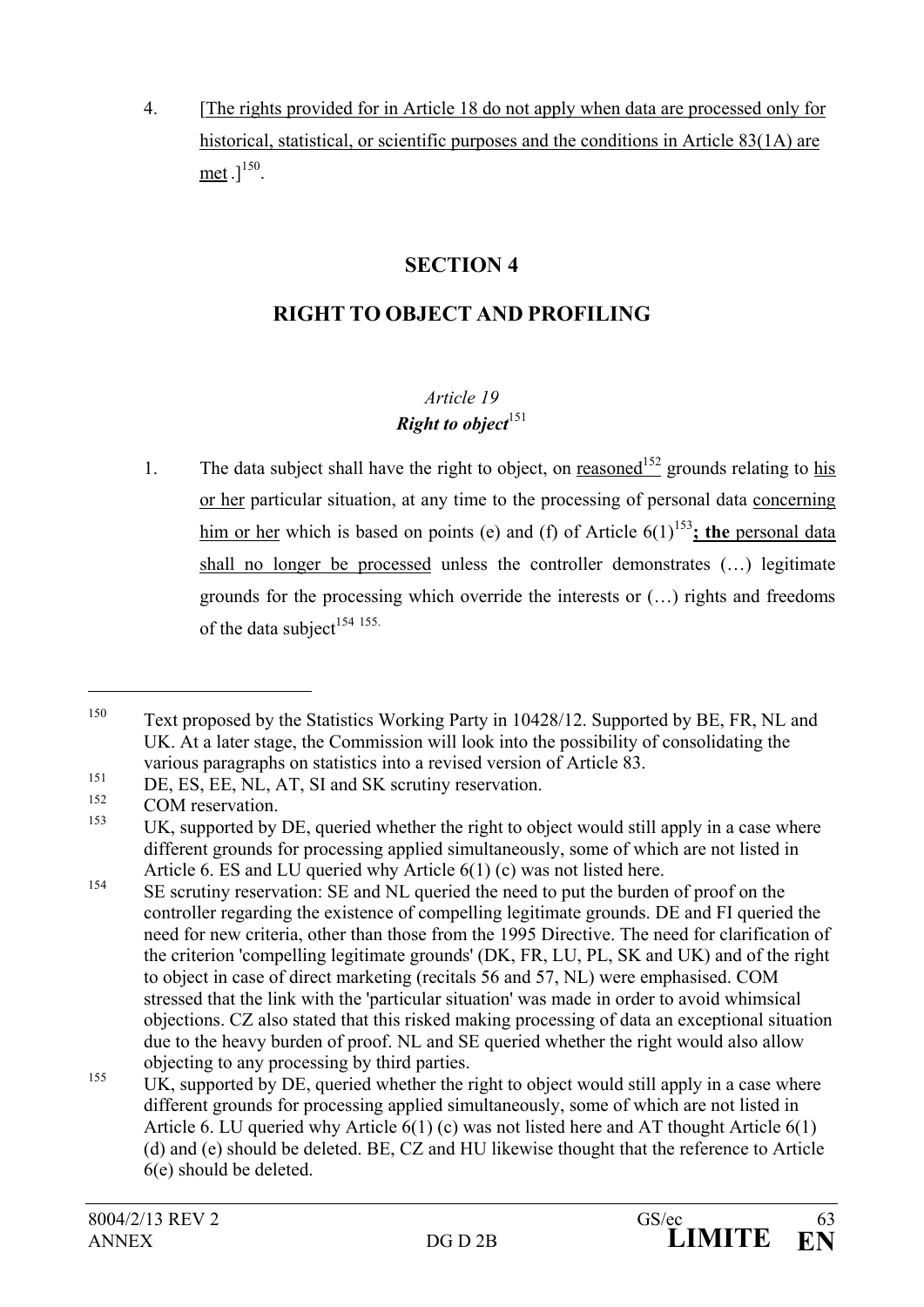4. [The rights provided for in Article 18 do not apply when data are processed only for historical, statistical, or scientific purposes and the conditions in Article 83(1A) are met .][150].

## SECTION 4

## RIGHT TO OBJECT AND PROFILING

### *Article 19*
### ***Right to object***[151]

1. The data subject shall have the right to object, on reasoned[152] grounds relating to his or her particular situation, at any time to the processing of personal data concerning him or her which is based on points (e) and (f) of Article 6(1)[153]**; the** personal data shall no longer be processed unless the controller demonstrates (…) legitimate grounds for the processing which override the interests or (…) rights and freedoms of the data subject[154] [155].

---

[150] Text proposed by the Statistics Working Party in 10428/12. Supported by BE, FR, NL and UK. At a later stage, the Commission will look into the possibility of consolidating the various paragraphs on statistics into a revised version of Article 83.

[151] DE, ES, EE, NL, AT, SI and SK scrutiny reservation.

[152] COM reservation.

[153] UK, supported by DE, queried whether the right to object would still apply in a case where different grounds for processing applied simultaneously, some of which are not listed in Article 6. ES and LU queried why Article 6(1) (c) was not listed here.

[154] SE scrutiny reservation: SE and NL queried the need to put the burden of proof on the controller regarding the existence of compelling legitimate grounds. DE and FI queried the need for new criteria, other than those from the 1995 Directive. The need for clarification of the criterion 'compelling legitimate grounds' (DK, FR, LU, PL, SK and UK) and of the right to object in case of direct marketing (recitals 56 and 57, NL) were emphasised. COM stressed that the link with the 'particular situation' was made in order to avoid whimsical objections. CZ also stated that this risked making processing of data an exceptional situation due to the heavy burden of proof. NL and SE queried whether the right would also allow objecting to any processing by third parties.

[155] UK, supported by DE, queried whether the right to object would still apply in a case where different grounds for processing applied simultaneously, some of which are not listed in Article 6. LU queried why Article 6(1) (c) was not listed here and AT thought Article 6(1) (d) and (e) should be deleted. BE, CZ and HU likewise thought that the reference to Article 6(e) should be deleted.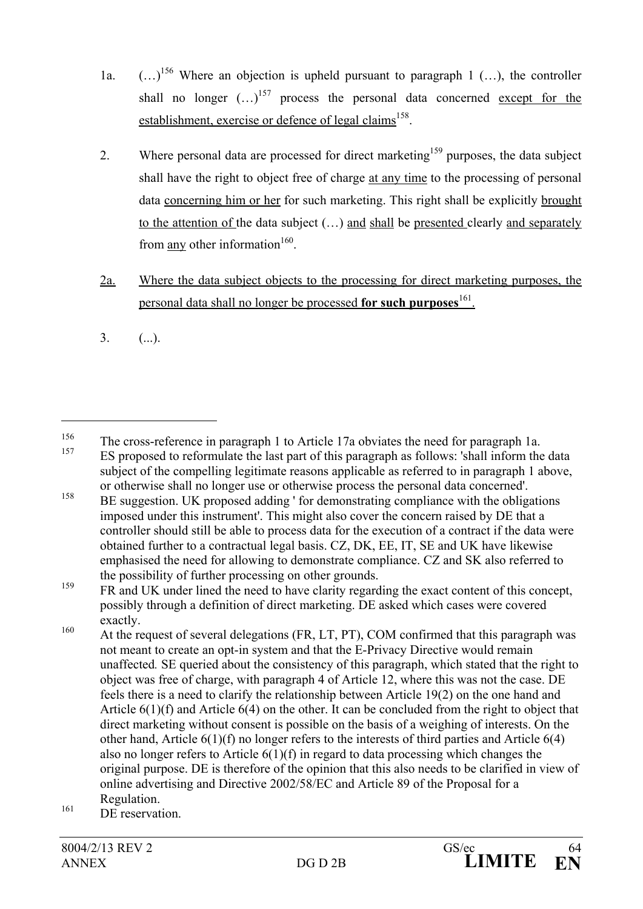1a. (…)[156] Where an objection is upheld pursuant to paragraph 1 (…), the controller shall no longer (…)[157] process the personal data concerned <u>except for the establishment, exercise or defence of legal claims</u>[158].

2. Where personal data are processed for direct marketing[159] purposes, the data subject shall have the right to object free of charge <u>at any time</u> to the processing of personal data <u>concerning him or her</u> for such marketing. This right shall be explicitly <u>brought to the attention of</u> the data subject (…) <u>and</u> <u>shall</u> be <u>presented</u> clearly <u>and separately</u> from <u>any</u> other information[160].

<u>2a.</u> <u>Where the data subject objects to the processing for direct marketing purposes, the personal data shall no longer be processed **for such purposes**</u>[161].

3. (...).

---

[156] The cross-reference in paragraph 1 to Article 17a obviates the need for paragraph 1a.

[157] ES proposed to reformulate the last part of this paragraph as follows: 'shall inform the data subject of the compelling legitimate reasons applicable as referred to in paragraph 1 above, or otherwise shall no longer use or otherwise process the personal data concerned'.

[158] BE suggestion. UK proposed adding ' for demonstrating compliance with the obligations imposed under this instrument'. This might also cover the concern raised by DE that a controller should still be able to process data for the execution of a contract if the data were obtained further to a contractual legal basis. CZ, DK, EE, IT, SE and UK have likewise emphasised the need for allowing to demonstrate compliance. CZ and SK also referred to the possibility of further processing on other grounds.

[159] FR and UK under lined the need to have clarity regarding the exact content of this concept, possibly through a definition of direct marketing. DE asked which cases were covered exactly.

[160] At the request of several delegations (FR, LT, PT), COM confirmed that this paragraph was not meant to create an opt-in system and that the E-Privacy Directive would remain unaffected*.* SE queried about the consistency of this paragraph, which stated that the right to object was free of charge, with paragraph 4 of Article 12, where this was not the case. DE feels there is a need to clarify the relationship between Article 19(2) on the one hand and Article 6(1)(f) and Article 6(4) on the other. It can be concluded from the right to object that direct marketing without consent is possible on the basis of a weighing of interests. On the other hand, Article 6(1)(f) no longer refers to the interests of third parties and Article 6(4) also no longer refers to Article 6(1)(f) in regard to data processing which changes the original purpose. DE is therefore of the opinion that this also needs to be clarified in view of online advertising and Directive 2002/58/EC and Article 89 of the Proposal for a Regulation.

[161] DE reservation.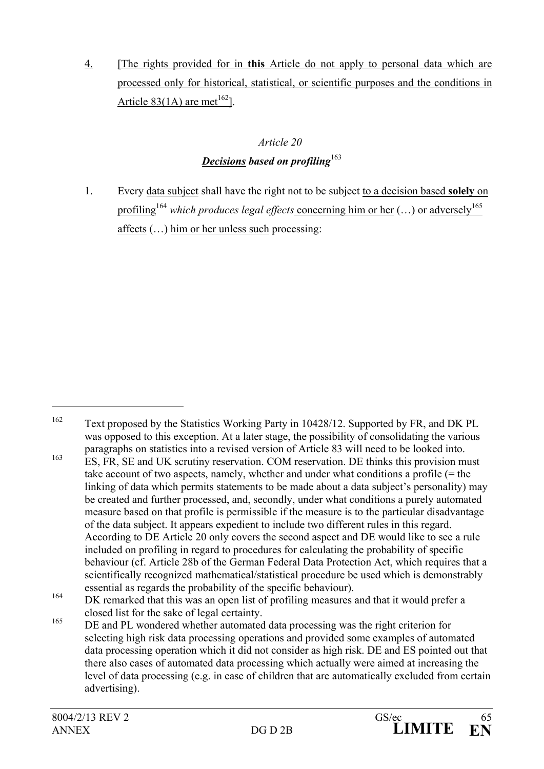4. [The rights provided for in **this** Article do not apply to personal data which are processed only for historical, statistical, or scientific purposes and the conditions in Article 83(1A) are met[162]].

*Article 20*

***Decisions based on profiling***[163]

1. Every data subject shall have the right not to be subject to a decision based **solely** on profiling[164] *which produces legal effects* concerning him or her (…) or adversely[165] affects (…) him or her unless such processing:

---

[162] Text proposed by the Statistics Working Party in 10428/12. Supported by FR, and DK PL was opposed to this exception. At a later stage, the possibility of consolidating the various paragraphs on statistics into a revised version of Article 83 will need to be looked into.

[163] ES, FR, SE and UK scrutiny reservation. COM reservation. DE thinks this provision must take account of two aspects, namely, whether and under what conditions a profile (= the linking of data which permits statements to be made about a data subject's personality) may be created and further processed, and, secondly, under what conditions a purely automated measure based on that profile is permissible if the measure is to the particular disadvantage of the data subject. It appears expedient to include two different rules in this regard. According to DE Article 20 only covers the second aspect and DE would like to see a rule included on profiling in regard to procedures for calculating the probability of specific behaviour (cf. Article 28b of the German Federal Data Protection Act, which requires that a scientifically recognized mathematical/statistical procedure be used which is demonstrably essential as regards the probability of the specific behaviour).

[164] DK remarked that this was an open list of profiling measures and that it would prefer a closed list for the sake of legal certainty.

[165] DE and PL wondered whether automated data processing was the right criterion for selecting high risk data processing operations and provided some examples of automated data processing operation which it did not consider as high risk. DE and ES pointed out that there also cases of automated data processing which actually were aimed at increasing the level of data processing (e.g. in case of children that are automatically excluded from certain advertising).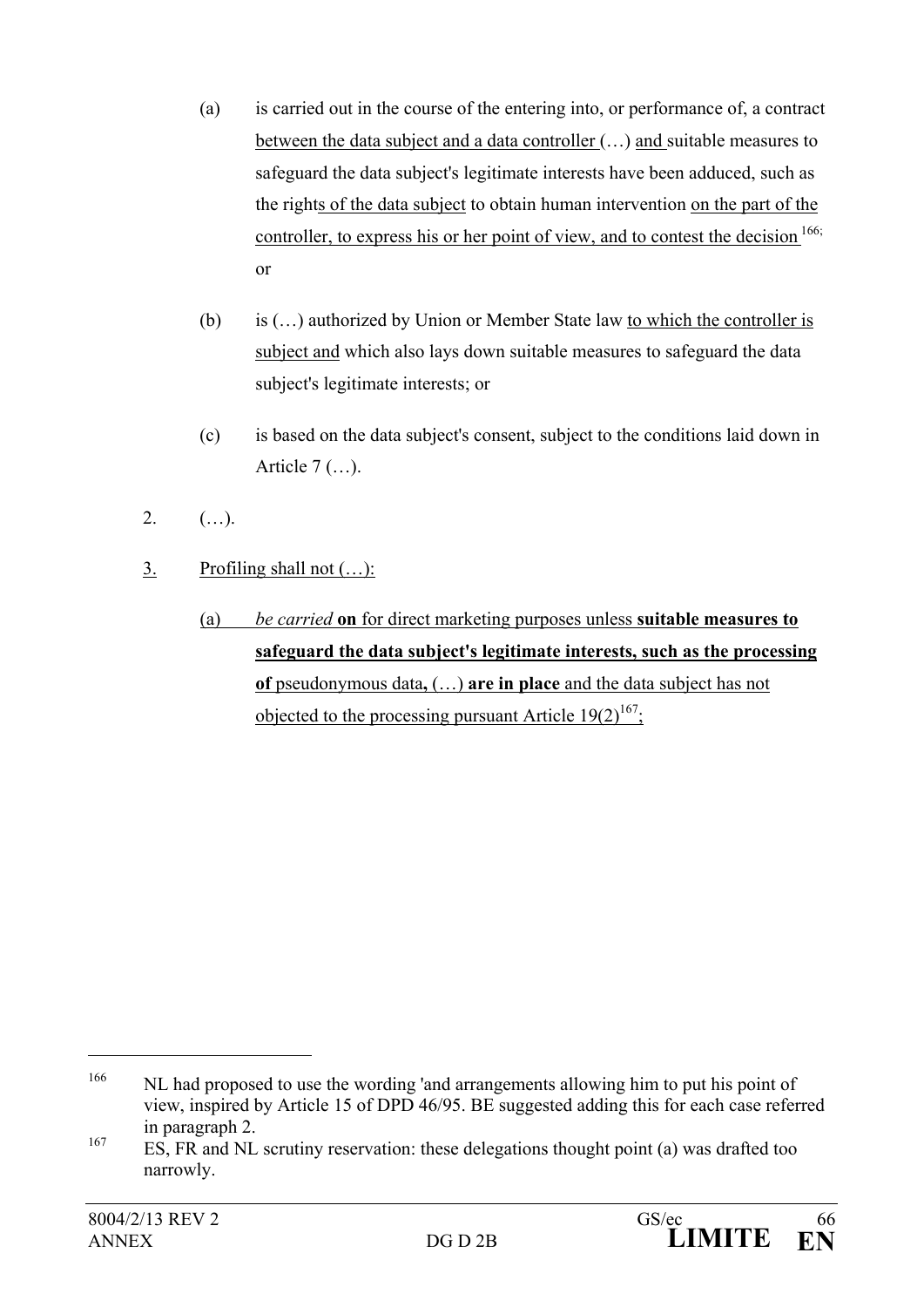(a) is carried out in the course of the entering into, or performance of, a contract between the data subject and a data controller (…) and suitable measures to safeguard the data subject's legitimate interests have been adduced, such as the rights of the data subject to obtain human intervention on the part of the controller, to express his or her point of view, and to contest the decision[166]; or

(b) is (…) authorized by Union or Member State law to which the controller is subject and which also lays down suitable measures to safeguard the data subject's legitimate interests; or

(c) is based on the data subject's consent, subject to the conditions laid down in Article 7 (…).

2. (…).

3. Profiling shall not (…):

(a) *be carried* **on** for direct marketing purposes unless **suitable measures to safeguard the data subject's legitimate interests, such as the processing of** pseudonymous data**,** (…) **are in place** and the data subject has not objected to the processing pursuant Article 19(2)[167];

---

[166] NL had proposed to use the wording 'and arrangements allowing him to put his point of view, inspired by Article 15 of DPD 46/95. BE suggested adding this for each case referred in paragraph 2.

[167] ES, FR and NL scrutiny reservation: these delegations thought point (a) was drafted too narrowly.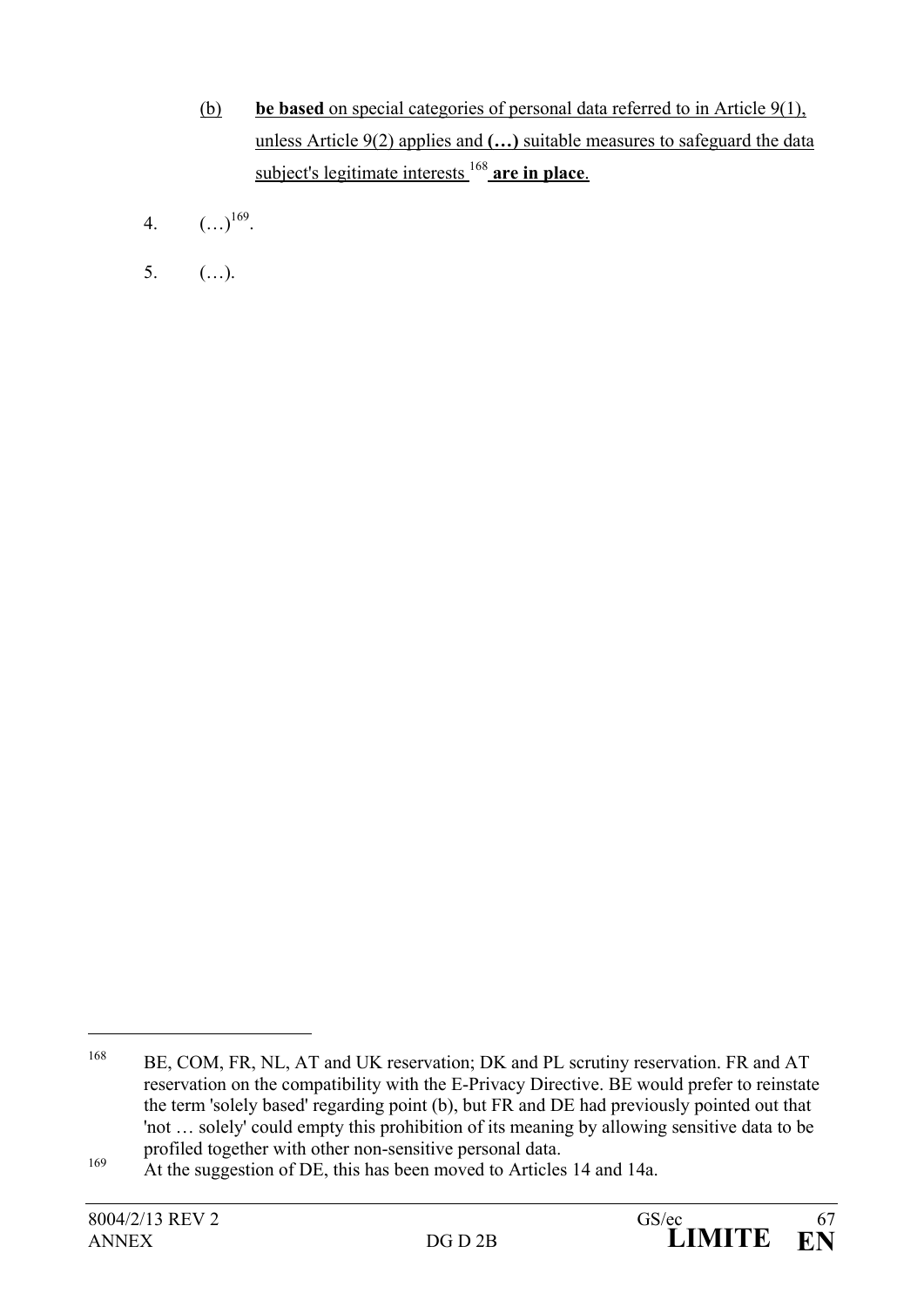(b) **be based** on special categories of personal data referred to in Article 9(1), unless Article 9(2) applies and **(…)** suitable measures to safeguard the data subject's legitimate interests [168] **are in place**.

4. (…)[169].

5. (…).

---

[168] BE, COM, FR, NL, AT and UK reservation; DK and PL scrutiny reservation. FR and AT reservation on the compatibility with the E-Privacy Directive. BE would prefer to reinstate the term 'solely based' regarding point (b), but FR and DE had previously pointed out that 'not … solely' could empty this prohibition of its meaning by allowing sensitive data to be profiled together with other non-sensitive personal data.

[169] At the suggestion of DE, this has been moved to Articles 14 and 14a.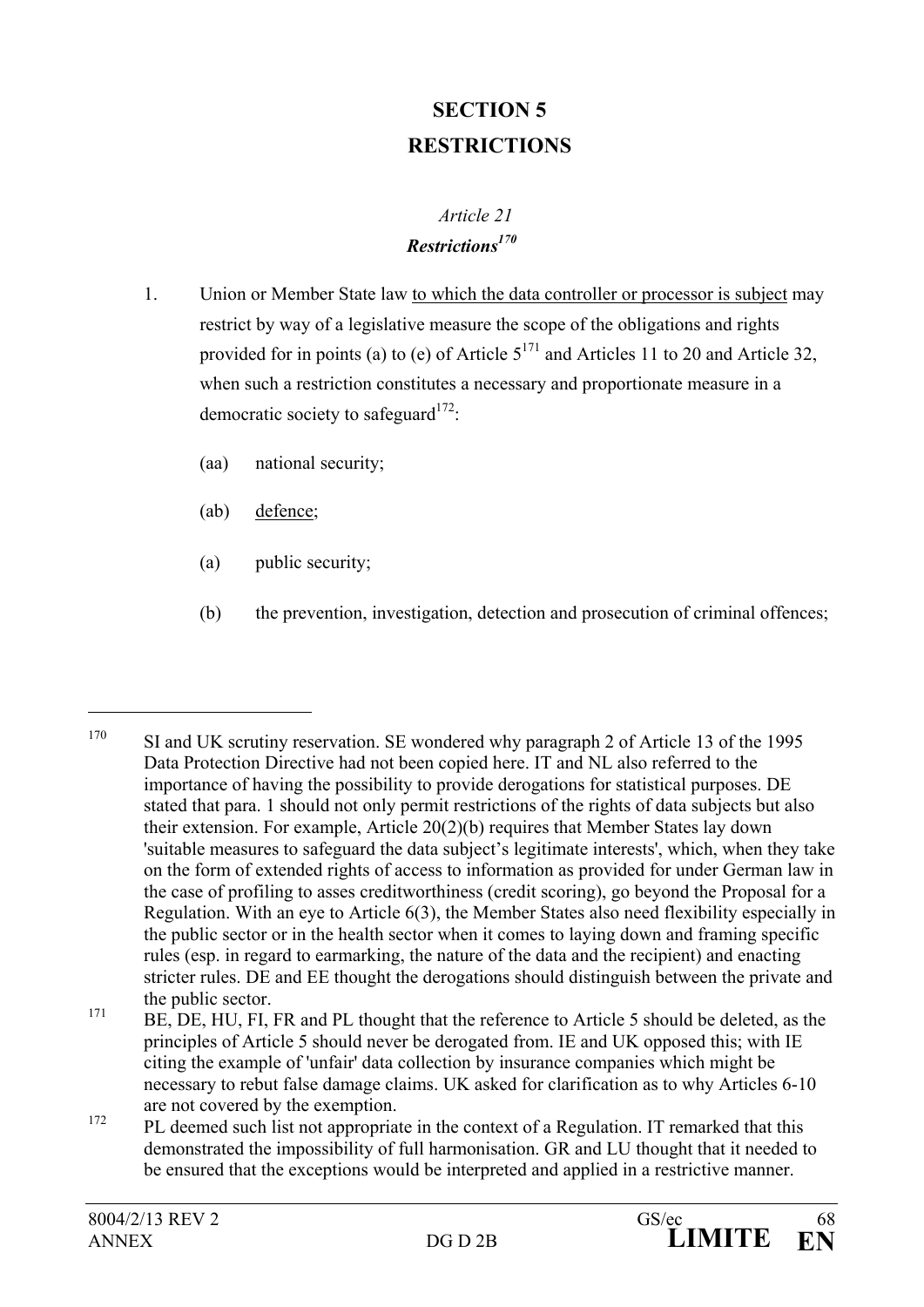# SECTION 5
# RESTRICTIONS

*Article 21*

***Restrictions*[170]**

1. Union or Member State law <u>to which the data controller or processor is subject</u> may restrict by way of a legislative measure the scope of the obligations and rights provided for in points (a) to (e) of Article 5[171] and Articles 11 to 20 and Article 32, when such a restriction constitutes a necessary and proportionate measure in a democratic society to safeguard[172]:

   (aa) national security;

   (ab) <u>defence</u>;

   (a) public security;

   (b) the prevention, investigation, detection and prosecution of criminal offences;

---

[170] SI and UK scrutiny reservation. SE wondered why paragraph 2 of Article 13 of the 1995 Data Protection Directive had not been copied here. IT and NL also referred to the importance of having the possibility to provide derogations for statistical purposes. DE stated that para. 1 should not only permit restrictions of the rights of data subjects but also their extension. For example, Article 20(2)(b) requires that Member States lay down 'suitable measures to safeguard the data subject's legitimate interests', which, when they take on the form of extended rights of access to information as provided for under German law in the case of profiling to asses creditworthiness (credit scoring), go beyond the Proposal for a Regulation. With an eye to Article 6(3), the Member States also need flexibility especially in the public sector or in the health sector when it comes to laying down and framing specific rules (esp. in regard to earmarking, the nature of the data and the recipient) and enacting stricter rules. DE and EE thought the derogations should distinguish between the private and the public sector.

[171] BE, DE, HU, FI, FR and PL thought that the reference to Article 5 should be deleted, as the principles of Article 5 should never be derogated from. IE and UK opposed this; with IE citing the example of 'unfair' data collection by insurance companies which might be necessary to rebut false damage claims. UK asked for clarification as to why Articles 6-10 are not covered by the exemption.

[172] PL deemed such list not appropriate in the context of a Regulation. IT remarked that this demonstrated the impossibility of full harmonisation. GR and LU thought that it needed to be ensured that the exceptions would be interpreted and applied in a restrictive manner.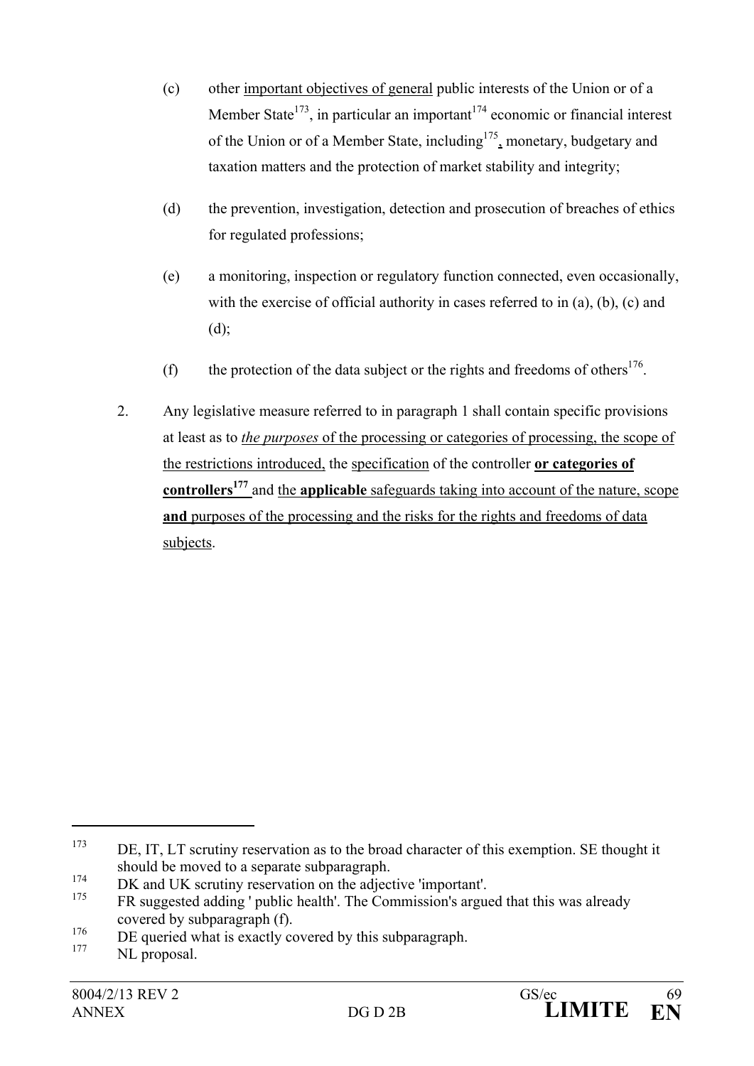(c) other important objectives of general public interests of the Union or of a Member State[173], in particular an important[174] economic or financial interest of the Union or of a Member State, including[175], monetary, budgetary and taxation matters and the protection of market stability and integrity;

(d) the prevention, investigation, detection and prosecution of breaches of ethics for regulated professions;

(e) a monitoring, inspection or regulatory function connected, even occasionally, with the exercise of official authority in cases referred to in (a), (b), (c) and (d);

(f) the protection of the data subject or the rights and freedoms of others[176].

2. Any legislative measure referred to in paragraph 1 shall contain specific provisions at least as to *the purposes* of the processing or categories of processing, the scope of the restrictions introduced, the specification of the controller **or categories of controllers**[177] and the **applicable** safeguards taking into account of the nature, scope **and** purposes of the processing and the risks for the rights and freedoms of data subjects.

---

[173] DE, IT, LT scrutiny reservation as to the broad character of this exemption. SE thought it should be moved to a separate subparagraph.

[174] DK and UK scrutiny reservation on the adjective 'important'.

[175] FR suggested adding ' public health'. The Commission's argued that this was already covered by subparagraph (f).

[176] DE queried what is exactly covered by this subparagraph.

[177] NL proposal.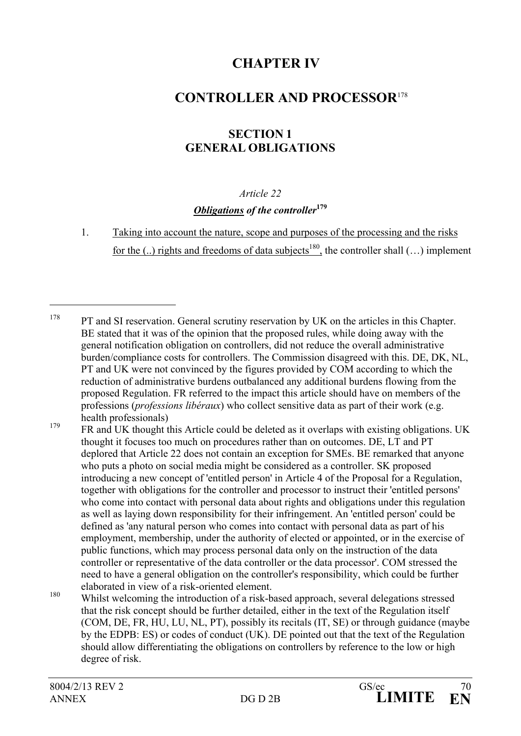# CHAPTER IV

# CONTROLLER AND PROCESSOR[178]

## SECTION 1
## GENERAL OBLIGATIONS

*Article 22*

***Obligations of the controller***[179]

1. <u>Taking into account the nature, scope and purposes of the processing and the risks for the (..) rights and freedoms of data subjects[180],</u> the controller shall (…) implement

---

[178] PT and SI reservation. General scrutiny reservation by UK on the articles in this Chapter. BE stated that it was of the opinion that the proposed rules, while doing away with the general notification obligation on controllers, did not reduce the overall administrative burden/compliance costs for controllers. The Commission disagreed with this. DE, DK, NL, PT and UK were not convinced by the figures provided by COM according to which the reduction of administrative burdens outbalanced any additional burdens flowing from the proposed Regulation. FR referred to the impact this article should have on members of the professions (*professions libéraux*) who collect sensitive data as part of their work (e.g. health professionals)

[179] FR and UK thought this Article could be deleted as it overlaps with existing obligations. UK thought it focuses too much on procedures rather than on outcomes. DE, LT and PT deplored that Article 22 does not contain an exception for SMEs. BE remarked that anyone who puts a photo on social media might be considered as a controller. SK proposed introducing a new concept of 'entitled person' in Article 4 of the Proposal for a Regulation, together with obligations for the controller and processor to instruct their 'entitled persons' who come into contact with personal data about rights and obligations under this regulation as well as laying down responsibility for their infringement. An 'entitled person' could be defined as 'any natural person who comes into contact with personal data as part of his employment, membership, under the authority of elected or appointed, or in the exercise of public functions, which may process personal data only on the instruction of the data controller or representative of the data controller or the data processor'. COM stressed the need to have a general obligation on the controller's responsibility, which could be further elaborated in view of a risk-oriented element.

[180] Whilst welcoming the introduction of a risk-based approach, several delegations stressed that the risk concept should be further detailed, either in the text of the Regulation itself (COM, DE, FR, HU, LU, NL, PT), possibly its recitals (IT, SE) or through guidance (maybe by the EDPB: ES) or codes of conduct (UK). DE pointed out that the text of the Regulation should allow differentiating the obligations on controllers by reference to the low or high degree of risk.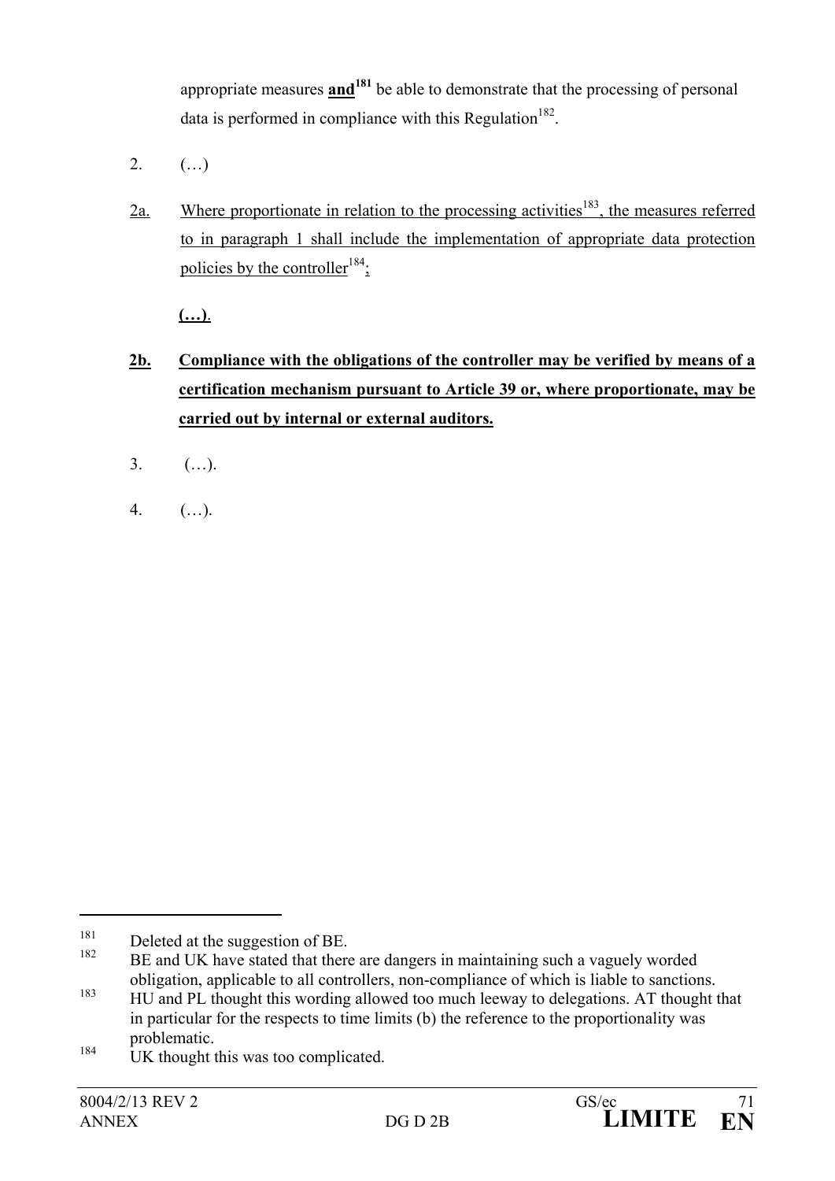appropriate measures **and**[181] be able to demonstrate that the processing of personal data is performed in compliance with this Regulation[182].

2. (…)

2a. Where proportionate in relation to the processing activities[183], the measures referred to in paragraph 1 shall include the implementation of appropriate data protection policies by the controller[184];

**(…)**.

**2b. Compliance with the obligations of the controller may be verified by means of a certification mechanism pursuant to Article 39 or, where proportionate, may be carried out by internal or external auditors.**

3. (…).

4. (…).

---

[181] Deleted at the suggestion of BE.

[182] BE and UK have stated that there are dangers in maintaining such a vaguely worded obligation, applicable to all controllers, non-compliance of which is liable to sanctions.

[183] HU and PL thought this wording allowed too much leeway to delegations. AT thought that in particular for the respects to time limits (b) the reference to the proportionality was problematic.

[184] UK thought this was too complicated.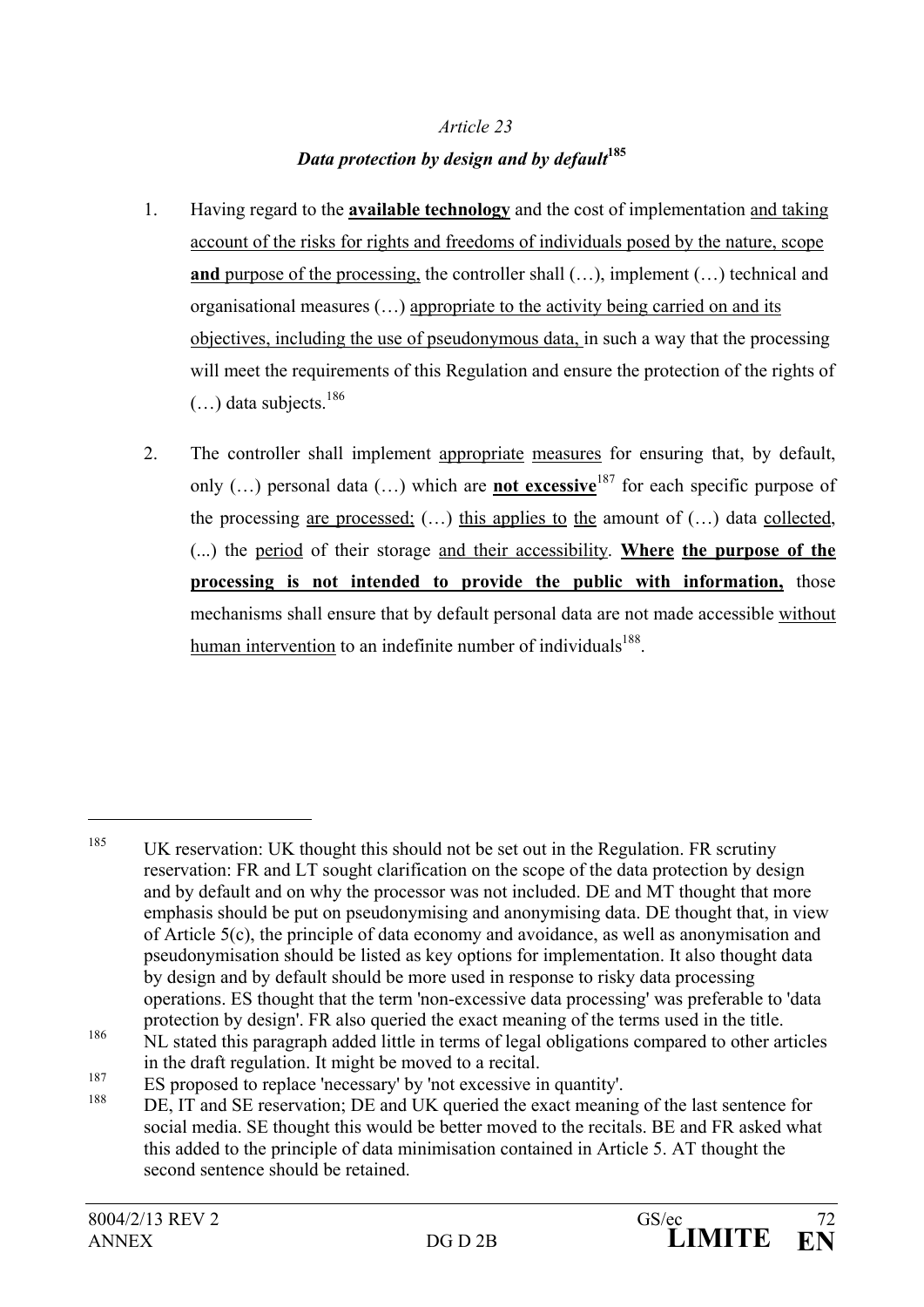*Article 23*

***Data protection by design and by default***[185]

1. Having regard to the **available technology** and the cost of implementation and taking account of the risks for rights and freedoms of individuals posed by the nature, scope **and** purpose of the processing, the controller shall (…), implement (…) technical and organisational measures (…) appropriate to the activity being carried on and its objectives, including the use of pseudonymous data, in such a way that the processing will meet the requirements of this Regulation and ensure the protection of the rights of (…) data subjects.[186]

2. The controller shall implement appropriate measures for ensuring that, by default, only (…) personal data (…) which are **not excessive**[187] for each specific purpose of the processing are processed; (…) this applies to the amount of (…) data collected, (...) the period of their storage and their accessibility. **Where the purpose of the processing is not intended to provide the public with information,** those mechanisms shall ensure that by default personal data are not made accessible without human intervention to an indefinite number of individuals[188].

---

[185] UK reservation: UK thought this should not be set out in the Regulation. FR scrutiny reservation: FR and LT sought clarification on the scope of the data protection by design and by default and on why the processor was not included. DE and MT thought that more emphasis should be put on pseudonymising and anonymising data. DE thought that, in view of Article 5(c), the principle of data economy and avoidance, as well as anonymisation and pseudonymisation should be listed as key options for implementation. It also thought data by design and by default should be more used in response to risky data processing operations. ES thought that the term 'non-excessive data processing' was preferable to 'data protection by design'. FR also queried the exact meaning of the terms used in the title.

[186] NL stated this paragraph added little in terms of legal obligations compared to other articles in the draft regulation. It might be moved to a recital.

[187] ES proposed to replace 'necessary' by 'not excessive in quantity'.

[188] DE, IT and SE reservation; DE and UK queried the exact meaning of the last sentence for social media. SE thought this would be better moved to the recitals. BE and FR asked what this added to the principle of data minimisation contained in Article 5. AT thought the second sentence should be retained.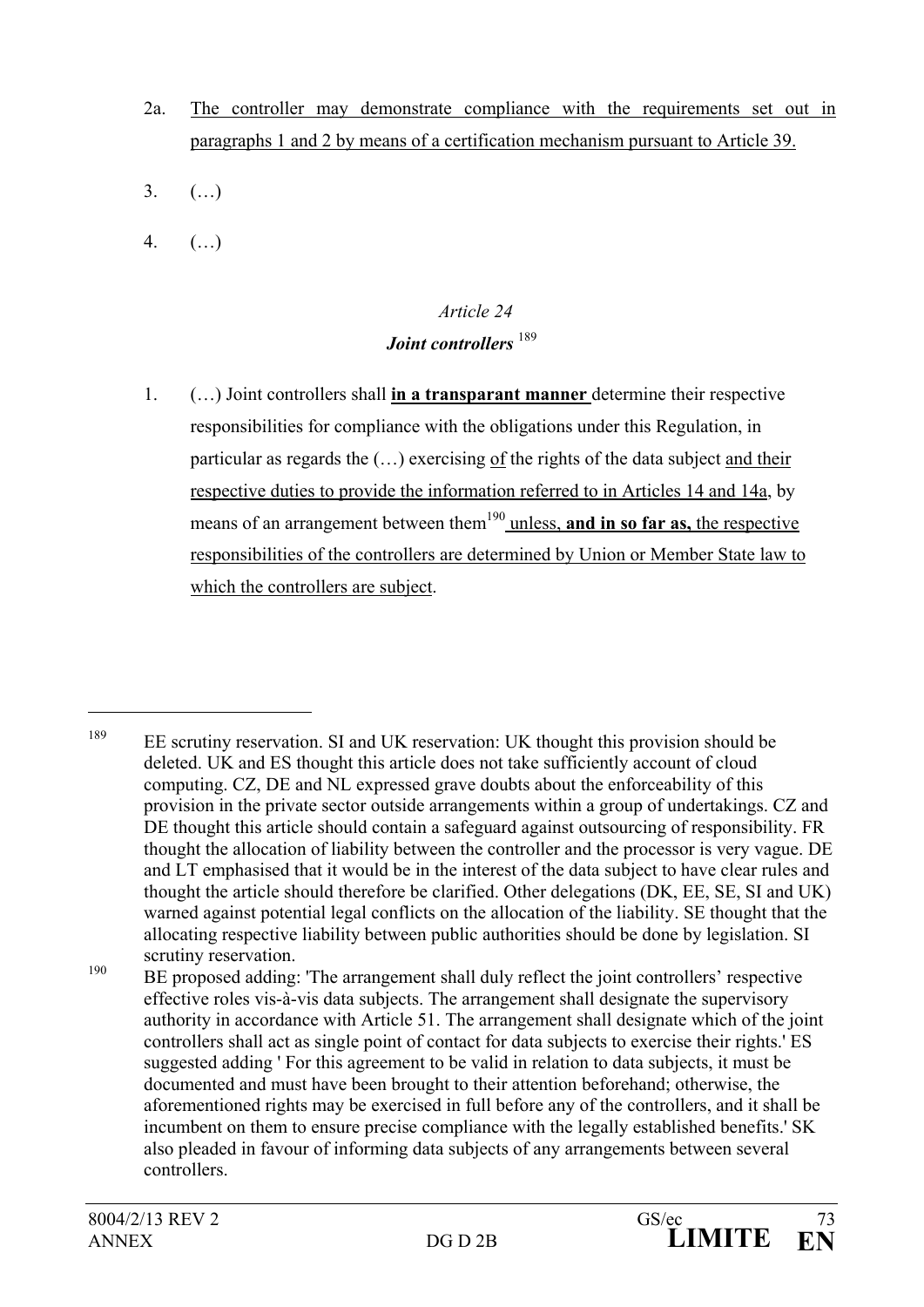2a. <u>The controller may demonstrate compliance with the requirements set out in paragraphs 1 and 2 by means of a certification mechanism pursuant to Article 39.</u>

3. (…)

4. (…)

*Article 24*

***Joint controllers*** [189]

1. (…) Joint controllers shall **<u>in a transparant manner</u>** determine their respective responsibilities for compliance with the obligations under this Regulation, in particular as regards the (…) exercising <u>of</u> the rights of the data subject <u>and their respective duties to provide the information referred to in Articles 14 and 14a</u>, by means of an arrangement between them[190] <u>unless, **and in so far as,** the respective responsibilities of the controllers are determined by Union or Member State law to which the controllers are subject</u>.

---

[189] EE scrutiny reservation. SI and UK reservation: UK thought this provision should be deleted. UK and ES thought this article does not take sufficiently account of cloud computing. CZ, DE and NL expressed grave doubts about the enforceability of this provision in the private sector outside arrangements within a group of undertakings. CZ and DE thought this article should contain a safeguard against outsourcing of responsibility. FR thought the allocation of liability between the controller and the processor is very vague. DE and LT emphasised that it would be in the interest of the data subject to have clear rules and thought the article should therefore be clarified. Other delegations (DK, EE, SE, SI and UK) warned against potential legal conflicts on the allocation of the liability. SE thought that the allocating respective liability between public authorities should be done by legislation. SI scrutiny reservation.

[190] BE proposed adding: 'The arrangement shall duly reflect the joint controllers' respective effective roles vis-à-vis data subjects. The arrangement shall designate the supervisory authority in accordance with Article 51. The arrangement shall designate which of the joint controllers shall act as single point of contact for data subjects to exercise their rights.' ES suggested adding ' For this agreement to be valid in relation to data subjects, it must be documented and must have been brought to their attention beforehand; otherwise, the aforementioned rights may be exercised in full before any of the controllers, and it shall be incumbent on them to ensure precise compliance with the legally established benefits.' SK also pleaded in favour of informing data subjects of any arrangements between several controllers.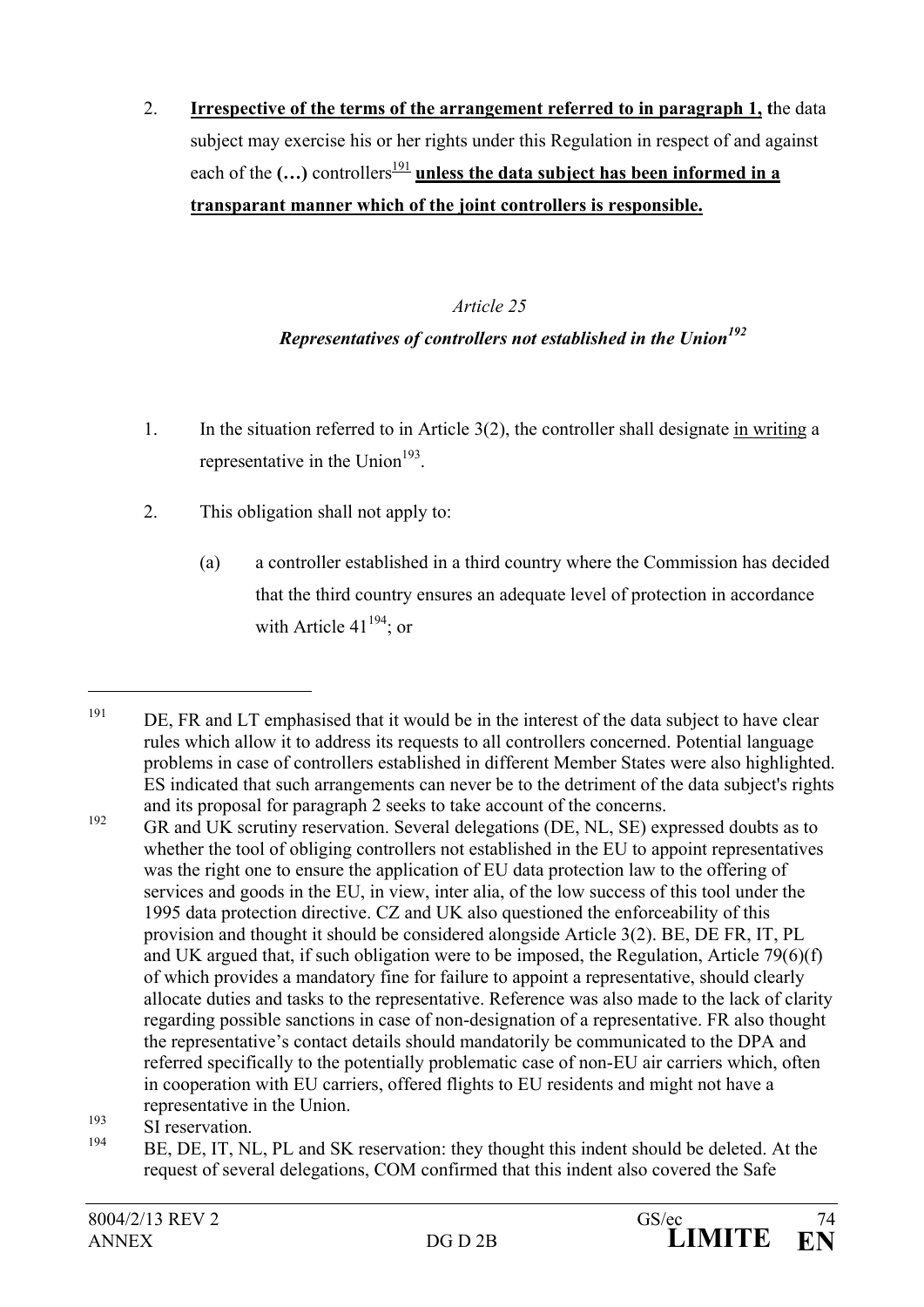2. **<u>Irrespective of the terms of the arrangement referred to in paragraph 1,</u> t**he data subject may exercise his or her rights under this Regulation in respect of and against each of the **(…)** controllers[191] **<u>unless the data subject has been informed in a transparant manner which of the joint controllers is responsible.</u>**

*Article 25*

***Representatives of controllers not established in the Union[192]***

1. In the situation referred to in Article 3(2), the controller shall designate <u>in writing</u> a representative in the Union[193].

2. This obligation shall not apply to:

   (a) a controller established in a third country where the Commission has decided that the third country ensures an adequate level of protection in accordance with Article 41[194]; or

---

[191] DE, FR and LT emphasised that it would be in the interest of the data subject to have clear rules which allow it to address its requests to all controllers concerned. Potential language problems in case of controllers established in different Member States were also highlighted. ES indicated that such arrangements can never be to the detriment of the data subject's rights and its proposal for paragraph 2 seeks to take account of the concerns.

[192] GR and UK scrutiny reservation. Several delegations (DE, NL, SE) expressed doubts as to whether the tool of obliging controllers not established in the EU to appoint representatives was the right one to ensure the application of EU data protection law to the offering of services and goods in the EU, in view, inter alia, of the low success of this tool under the 1995 data protection directive. CZ and UK also questioned the enforceability of this provision and thought it should be considered alongside Article 3(2). BE, DE FR, IT, PL and UK argued that, if such obligation were to be imposed, the Regulation, Article 79(6)(f) of which provides a mandatory fine for failure to appoint a representative, should clearly allocate duties and tasks to the representative. Reference was also made to the lack of clarity regarding possible sanctions in case of non-designation of a representative. FR also thought the representative's contact details should mandatorily be communicated to the DPA and referred specifically to the potentially problematic case of non-EU air carriers which, often in cooperation with EU carriers, offered flights to EU residents and might not have a representative in the Union.

[193] SI reservation.

[194] BE, DE, IT, NL, PL and SK reservation: they thought this indent should be deleted. At the request of several delegations, COM confirmed that this indent also covered the Safe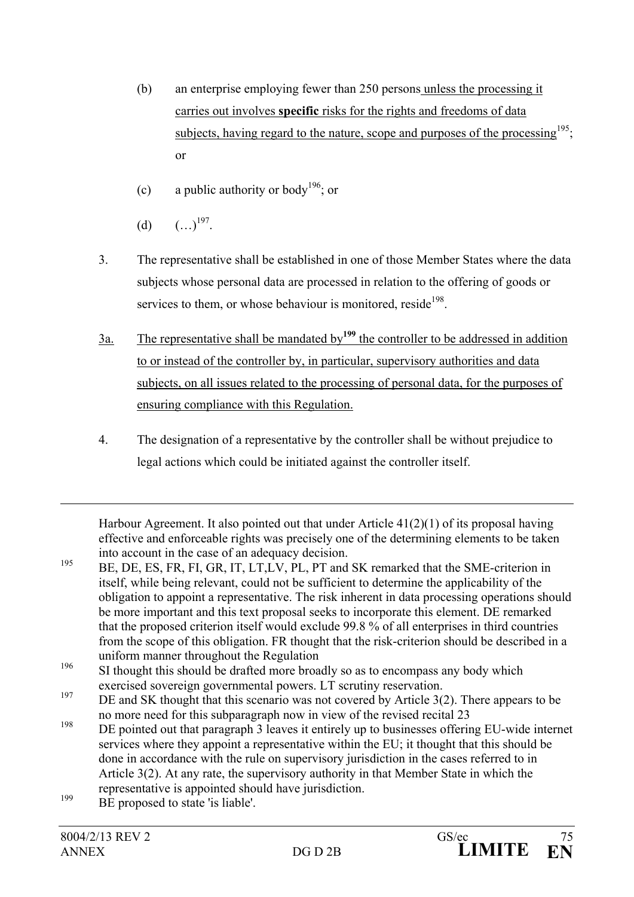(b) an enterprise employing fewer than 250 persons unless the processing it carries out involves **specific** risks for the rights and freedoms of data subjects, having regard to the nature, scope and purposes of the processing[195]; or

(c) a public authority or body[196]; or

(d) (…)[197].

3. The representative shall be established in one of those Member States where the data subjects whose personal data are processed in relation to the offering of goods or services to them, or whose behaviour is monitored, reside[198].

3a. The representative shall be mandated by[199] the controller to be addressed in addition to or instead of the controller by, in particular, supervisory authorities and data subjects, on all issues related to the processing of personal data, for the purposes of ensuring compliance with this Regulation.

4. The designation of a representative by the controller shall be without prejudice to legal actions which could be initiated against the controller itself.

---

Harbour Agreement. It also pointed out that under Article 41(2)(1) of its proposal having effective and enforceable rights was precisely one of the determining elements to be taken into account in the case of an adequacy decision.

[195] BE, DE, ES, FR, FI, GR, IT, LT,LV, PL, PT and SK remarked that the SME-criterion in itself, while being relevant, could not be sufficient to determine the applicability of the obligation to appoint a representative. The risk inherent in data processing operations should be more important and this text proposal seeks to incorporate this element. DE remarked that the proposed criterion itself would exclude 99.8 % of all enterprises in third countries from the scope of this obligation. FR thought that the risk-criterion should be described in a uniform manner throughout the Regulation

[196] SI thought this should be drafted more broadly so as to encompass any body which exercised sovereign governmental powers. LT scrutiny reservation.

[197] DE and SK thought that this scenario was not covered by Article 3(2). There appears to be no more need for this subparagraph now in view of the revised recital 23

[198] DE pointed out that paragraph 3 leaves it entirely up to businesses offering EU-wide internet services where they appoint a representative within the EU; it thought that this should be done in accordance with the rule on supervisory jurisdiction in the cases referred to in Article 3(2). At any rate, the supervisory authority in that Member State in which the representative is appointed should have jurisdiction.

[199] BE proposed to state 'is liable'.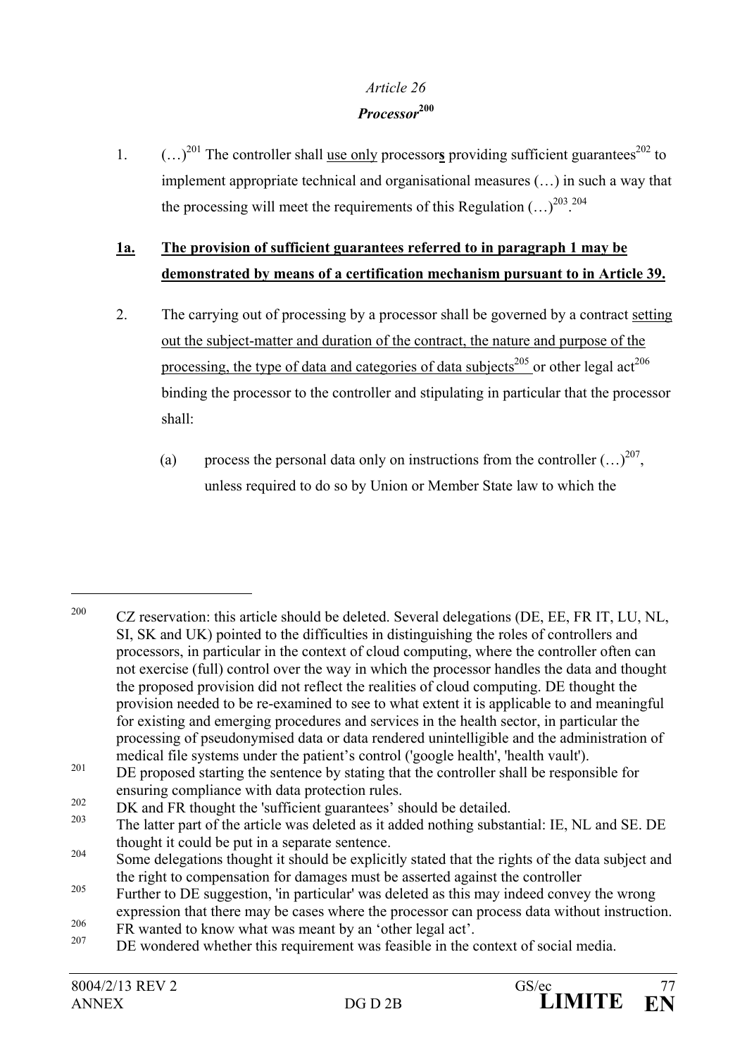*Article 26*

***Processor*[200]**

1. (…)[201] The controller shall <u>use only</u> processor**<u>s</u>** providing sufficient guarantees[202] to implement appropriate technical and organisational measures (…) in such a way that the processing will meet the requirements of this Regulation (…)[203].[204]

**<u>1a.</u>** **<u>The provision of sufficient guarantees referred to in paragraph 1 may be demonstrated by means of a certification mechanism pursuant to in Article 39.</u>**

2. The carrying out of processing by a processor shall be governed by a contract <u>setting out the subject-matter and duration of the contract, the nature and purpose of the processing, the type of data and categories of data subjects[205]</u> or other legal act[206] binding the processor to the controller and stipulating in particular that the processor shall:

   (a) process the personal data only on instructions from the controller (…)[207], unless required to do so by Union or Member State law to which the

---

[200] CZ reservation: this article should be deleted. Several delegations (DE, EE, FR IT, LU, NL, SI, SK and UK) pointed to the difficulties in distinguishing the roles of controllers and processors, in particular in the context of cloud computing, where the controller often can not exercise (full) control over the way in which the processor handles the data and thought the proposed provision did not reflect the realities of cloud computing. DE thought the provision needed to be re-examined to see to what extent it is applicable to and meaningful for existing and emerging procedures and services in the health sector, in particular the processing of pseudonymised data or data rendered unintelligible and the administration of medical file systems under the patient's control ('google health', 'health vault').

[201] DE proposed starting the sentence by stating that the controller shall be responsible for ensuring compliance with data protection rules.

[202] DK and FR thought the 'sufficient guarantees' should be detailed.

[203] The latter part of the article was deleted as it added nothing substantial: IE, NL and SE. DE thought it could be put in a separate sentence.

[204] Some delegations thought it should be explicitly stated that the rights of the data subject and the right to compensation for damages must be asserted against the controller

[205] Further to DE suggestion, 'in particular' was deleted as this may indeed convey the wrong expression that there may be cases where the processor can process data without instruction.

[206] FR wanted to know what was meant by an 'other legal act'.

[207] DE wondered whether this requirement was feasible in the context of social media.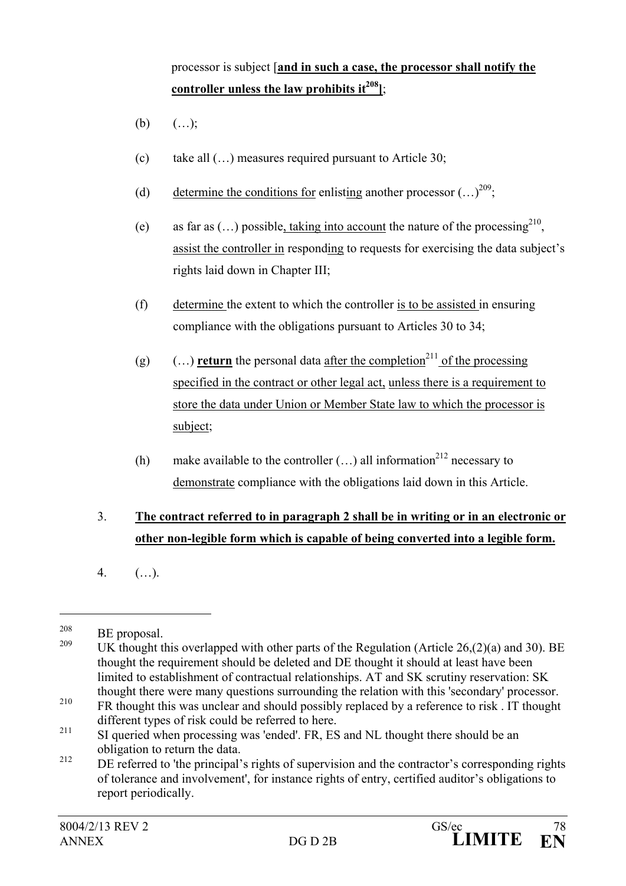processor is subject [**and in such a case, the processor shall notify the controller unless the law prohibits it**[208]];

(b) (…);

(c) take all (…) measures required pursuant to Article 30;

(d) determine the conditions for enlisting another processor (…)[209];

(e) as far as (…) possible, taking into account the nature of the processing[210], assist the controller in responding to requests for exercising the data subject's rights laid down in Chapter III;

(f) determine the extent to which the controller is to be assisted in ensuring compliance with the obligations pursuant to Articles 30 to 34;

(g) (…) **return** the personal data after the completion[211] of the processing specified in the contract or other legal act, unless there is a requirement to store the data under Union or Member State law to which the processor is subject;

(h) make available to the controller (…) all information[212] necessary to demonstrate compliance with the obligations laid down in this Article.

3. **The contract referred to in paragraph 2 shall be in writing or in an electronic or other non-legible form which is capable of being converted into a legible form.**

4. (…).

---

[208] BE proposal.

[209] UK thought this overlapped with other parts of the Regulation (Article 26,(2)(a) and 30). BE thought the requirement should be deleted and DE thought it should at least have been limited to establishment of contractual relationships. AT and SK scrutiny reservation: SK thought there were many questions surrounding the relation with this 'secondary' processor.

[210] FR thought this was unclear and should possibly replaced by a reference to risk . IT thought different types of risk could be referred to here.

[211] SI queried when processing was 'ended'. FR, ES and NL thought there should be an obligation to return the data.

[212] DE referred to 'the principal's rights of supervision and the contractor's corresponding rights of tolerance and involvement', for instance rights of entry, certified auditor's obligations to report periodically.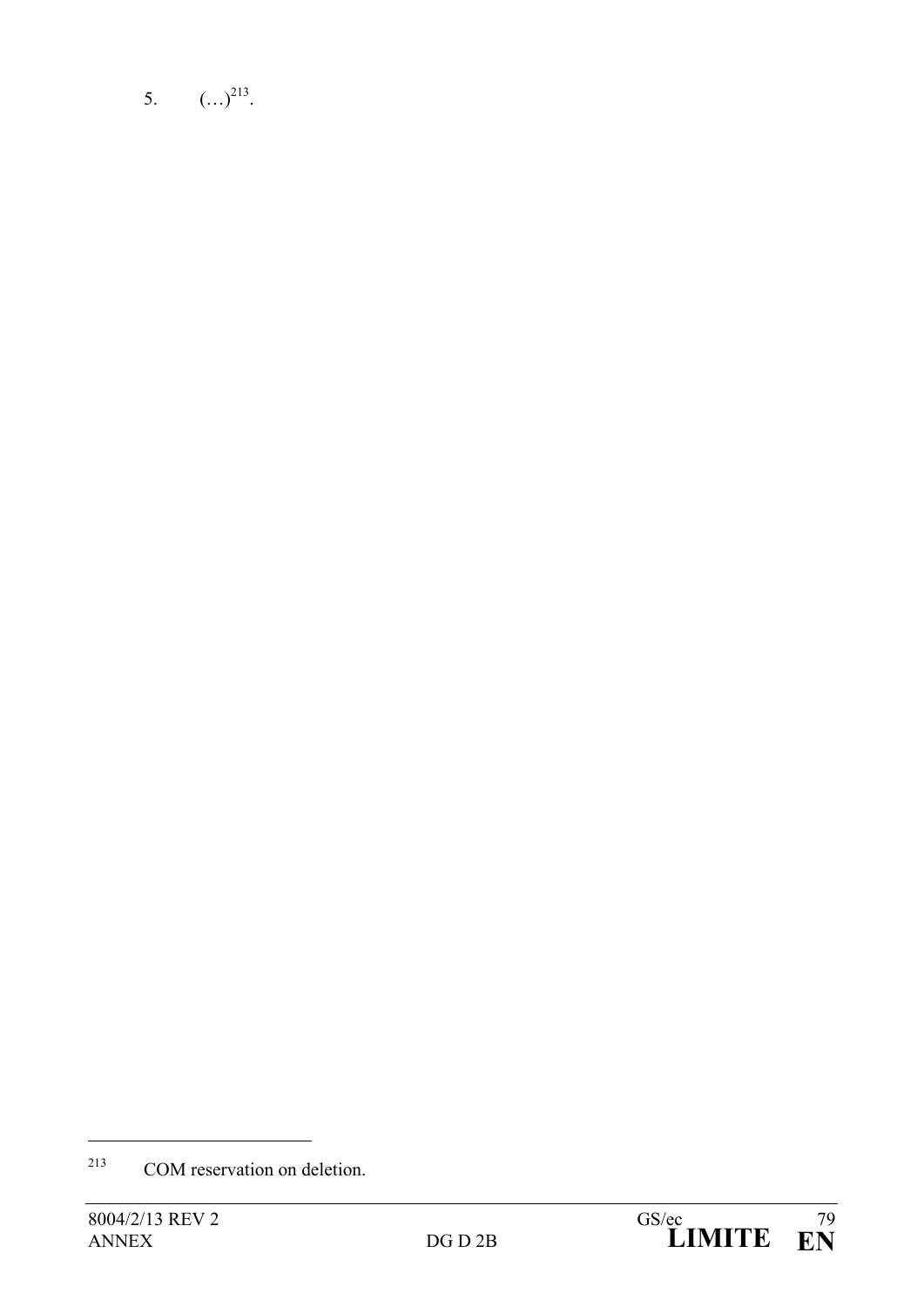5. (…)[213].

[213] COM reservation on deletion.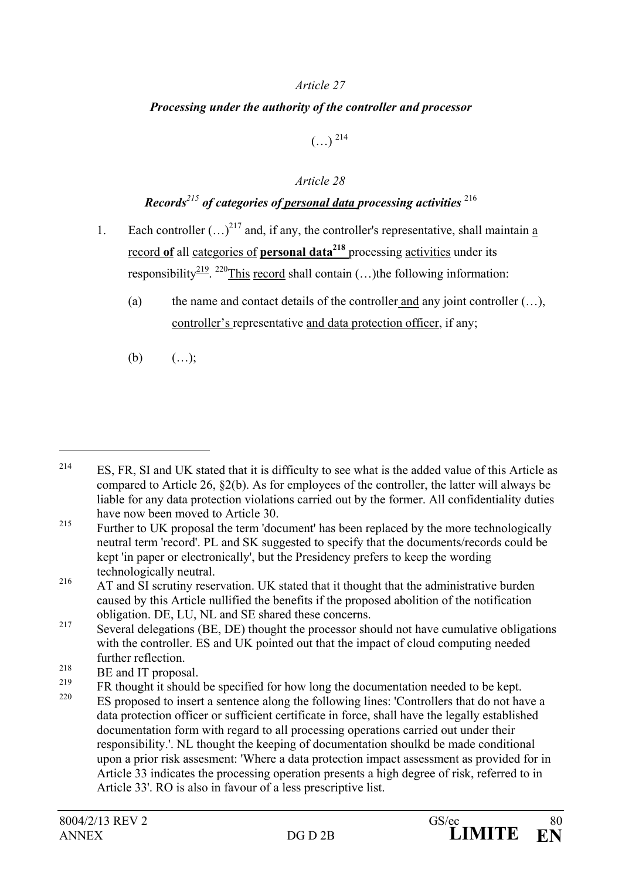*Article 27*

***Processing under the authority of the controller and processor***

(…) [214]

*Article 28*

***Records[215] of categories of personal data processing activities*** [216]

1. Each controller (…)[217] and, if any, the controller's representative, shall maintain a record **of** all categories of **personal data[218]** processing activities under its responsibility[219]. [220]This record shall contain (…)the following information:

   (a) the name and contact details of the controller and any joint controller (…), controller's representative and data protection officer, if any;

   (b) (…);

---

[214] ES, FR, SI and UK stated that it is difficulty to see what is the added value of this Article as compared to Article 26, §2(b). As for employees of the controller, the latter will always be liable for any data protection violations carried out by the former. All confidentiality duties have now been moved to Article 30.

[215] Further to UK proposal the term 'document' has been replaced by the more technologically neutral term 'record'. PL and SK suggested to specify that the documents/records could be kept 'in paper or electronically', but the Presidency prefers to keep the wording technologically neutral.

[216] AT and SI scrutiny reservation. UK stated that it thought that the administrative burden caused by this Article nullified the benefits if the proposed abolition of the notification obligation. DE, LU, NL and SE shared these concerns.

[217] Several delegations (BE, DE) thought the processor should not have cumulative obligations with the controller. ES and UK pointed out that the impact of cloud computing needed further reflection.

[218] BE and IT proposal.

[219] FR thought it should be specified for how long the documentation needed to be kept.

[220] ES proposed to insert a sentence along the following lines: 'Controllers that do not have a data protection officer or sufficient certificate in force, shall have the legally established documentation form with regard to all processing operations carried out under their responsibility.'. NL thought the keeping of documentation shoulkd be made conditional upon a prior risk assesment: 'Where a data protection impact assessment as provided for in Article 33 indicates the processing operation presents a high degree of risk, referred to in Article 33'. RO is also in favour of a less prescriptive list.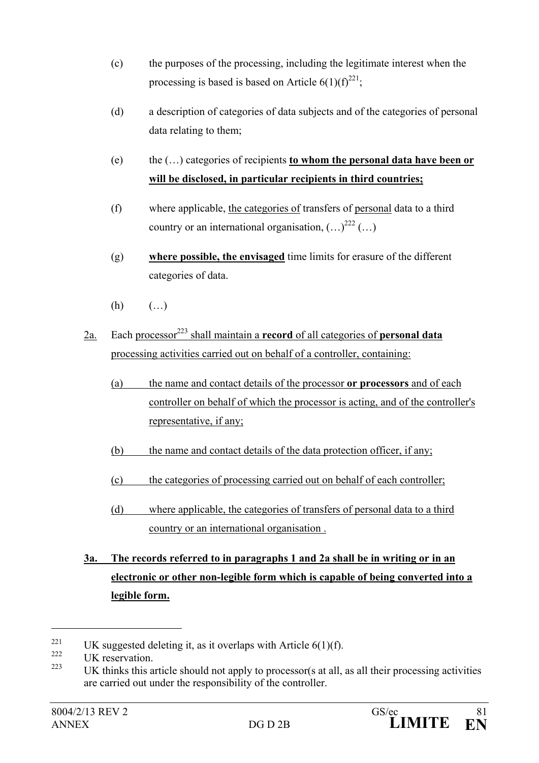(c) the purposes of the processing, including the legitimate interest when the processing is based is based on Article 6(1)(f)[221];

(d) a description of categories of data subjects and of the categories of personal data relating to them;

(e) the (…) categories of recipients **to whom the personal data have been or will be disclosed, in particular recipients in third countries;**

(f) where applicable, the categories of transfers of personal data to a third country or an international organisation, (…)[222] (…)

(g) **where possible, the envisaged** time limits for erasure of the different categories of data.

(h) (…)

2a. Each processor[223] shall maintain a **record** of all categories of **personal data** processing activities carried out on behalf of a controller, containing:

(a) the name and contact details of the processor **or processors** and of each controller on behalf of which the processor is acting, and of the controller's representative, if any;

(b) the name and contact details of the data protection officer, if any;

(c) the categories of processing carried out on behalf of each controller;

(d) where applicable, the categories of transfers of personal data to a third country or an international organisation .

**3a. The records referred to in paragraphs 1 and 2a shall be in writing or in an electronic or other non-legible form which is capable of being converted into a legible form.**

---

[221] UK suggested deleting it, as it overlaps with Article 6(1)(f).

[222] UK reservation.

[223] UK thinks this article should not apply to processor(s at all, as all their processing activities are carried out under the responsibility of the controller.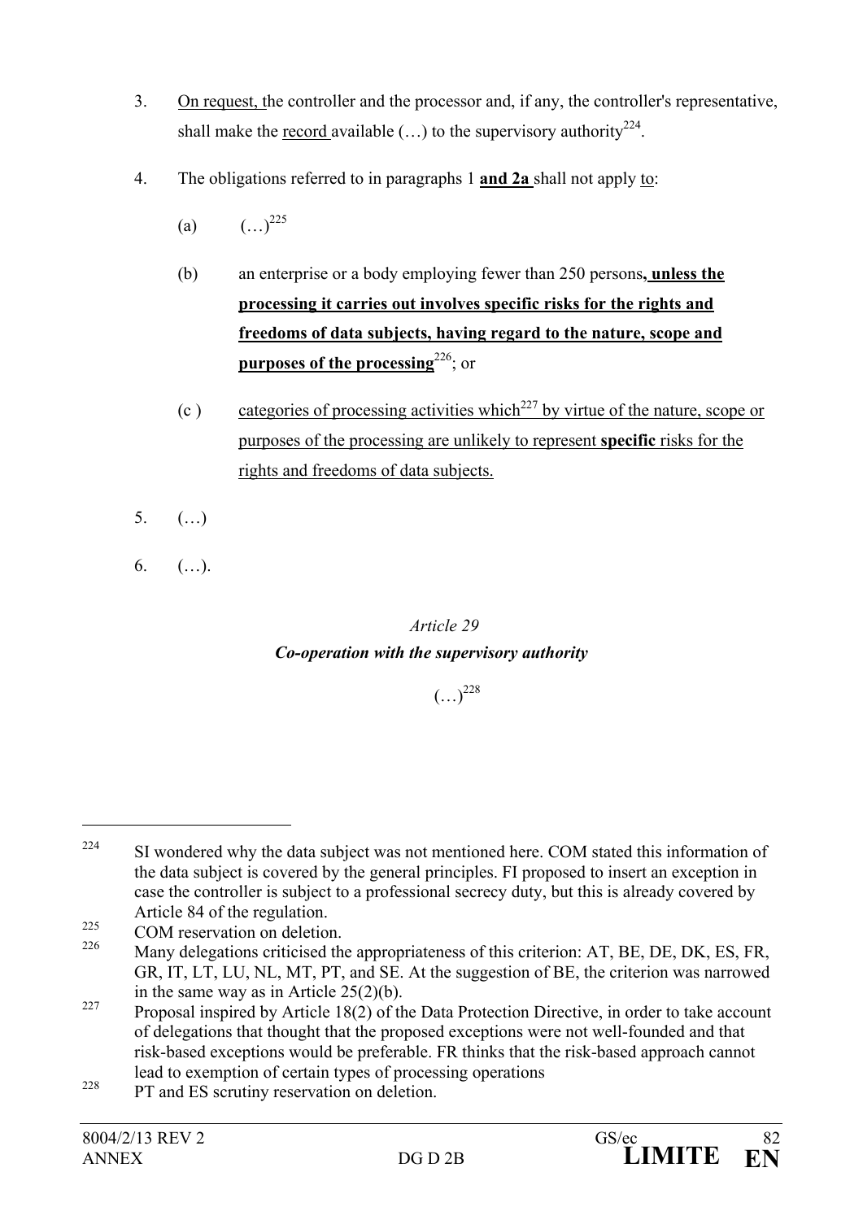3. On request, the controller and the processor and, if any, the controller's representative, shall make the record available (…) to the supervisory authority[224].

4. The obligations referred to in paragraphs 1 **and 2a** shall not apply to:

   (a) (…)[225]

   (b) an enterprise or a body employing fewer than 250 persons**, unless the processing it carries out involves specific risks for the rights and freedoms of data subjects, having regard to the nature, scope and purposes of the processing**[226]; or

   (c ) categories of processing activities which[227] by virtue of the nature, scope or purposes of the processing are unlikely to represent **specific** risks for the rights and freedoms of data subjects.

5. (…)

6. (…).

*Article 29*

***Co-operation with the supervisory authority***

(…)[228]

---

[224] SI wondered why the data subject was not mentioned here. COM stated this information of the data subject is covered by the general principles. FI proposed to insert an exception in case the controller is subject to a professional secrecy duty, but this is already covered by Article 84 of the regulation.

[225] COM reservation on deletion.

[226] Many delegations criticised the appropriateness of this criterion: AT, BE, DE, DK, ES, FR, GR, IT, LT, LU, NL, MT, PT, and SE. At the suggestion of BE, the criterion was narrowed in the same way as in Article 25(2)(b).

[227] Proposal inspired by Article 18(2) of the Data Protection Directive, in order to take account of delegations that thought that the proposed exceptions were not well-founded and that risk-based exceptions would be preferable. FR thinks that the risk-based approach cannot lead to exemption of certain types of processing operations

[228] PT and ES scrutiny reservation on deletion.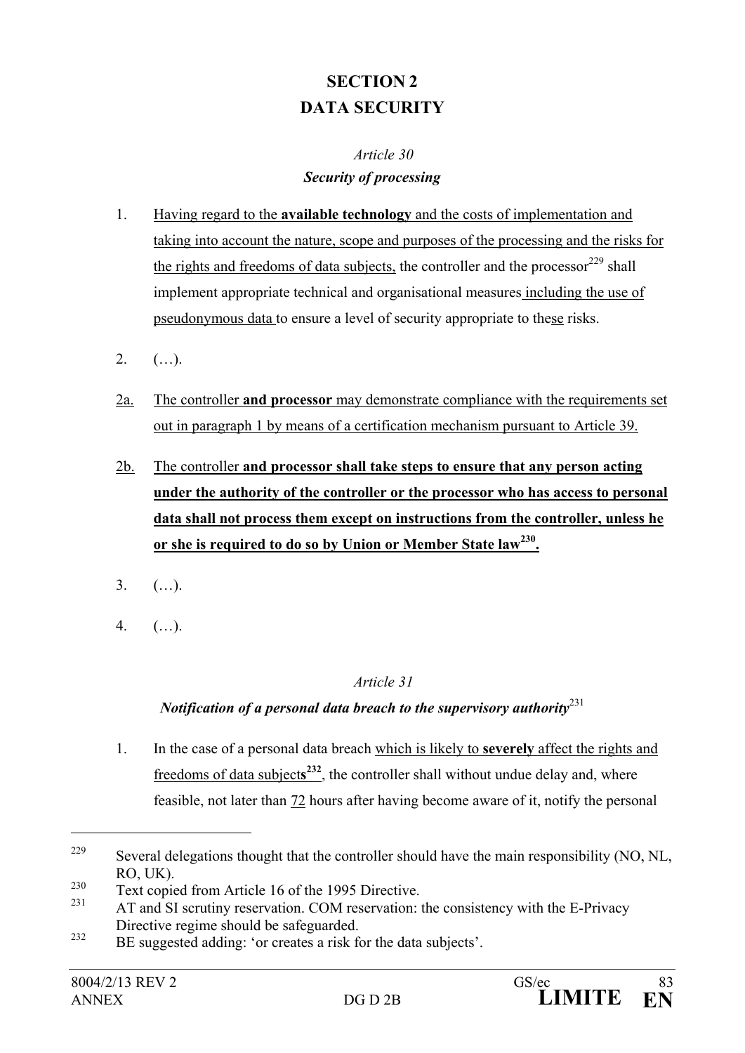# SECTION 2
# DATA SECURITY

*Article 30*
***Security of processing***

1. Having regard to the **available technology** and the costs of implementation and taking into account the nature, scope and purposes of the processing and the risks for the rights and freedoms of data subjects, the controller and the processor[229] shall implement appropriate technical and organisational measures including the use of pseudonymous data to ensure a level of security appropriate to these risks.

2. (…).

2a. The controller **and processor** may demonstrate compliance with the requirements set out in paragraph 1 by means of a certification mechanism pursuant to Article 39.

2b. The controller **and processor shall take steps to ensure that any person acting under the authority of the controller or the processor who has access to personal data shall not process them except on instructions from the controller, unless he or she is required to do so by Union or Member State law[230].**

3. (…).

4. (…).

*Article 31*
***Notification of a personal data breach to the supervisory authority***[231]

1. In the case of a personal data breach which is likely to **severely** affect the rights and freedoms of data subject**s**[232], the controller shall without undue delay and, where feasible, not later than 72 hours after having become aware of it, notify the personal

---

[229] Several delegations thought that the controller should have the main responsibility (NO, NL, RO, UK).

[230] Text copied from Article 16 of the 1995 Directive.

[231] AT and SI scrutiny reservation. COM reservation: the consistency with the E-Privacy Directive regime should be safeguarded.

[232] BE suggested adding: 'or creates a risk for the data subjects'.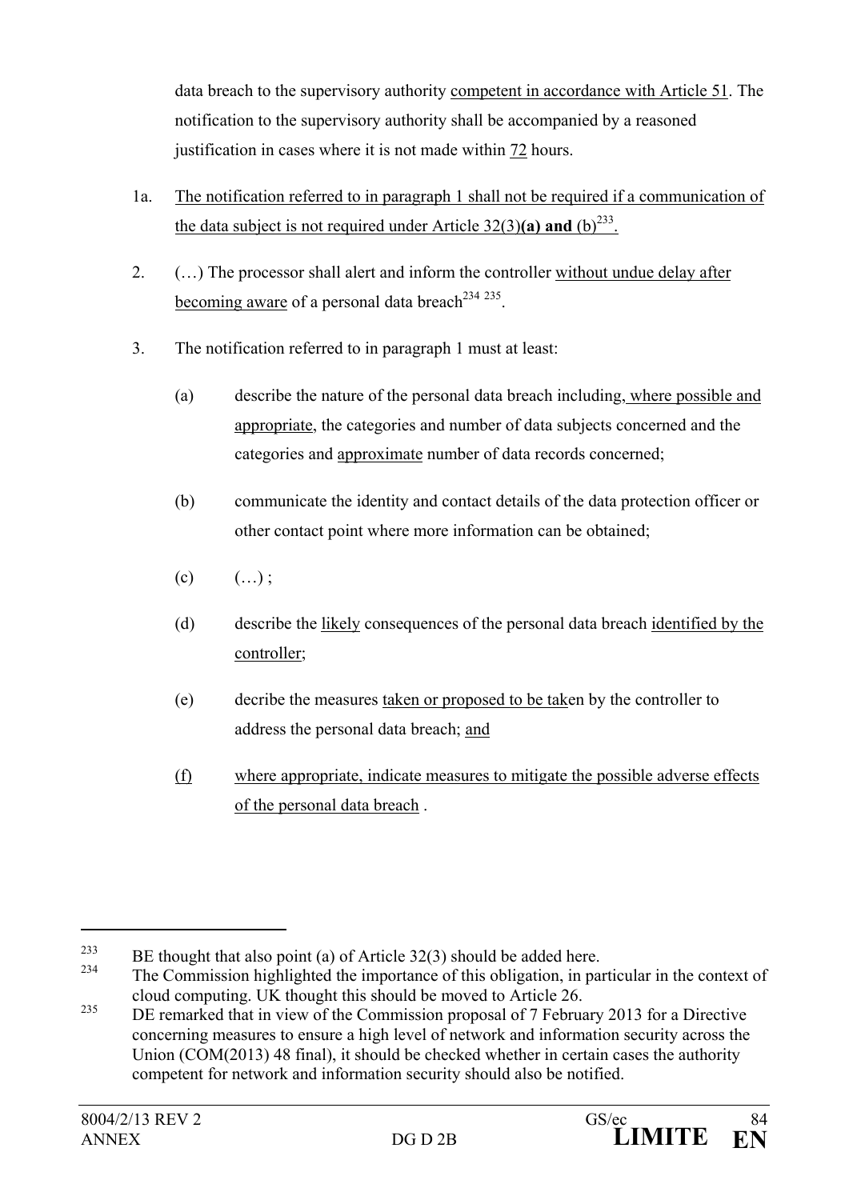data breach to the supervisory authority competent in accordance with Article 51. The notification to the supervisory authority shall be accompanied by a reasoned justification in cases where it is not made within 72 hours.

1a. The notification referred to in paragraph 1 shall not be required if a communication of the data subject is not required under Article 32(3)**(a) and** (b)[233].

2. (…) The processor shall alert and inform the controller without undue delay after becoming aware of a personal data breach[234 235].

3. The notification referred to in paragraph 1 must at least:

   (a) describe the nature of the personal data breach including, where possible and appropriate, the categories and number of data subjects concerned and the categories and approximate number of data records concerned;

   (b) communicate the identity and contact details of the data protection officer or other contact point where more information can be obtained;

   (c) (…) ;

   (d) describe the likely consequences of the personal data breach identified by the controller;

   (e) decribe the measures taken or proposed to be taken by the controller to address the personal data breach; and

   (f) where appropriate, indicate measures to mitigate the possible adverse effects of the personal data breach .

---

[233] BE thought that also point (a) of Article 32(3) should be added here.

[234] The Commission highlighted the importance of this obligation, in particular in the context of cloud computing. UK thought this should be moved to Article 26.

[235] DE remarked that in view of the Commission proposal of 7 February 2013 for a Directive concerning measures to ensure a high level of network and information security across the Union (COM(2013) 48 final), it should be checked whether in certain cases the authority competent for network and information security should also be notified.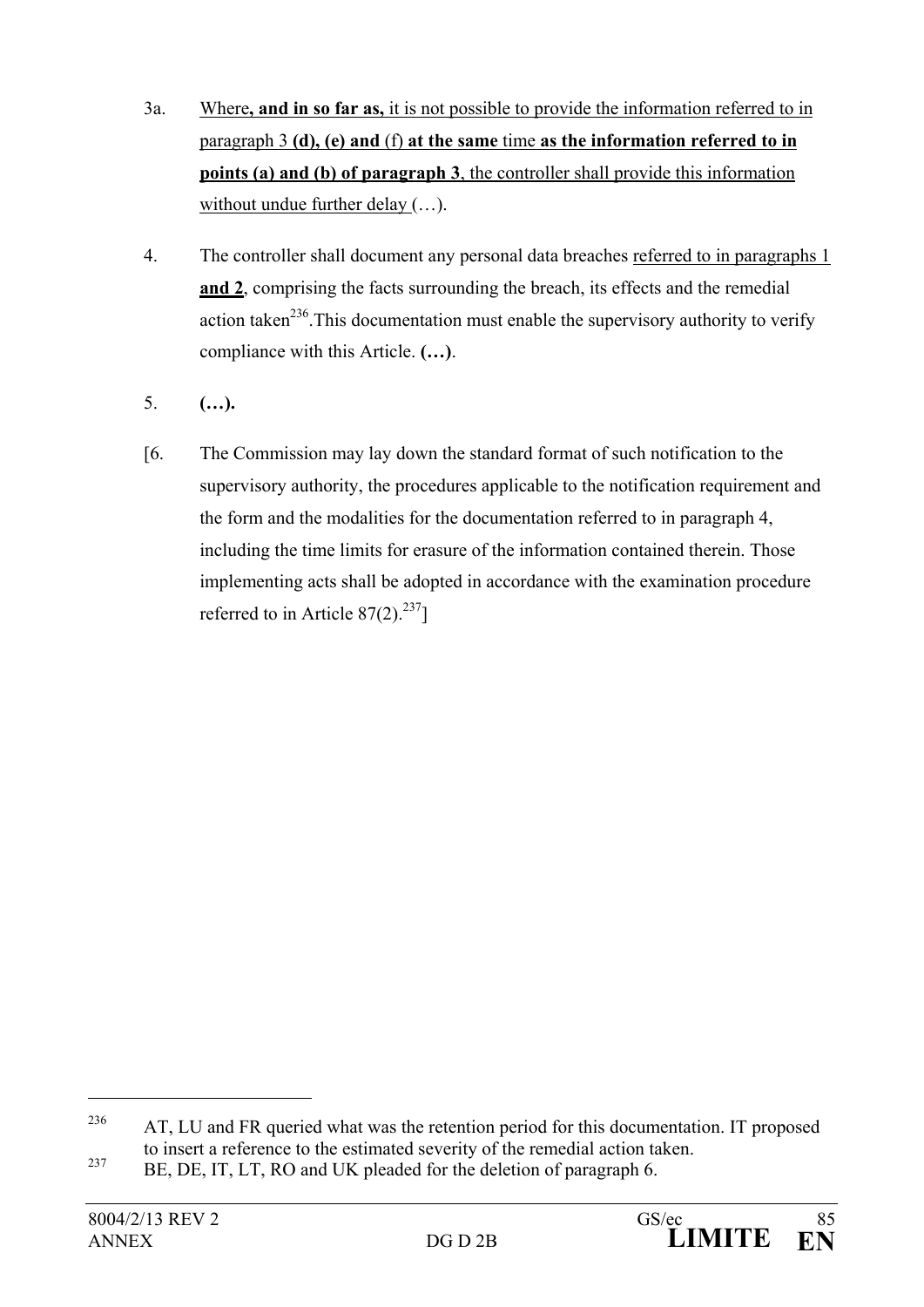3a. Where**, and in so far as,** it is not possible to provide the information referred to in paragraph 3 **(d), (e) and** (f) **at the same** time **as the information referred to in points (a) and (b) of paragraph 3**, the controller shall provide this information without undue further delay (…).

4. The controller shall document any personal data breaches referred to in paragraphs 1 **and 2**, comprising the facts surrounding the breach, its effects and the remedial action taken[236].This documentation must enable the supervisory authority to verify compliance with this Article. **(…)**.

5. **(…).**

[6. The Commission may lay down the standard format of such notification to the supervisory authority, the procedures applicable to the notification requirement and the form and the modalities for the documentation referred to in paragraph 4, including the time limits for erasure of the information contained therein. Those implementing acts shall be adopted in accordance with the examination procedure referred to in Article 87(2).[237]]

---

[236] AT, LU and FR queried what was the retention period for this documentation. IT proposed to insert a reference to the estimated severity of the remedial action taken.

[237] BE, DE, IT, LT, RO and UK pleaded for the deletion of paragraph 6.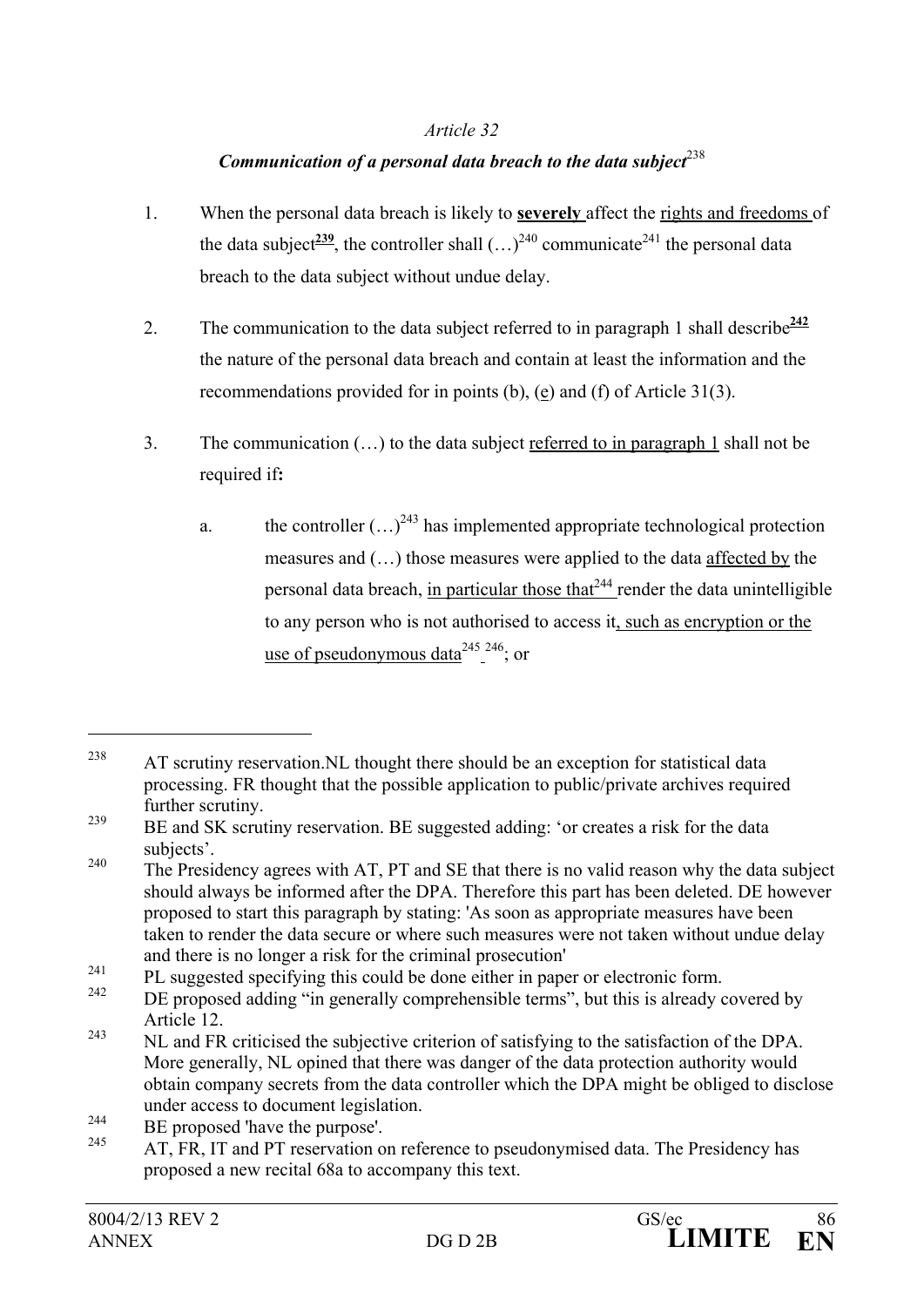*Article 32*

***Communication of a personal data breach to the data subject***[238]

1. When the personal data breach is likely to **severely** affect the rights and freedoms of the data subject**[239]**, the controller shall (…)[240] communicate[241] the personal data breach to the data subject without undue delay.

2. The communication to the data subject referred to in paragraph 1 shall describe**[242]** the nature of the personal data breach and contain at least the information and the recommendations provided for in points (b), (e) and (f) of Article 31(3).

3. The communication (…) to the data subject referred to in paragraph 1 shall not be required if**:**

   a. the controller (…)[243] has implemented appropriate technological protection measures and (…) those measures were applied to the data affected by the personal data breach, in particular those that[244] render the data unintelligible to any person who is not authorised to access it, such as encryption or the use of pseudonymous data[245] [246]; or

---

[238] AT scrutiny reservation.NL thought there should be an exception for statistical data processing. FR thought that the possible application to public/private archives required further scrutiny.

[239] BE and SK scrutiny reservation. BE suggested adding: 'or creates a risk for the data subjects'.

[240] The Presidency agrees with AT, PT and SE that there is no valid reason why the data subject should always be informed after the DPA. Therefore this part has been deleted. DE however proposed to start this paragraph by stating: 'As soon as appropriate measures have been taken to render the data secure or where such measures were not taken without undue delay and there is no longer a risk for the criminal prosecution'

[241] PL suggested specifying this could be done either in paper or electronic form.

[242] DE proposed adding "in generally comprehensible terms", but this is already covered by Article 12.

[243] NL and FR criticised the subjective criterion of satisfying to the satisfaction of the DPA. More generally, NL opined that there was danger of the data protection authority would obtain company secrets from the data controller which the DPA might be obliged to disclose under access to document legislation.

[244] BE proposed 'have the purpose'.

[245] AT, FR, IT and PT reservation on reference to pseudonymised data. The Presidency has proposed a new recital 68a to accompany this text.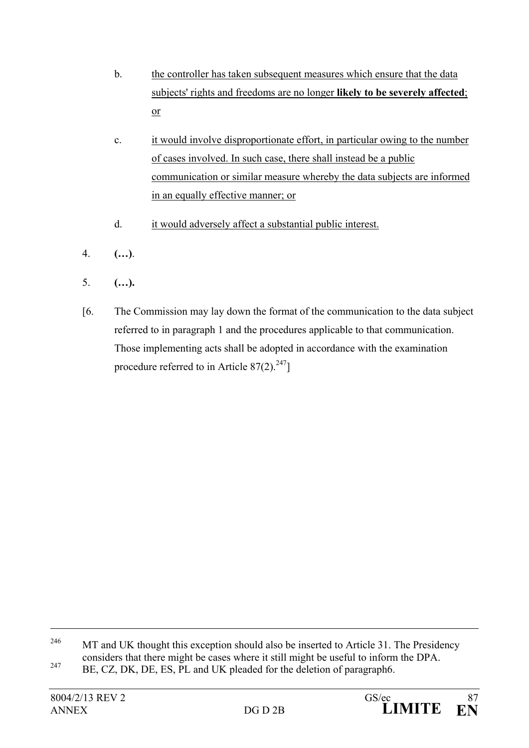b. the controller has taken subsequent measures which ensure that the data subjects' rights and freedoms are no longer **likely to be severely affected**; or

c. it would involve disproportionate effort, in particular owing to the number of cases involved. In such case, there shall instead be a public communication or similar measure whereby the data subjects are informed in an equally effective manner; or

d. it would adversely affect a substantial public interest.

4. **(…)**.

5. **(…).**

[6. The Commission may lay down the format of the communication to the data subject referred to in paragraph 1 and the procedures applicable to that communication. Those implementing acts shall be adopted in accordance with the examination procedure referred to in Article 87(2).[247]]

---

[246] MT and UK thought this exception should also be inserted to Article 31. The Presidency considers that there might be cases where it still might be useful to inform the DPA.

[247] BE, CZ, DK, DE, ES, PL and UK pleaded for the deletion of paragraph6.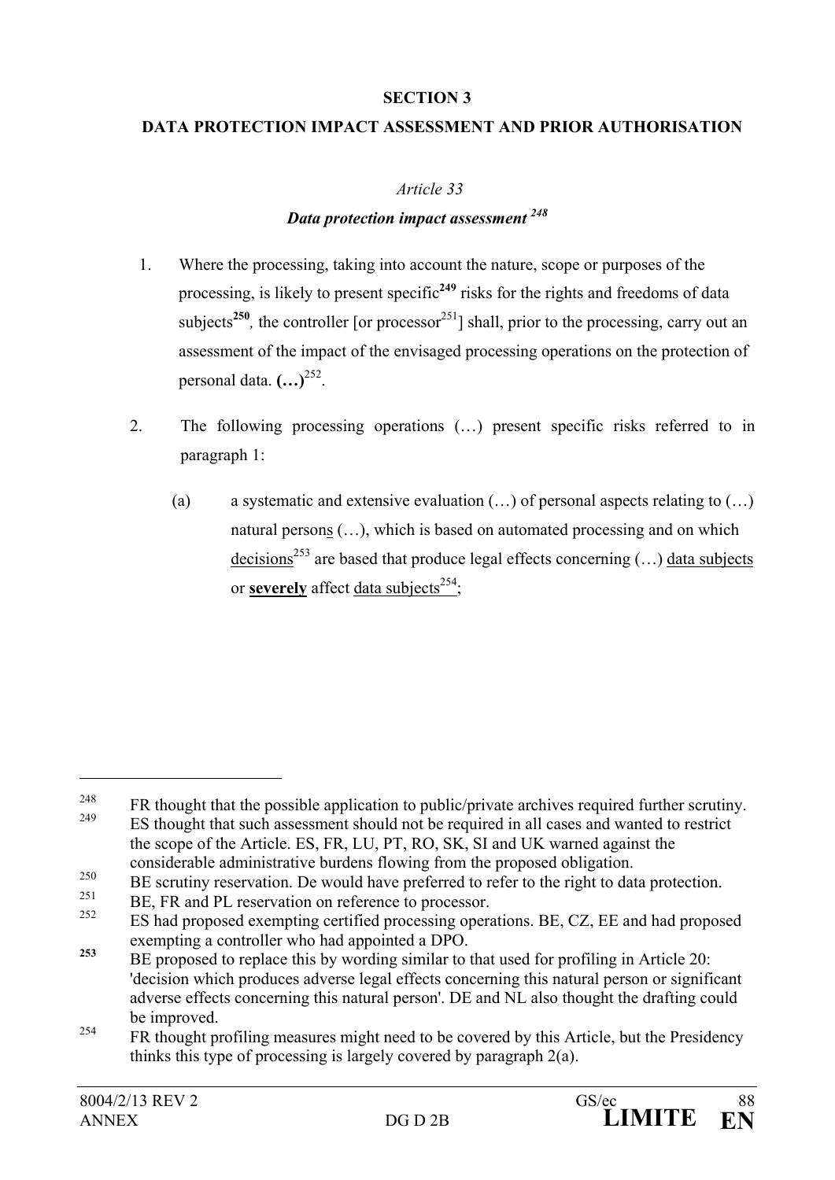**SECTION 3**

**DATA PROTECTION IMPACT ASSESSMENT AND PRIOR AUTHORISATION**

*Article 33*

***Data protection impact assessment*** [248]

1. Where the processing, taking into account the nature, scope or purposes of the processing, is likely to present specific**[249]** risks for the rights and freedoms of data subjects**[250]**, the controller [or processor[251]] shall, prior to the processing, carry out an assessment of the impact of the envisaged processing operations on the protection of personal data. **(…)**[252].

2. The following processing operations (…) present specific risks referred to in paragraph 1:

   (a) a systematic and extensive evaluation (…) of personal aspects relating to (…) natural person<u>s</u> (…), which is based on automated processing and on which <u>decisions</u>[253] are based that produce legal effects concerning (…) <u>data subjects</u> or <u>**severely**</u> affect <u>data subjects</u>[254];

---

[248] FR thought that the possible application to public/private archives required further scrutiny.

[249] ES thought that such assessment should not be required in all cases and wanted to restrict the scope of the Article. ES, FR, LU, PT, RO, SK, SI and UK warned against the considerable administrative burdens flowing from the proposed obligation.

[250] BE scrutiny reservation. De would have preferred to refer to the right to data protection.

[251] BE, FR and PL reservation on reference to processor.

[252] ES had proposed exempting certified processing operations. BE, CZ, EE and had proposed exempting a controller who had appointed a DPO.

**[253]** BE proposed to replace this by wording similar to that used for profiling in Article 20: 'decision which produces adverse legal effects concerning this natural person or significant adverse effects concerning this natural person'. DE and NL also thought the drafting could be improved.

[254] FR thought profiling measures might need to be covered by this Article, but the Presidency thinks this type of processing is largely covered by paragraph 2(a).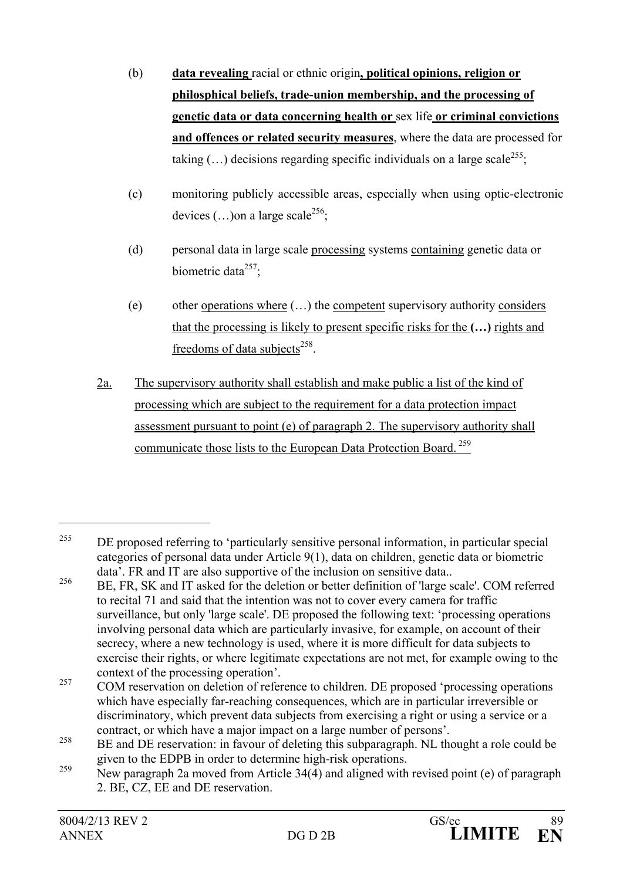(b) **data revealing** racial or ethnic origin**, political opinions, religion or philosphical beliefs, trade-union membership, and the processing of genetic data or data concerning health or** sex life **or criminal convictions and offences or related security measures**, where the data are processed for taking (…) decisions regarding specific individuals on a large scale[255];

(c) monitoring publicly accessible areas, especially when using optic-electronic devices (…)on a large scale[256];

(d) personal data in large scale processing systems containing genetic data or biometric data[257];

(e) other operations where (…) the competent supervisory authority considers that the processing is likely to present specific risks for the **(…)** rights and freedoms of data subjects[258].

2a. The supervisory authority shall establish and make public a list of the kind of processing which are subject to the requirement for a data protection impact assessment pursuant to point (e) of paragraph 2. The supervisory authority shall communicate those lists to the European Data Protection Board. [259]

---

[255] DE proposed referring to 'particularly sensitive personal information, in particular special categories of personal data under Article 9(1), data on children, genetic data or biometric data'. FR and IT are also supportive of the inclusion on sensitive data..

[256] BE, FR, SK and IT asked for the deletion or better definition of 'large scale'. COM referred to recital 71 and said that the intention was not to cover every camera for traffic surveillance, but only 'large scale'. DE proposed the following text: 'processing operations involving personal data which are particularly invasive, for example, on account of their secrecy, where a new technology is used, where it is more difficult for data subjects to exercise their rights, or where legitimate expectations are not met, for example owing to the context of the processing operation'.

[257] COM reservation on deletion of reference to children. DE proposed 'processing operations which have especially far-reaching consequences, which are in particular irreversible or discriminatory, which prevent data subjects from exercising a right or using a service or a contract, or which have a major impact on a large number of persons'.

[258] BE and DE reservation: in favour of deleting this subparagraph. NL thought a role could be given to the EDPB in order to determine high-risk operations.

[259] New paragraph 2a moved from Article 34(4) and aligned with revised point (e) of paragraph 2. BE, CZ, EE and DE reservation.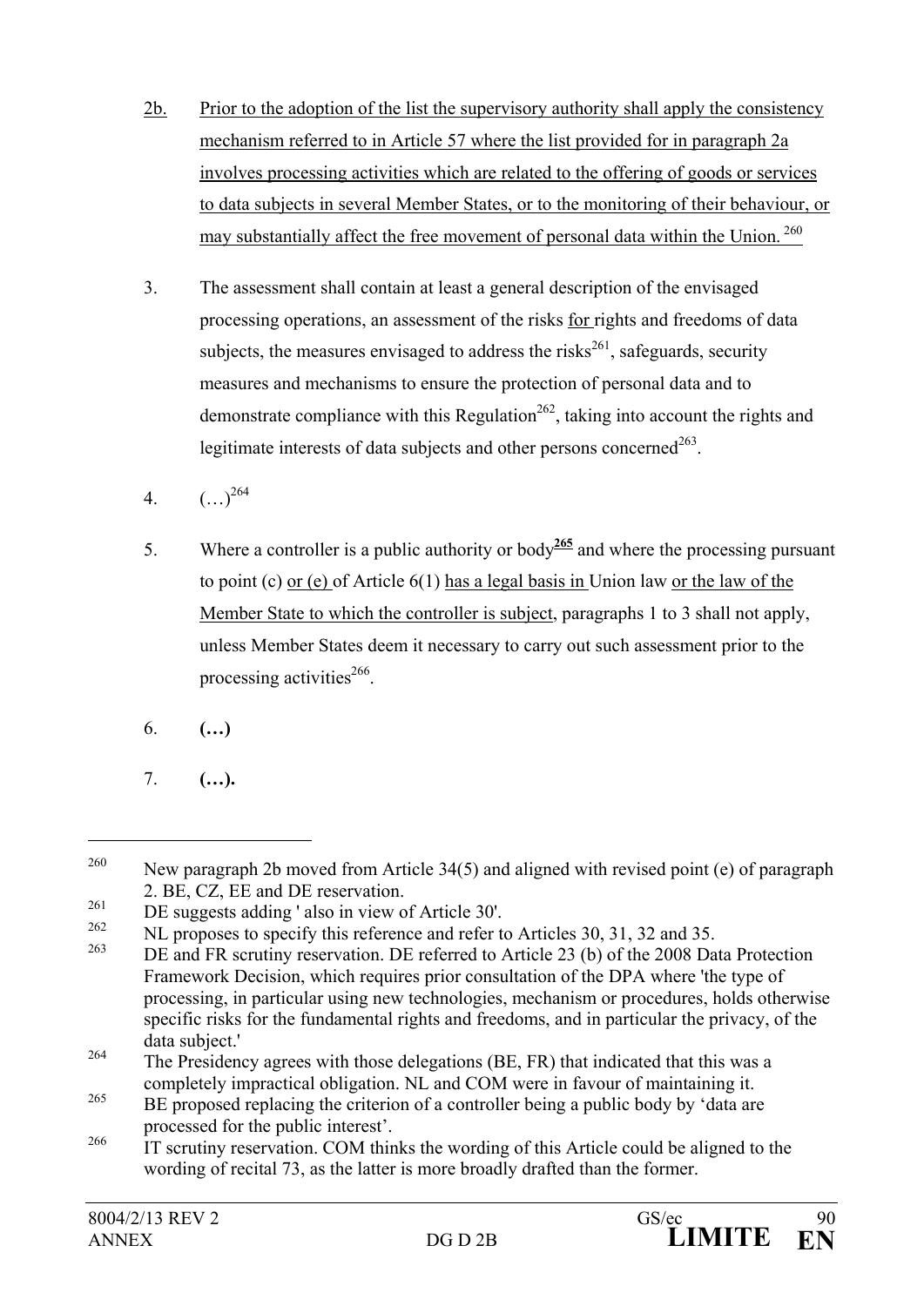2b. Prior to the adoption of the list the supervisory authority shall apply the consistency mechanism referred to in Article 57 where the list provided for in paragraph 2a involves processing activities which are related to the offering of goods or services to data subjects in several Member States, or to the monitoring of their behaviour, or may substantially affect the free movement of personal data within the Union.[260]

3. The assessment shall contain at least a general description of the envisaged processing operations, an assessment of the risks for rights and freedoms of data subjects, the measures envisaged to address the risks[261], safeguards, security measures and mechanisms to ensure the protection of personal data and to demonstrate compliance with this Regulation[262], taking into account the rights and legitimate interests of data subjects and other persons concerned[263].

4. (…)[264]

5. Where a controller is a public authority or body[265] and where the processing pursuant to point (c) or (e) of Article 6(1) has a legal basis in Union law or the law of the Member State to which the controller is subject, paragraphs 1 to 3 shall not apply, unless Member States deem it necessary to carry out such assessment prior to the processing activities[266].

6. **(…)**

7. **(…).**

---

[260] New paragraph 2b moved from Article 34(5) and aligned with revised point (e) of paragraph 2. BE, CZ, EE and DE reservation.

[261] DE suggests adding ' also in view of Article 30'.

[262] NL proposes to specify this reference and refer to Articles 30, 31, 32 and 35.

[263] DE and FR scrutiny reservation. DE referred to Article 23 (b) of the 2008 Data Protection Framework Decision, which requires prior consultation of the DPA where 'the type of processing, in particular using new technologies, mechanism or procedures, holds otherwise specific risks for the fundamental rights and freedoms, and in particular the privacy, of the data subject.'

[264] The Presidency agrees with those delegations (BE, FR) that indicated that this was a completely impractical obligation. NL and COM were in favour of maintaining it.

[265] BE proposed replacing the criterion of a controller being a public body by 'data are processed for the public interest'.

[266] IT scrutiny reservation. COM thinks the wording of this Article could be aligned to the wording of recital 73, as the latter is more broadly drafted than the former.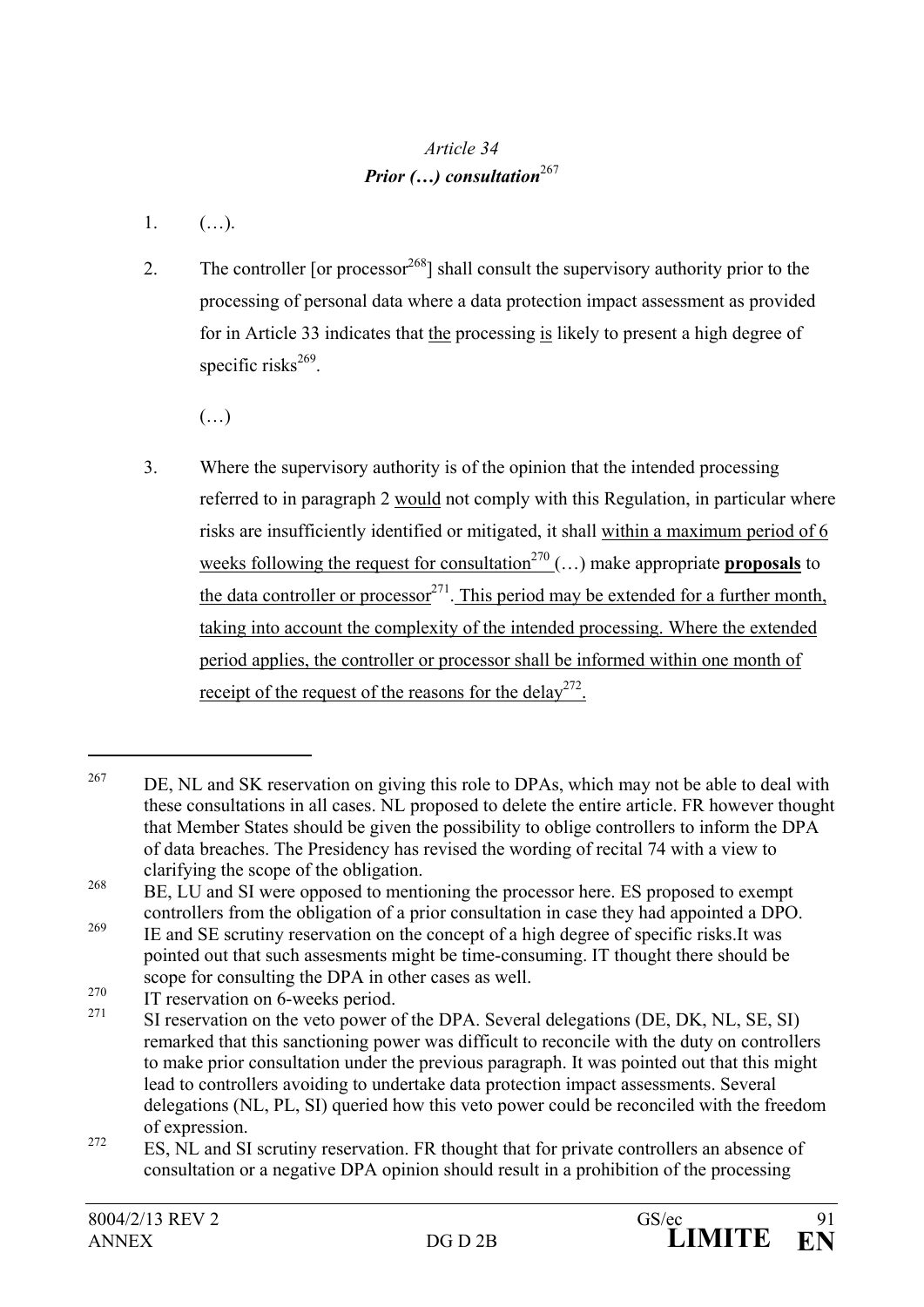*Article 34*

***Prior (…) consultation***[267]

1. (…).

2. The controller [or processor[268]] shall consult the supervisory authority prior to the processing of personal data where a data protection impact assessment as provided for in Article 33 indicates that <u>the</u> processing <u>is</u> likely to present a high degree of specific risks[269].

   (…)

3. Where the supervisory authority is of the opinion that the intended processing referred to in paragraph 2 <u>would</u> not comply with this Regulation, in particular where risks are insufficiently identified or mitigated, it shall <u>within a maximum period of 6 weeks following the request for consultation</u>[270] (…) make appropriate <u>**proposals**</u> to <u>the data controller or processor</u>[271]<u>. This period may be extended for a further month, taking into account the complexity of the intended processing. Where the extended period applies, the controller or processor shall be informed within one month of receipt of the request of the reasons for the delay</u>[272].

---

[267] DE, NL and SK reservation on giving this role to DPAs, which may not be able to deal with these consultations in all cases. NL proposed to delete the entire article. FR however thought that Member States should be given the possibility to oblige controllers to inform the DPA of data breaches. The Presidency has revised the wording of recital 74 with a view to clarifying the scope of the obligation.

[268] BE, LU and SI were opposed to mentioning the processor here. ES proposed to exempt controllers from the obligation of a prior consultation in case they had appointed a DPO.

[269] IE and SE scrutiny reservation on the concept of a high degree of specific risks.It was pointed out that such assesments might be time-consuming. IT thought there should be scope for consulting the DPA in other cases as well.

[270] IT reservation on 6-weeks period.

[271] SI reservation on the veto power of the DPA. Several delegations (DE, DK, NL, SE, SI) remarked that this sanctioning power was difficult to reconcile with the duty on controllers to make prior consultation under the previous paragraph. It was pointed out that this might lead to controllers avoiding to undertake data protection impact assessments. Several delegations (NL, PL, SI) queried how this veto power could be reconciled with the freedom of expression.

[272] ES, NL and SI scrutiny reservation. FR thought that for private controllers an absence of consultation or a negative DPA opinion should result in a prohibition of the processing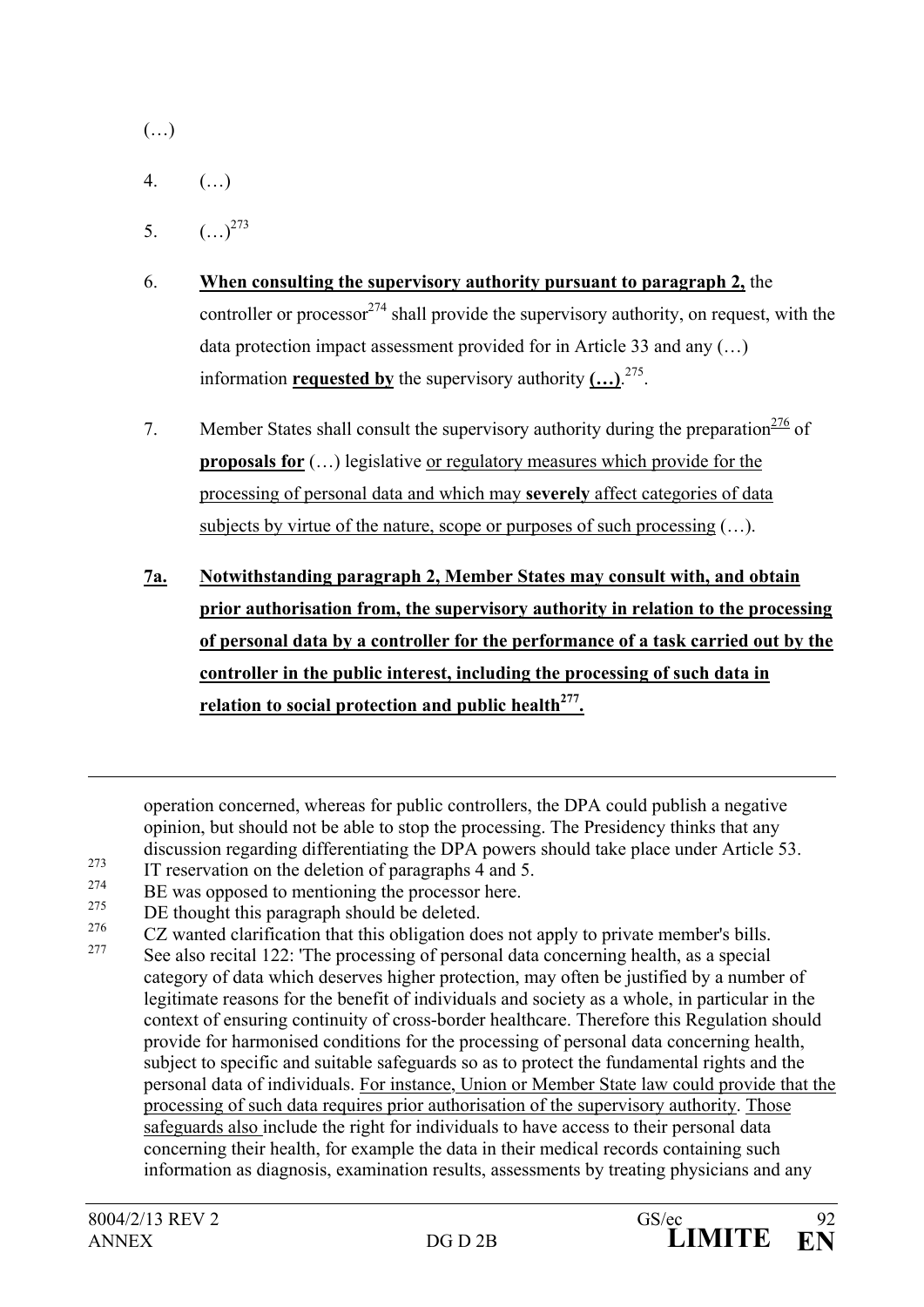(…)

4. (…)

5. (…)[273]

6. **When consulting the supervisory authority pursuant to paragraph 2,** the controller or processor[274] shall provide the supervisory authority, on request, with the data protection impact assessment provided for in Article 33 and any (…) information **requested by** the supervisory authority **(…)**.[275].

7. Member States shall consult the supervisory authority during the preparation[276] of **proposals for** (…) legislative or regulatory measures which provide for the processing of personal data and which may **severely** affect categories of data subjects by virtue of the nature, scope or purposes of such processing (…).

**7a. Notwithstanding paragraph 2, Member States may consult with, and obtain prior authorisation from, the supervisory authority in relation to the processing of personal data by a controller for the performance of a task carried out by the controller in the public interest, including the processing of such data in relation to social protection and public health[277].**

---

operation concerned, whereas for public controllers, the DPA could publish a negative opinion, but should not be able to stop the processing. The Presidency thinks that any discussion regarding differentiating the DPA powers should take place under Article 53.

[273] IT reservation on the deletion of paragraphs 4 and 5.

[274] BE was opposed to mentioning the processor here.

[275] DE thought this paragraph should be deleted.

[276] CZ wanted clarification that this obligation does not apply to private member's bills.

[277] See also recital 122: 'The processing of personal data concerning health, as a special category of data which deserves higher protection, may often be justified by a number of legitimate reasons for the benefit of individuals and society as a whole, in particular in the context of ensuring continuity of cross-border healthcare. Therefore this Regulation should provide for harmonised conditions for the processing of personal data concerning health, subject to specific and suitable safeguards so as to protect the fundamental rights and the personal data of individuals. For instance, Union or Member State law could provide that the processing of such data requires prior authorisation of the supervisory authority. Those safeguards also include the right for individuals to have access to their personal data concerning their health, for example the data in their medical records containing such information as diagnosis, examination results, assessments by treating physicians and any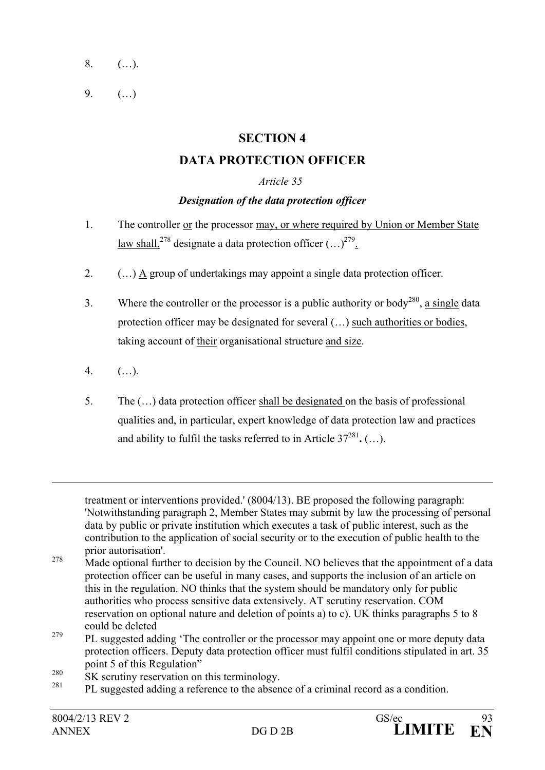8. (…).

9. (…)

## SECTION 4

## DATA PROTECTION OFFICER

*Article 35*

***Designation of the data protection officer***

1. The controller or the processor may, or where required by Union or Member State law shall,[278] designate a data protection officer (…)[279].

2. (…) A group of undertakings may appoint a single data protection officer.

3. Where the controller or the processor is a public authority or body[280], a single data protection officer may be designated for several (…) such authorities or bodies, taking account of their organisational structure and size.

4. (…).

5. The (…) data protection officer shall be designated on the basis of professional qualities and, in particular, expert knowledge of data protection law and practices and ability to fulfil the tasks referred to in Article 37[281]**.** (…).

---

treatment or interventions provided.' (8004/13). BE proposed the following paragraph: 'Notwithstanding paragraph 2, Member States may submit by law the processing of personal data by public or private institution which executes a task of public interest, such as the contribution to the application of social security or to the execution of public health to the prior autorisation'.

[278] Made optional further to decision by the Council. NO believes that the appointment of a data protection officer can be useful in many cases, and supports the inclusion of an article on this in the regulation. NO thinks that the system should be mandatory only for public authorities who process sensitive data extensively. AT scrutiny reservation. COM reservation on optional nature and deletion of points a) to c). UK thinks paragraphs 5 to 8 could be deleted

[279] PL suggested adding 'The controller or the processor may appoint one or more deputy data protection officers. Deputy data protection officer must fulfil conditions stipulated in art. 35 point 5 of this Regulation"

[280] SK scrutiny reservation on this terminology.

[281] PL suggested adding a reference to the absence of a criminal record as a condition.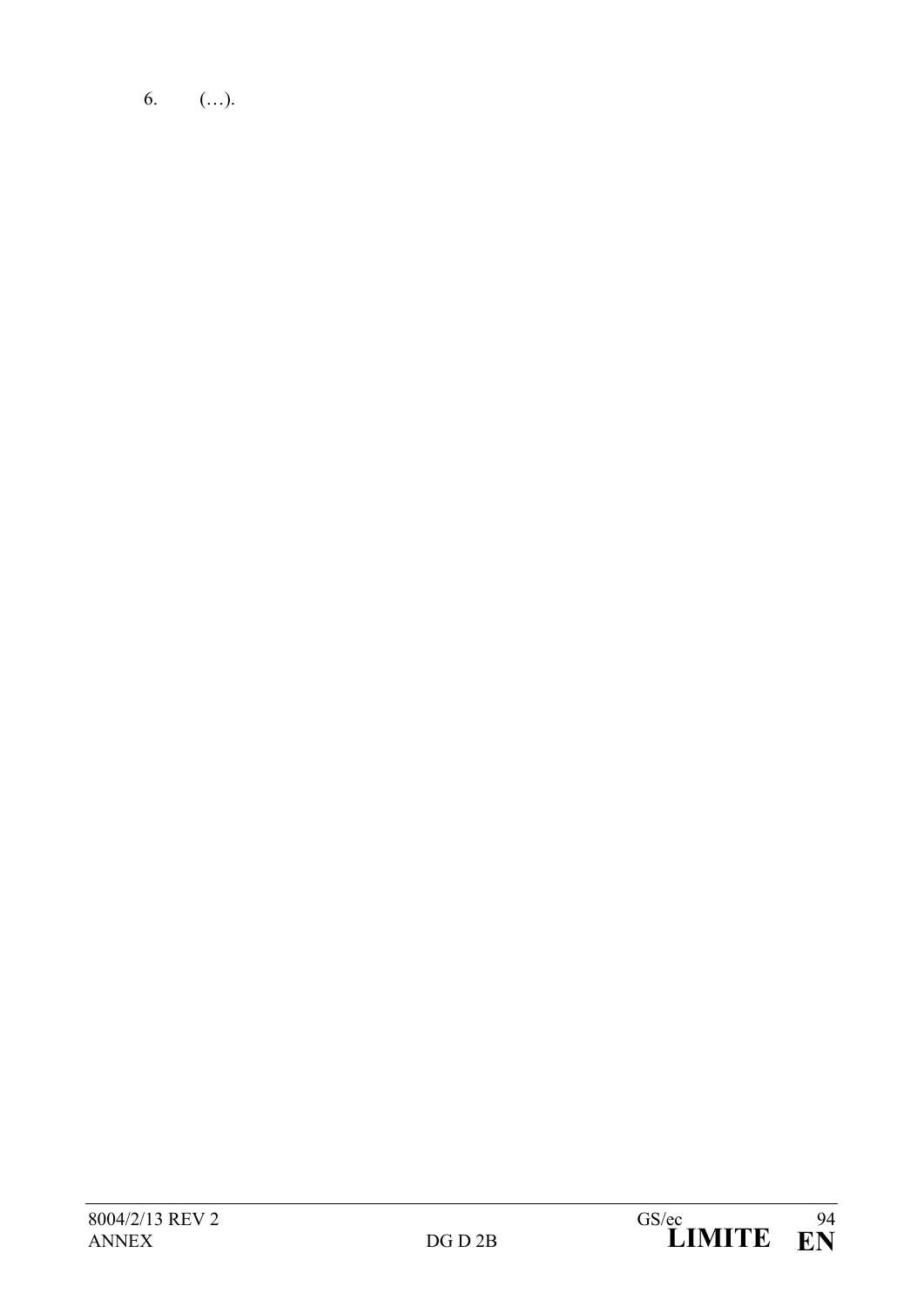6. (…).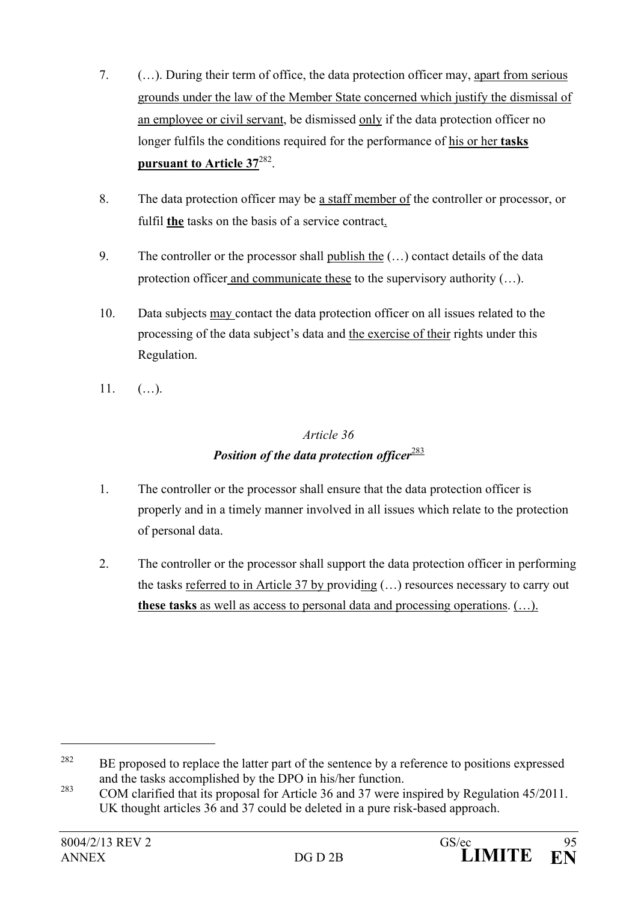7. (…). During their term of office, the data protection officer may, apart from serious grounds under the law of the Member State concerned which justify the dismissal of an employee or civil servant, be dismissed only if the data protection officer no longer fulfils the conditions required for the performance of his or her **tasks pursuant to Article 37**[282].

8. The data protection officer may be a staff member of the controller or processor, or fulfil **the** tasks on the basis of a service contract.

9. The controller or the processor shall publish the (…) contact details of the data protection officer and communicate these to the supervisory authority (…).

10. Data subjects may contact the data protection officer on all issues related to the processing of the data subject's data and the exercise of their rights under this Regulation.

11. (…).

*Article 36*

***Position of the data protection officer***[283]

1. The controller or the processor shall ensure that the data protection officer is properly and in a timely manner involved in all issues which relate to the protection of personal data.

2. The controller or the processor shall support the data protection officer in performing the tasks referred to in Article 37 by providing (…) resources necessary to carry out **these tasks** as well as access to personal data and processing operations. (…).

---

[282] BE proposed to replace the latter part of the sentence by a reference to positions expressed and the tasks accomplished by the DPO in his/her function.

[283] COM clarified that its proposal for Article 36 and 37 were inspired by Regulation 45/2011. UK thought articles 36 and 37 could be deleted in a pure risk-based approach.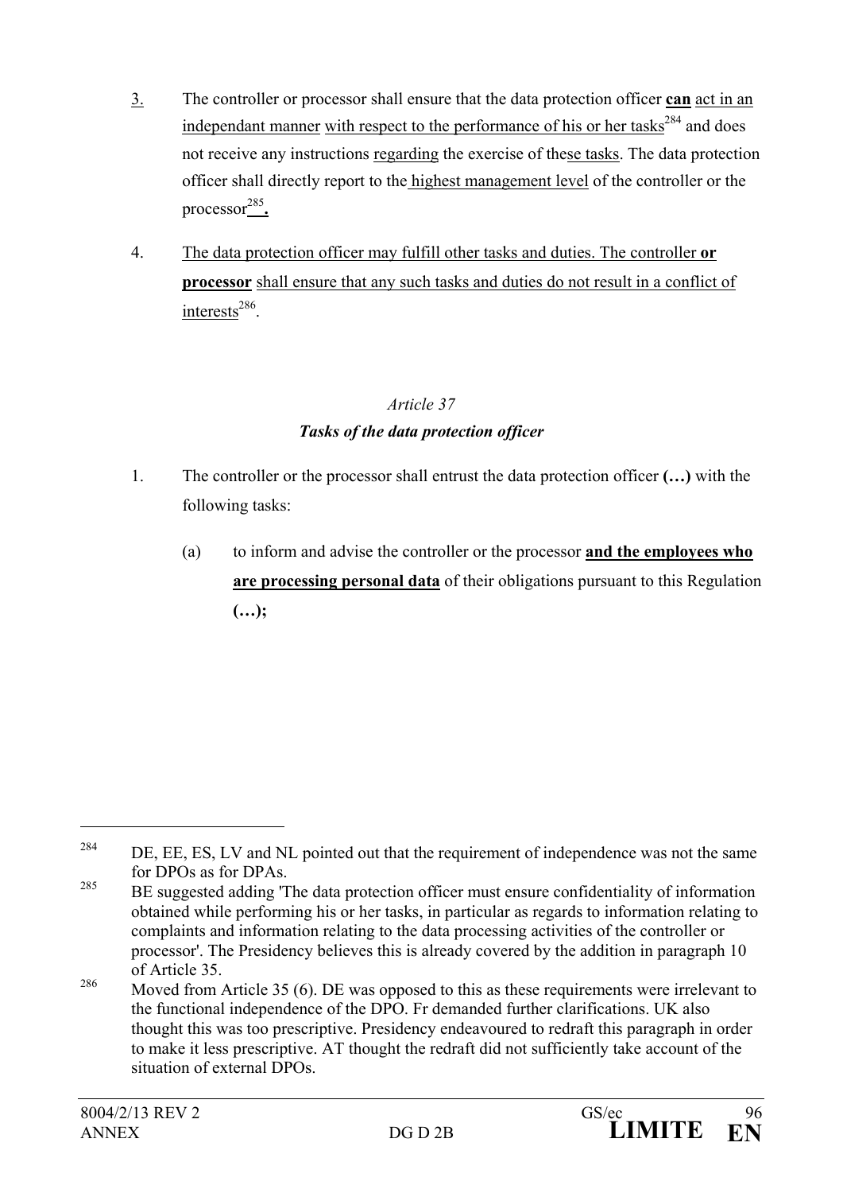3. The controller or processor shall ensure that the data protection officer **can** act in an independant manner with respect to the performance of his or her tasks[284] and does not receive any instructions regarding the exercise of these tasks. The data protection officer shall directly report to the highest management level of the controller or the processor[285]**.**

4. The data protection officer may fulfill other tasks and duties. The controller **or processor** shall ensure that any such tasks and duties do not result in a conflict of interests[286].

*Article 37*

***Tasks of the data protection officer***

1. The controller or the processor shall entrust the data protection officer **(…)** with the following tasks:

   (a) to inform and advise the controller or the processor **and the employees who are processing personal data** of their obligations pursuant to this Regulation **(…);**

---

[284] DE, EE, ES, LV and NL pointed out that the requirement of independence was not the same for DPOs as for DPAs.

[285] BE suggested adding 'The data protection officer must ensure confidentiality of information obtained while performing his or her tasks, in particular as regards to information relating to complaints and information relating to the data processing activities of the controller or processor'. The Presidency believes this is already covered by the addition in paragraph 10 of Article 35.

[286] Moved from Article 35 (6). DE was opposed to this as these requirements were irrelevant to the functional independence of the DPO. Fr demanded further clarifications. UK also thought this was too prescriptive. Presidency endeavoured to redraft this paragraph in order to make it less prescriptive. AT thought the redraft did not sufficiently take account of the situation of external DPOs.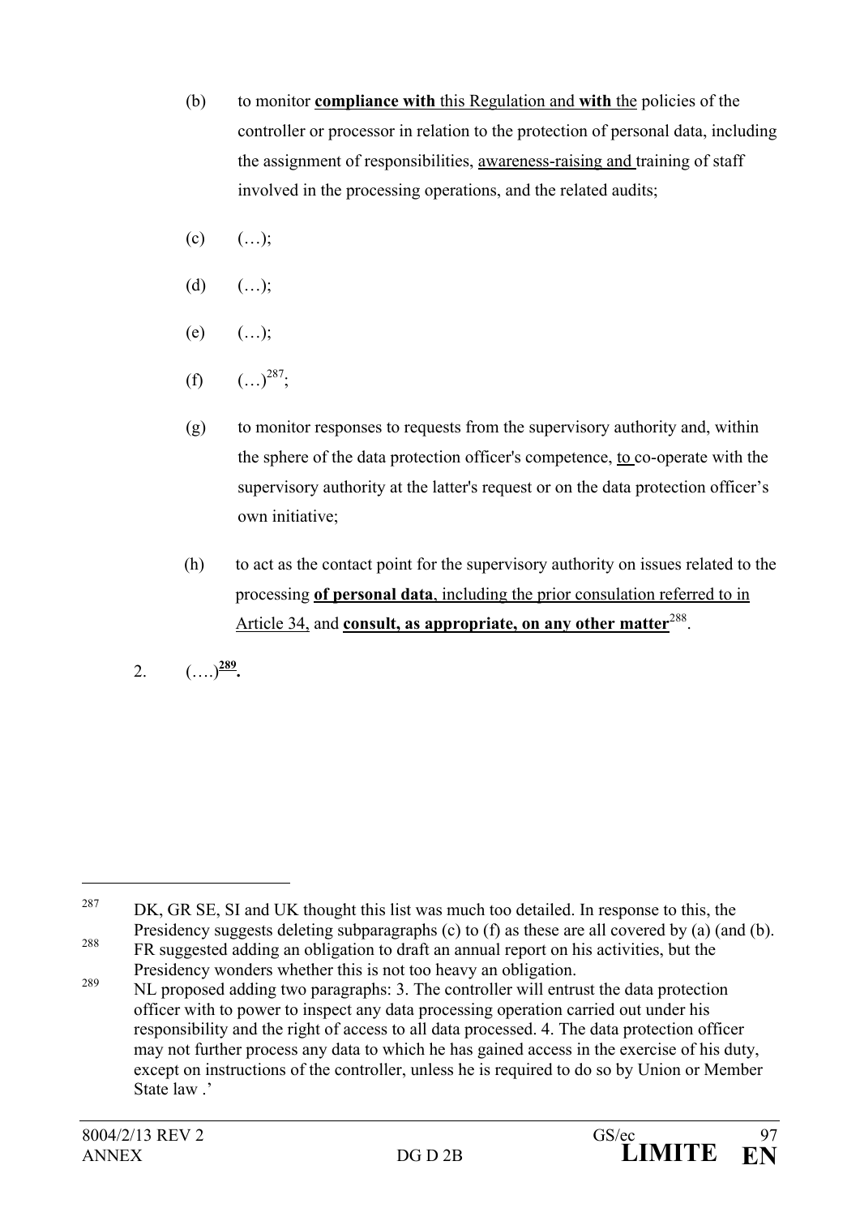(b) to monitor **compliance with** this Regulation and **with** the policies of the controller or processor in relation to the protection of personal data, including the assignment of responsibilities, awareness-raising and training of staff involved in the processing operations, and the related audits;

(c) (…);

(d) (…);

(e) (…);

(f) (…)[287];

(g) to monitor responses to requests from the supervisory authority and, within the sphere of the data protection officer's competence, to co-operate with the supervisory authority at the latter's request or on the data protection officer's own initiative;

(h) to act as the contact point for the supervisory authority on issues related to the processing **of personal data**, including the prior consulation referred to in Article 34, and **consult, as appropriate, on any other matter**[288].

2. (….)[289]**.**

---

[287] DK, GR SE, SI and UK thought this list was much too detailed. In response to this, the Presidency suggests deleting subparagraphs (c) to (f) as these are all covered by (a) (and (b).

[288] FR suggested adding an obligation to draft an annual report on his activities, but the Presidency wonders whether this is not too heavy an obligation.

[289] NL proposed adding two paragraphs: 3. The controller will entrust the data protection officer with to power to inspect any data processing operation carried out under his responsibility and the right of access to all data processed. 4. The data protection officer may not further process any data to which he has gained access in the exercise of his duty, except on instructions of the controller, unless he is required to do so by Union or Member State law .'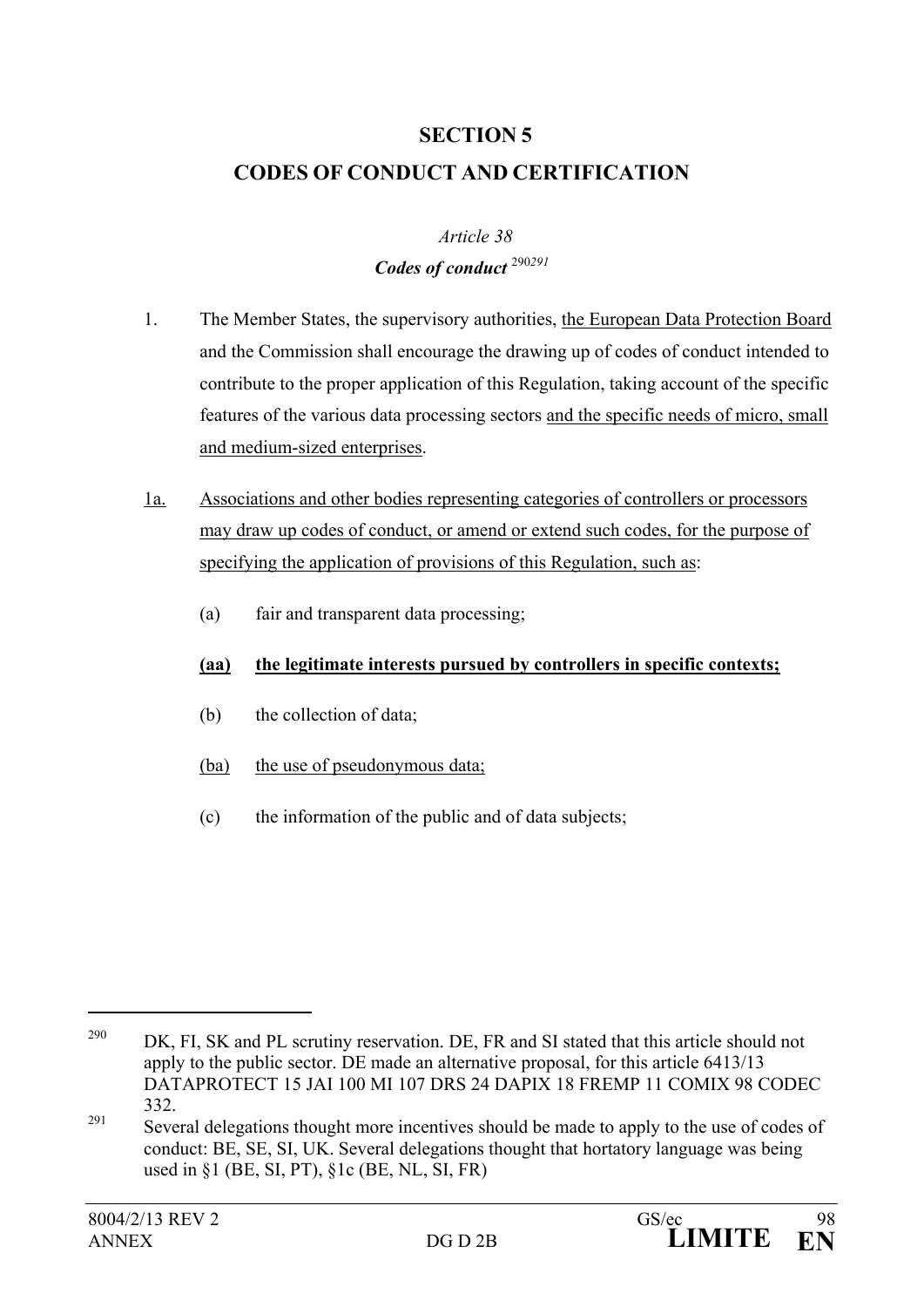## SECTION 5

## CODES OF CONDUCT AND CERTIFICATION

*Article 38*

***Codes of conduct*** [290][291]

1. The Member States, the supervisory authorities, the European Data Protection Board and the Commission shall encourage the drawing up of codes of conduct intended to contribute to the proper application of this Regulation, taking account of the specific features of the various data processing sectors and the specific needs of micro, small and medium-sized enterprises.

1a. Associations and other bodies representing categories of controllers or processors may draw up codes of conduct, or amend or extend such codes, for the purpose of specifying the application of provisions of this Regulation, such as:

   (a) fair and transparent data processing;

   **(aa) the legitimate interests pursued by controllers in specific contexts;**

   (b) the collection of data;

   (ba) the use of pseudonymous data;

   (c) the information of the public and of data subjects;

---

[290] DK, FI, SK and PL scrutiny reservation. DE, FR and SI stated that this article should not apply to the public sector. DE made an alternative proposal, for this article 6413/13 DATAPROTECT 15 JAI 100 MI 107 DRS 24 DAPIX 18 FREMP 11 COMIX 98 CODEC 332.

[291] Several delegations thought more incentives should be made to apply to the use of codes of conduct: BE, SE, SI, UK. Several delegations thought that hortatory language was being used in §1 (BE, SI, PT), §1c (BE, NL, SI, FR)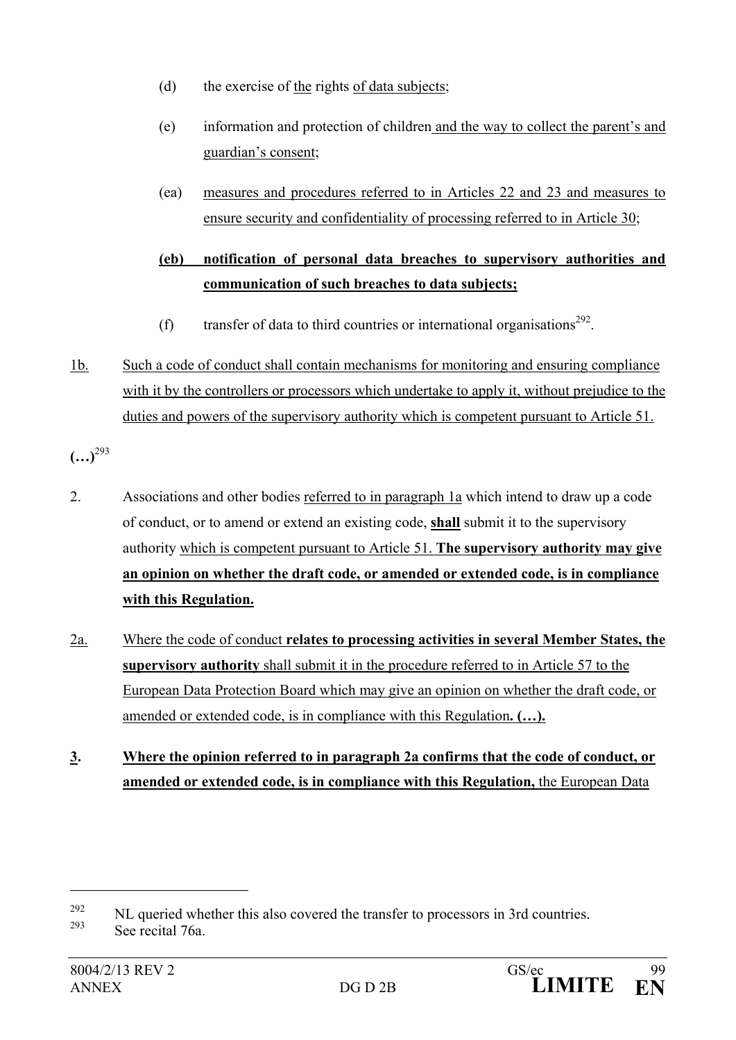(d) the exercise of the rights of data subjects;

(e) information and protection of children and the way to collect the parent's and guardian's consent;

(ea) measures and procedures referred to in Articles 22 and 23 and measures to ensure security and confidentiality of processing referred to in Article 30;

**(eb) notification of personal data breaches to supervisory authorities and communication of such breaches to data subjects;**

(f) transfer of data to third countries or international organisations[292].

1b. Such a code of conduct shall contain mechanisms for monitoring and ensuring compliance with it by the controllers or processors which undertake to apply it, without prejudice to the duties and powers of the supervisory authority which is competent pursuant to Article 51.

**(…)**[293]

2. Associations and other bodies referred to in paragraph 1a which intend to draw up a code of conduct, or to amend or extend an existing code, **shall** submit it to the supervisory authority which is competent pursuant to Article 51. **The supervisory authority may give an opinion on whether the draft code, or amended or extended code, is in compliance with this Regulation.**

2a. Where the code of conduct **relates to processing activities in several Member States, the supervisory authority** shall submit it in the procedure referred to in Article 57 to the European Data Protection Board which may give an opinion on whether the draft code, or amended or extended code, is in compliance with this Regulation**. (…).**

**3. Where the opinion referred to in paragraph 2a confirms that the code of conduct, or amended or extended code, is in compliance with this Regulation,** the European Data

---

[292] NL queried whether this also covered the transfer to processors in 3rd countries.

[293] See recital 76a.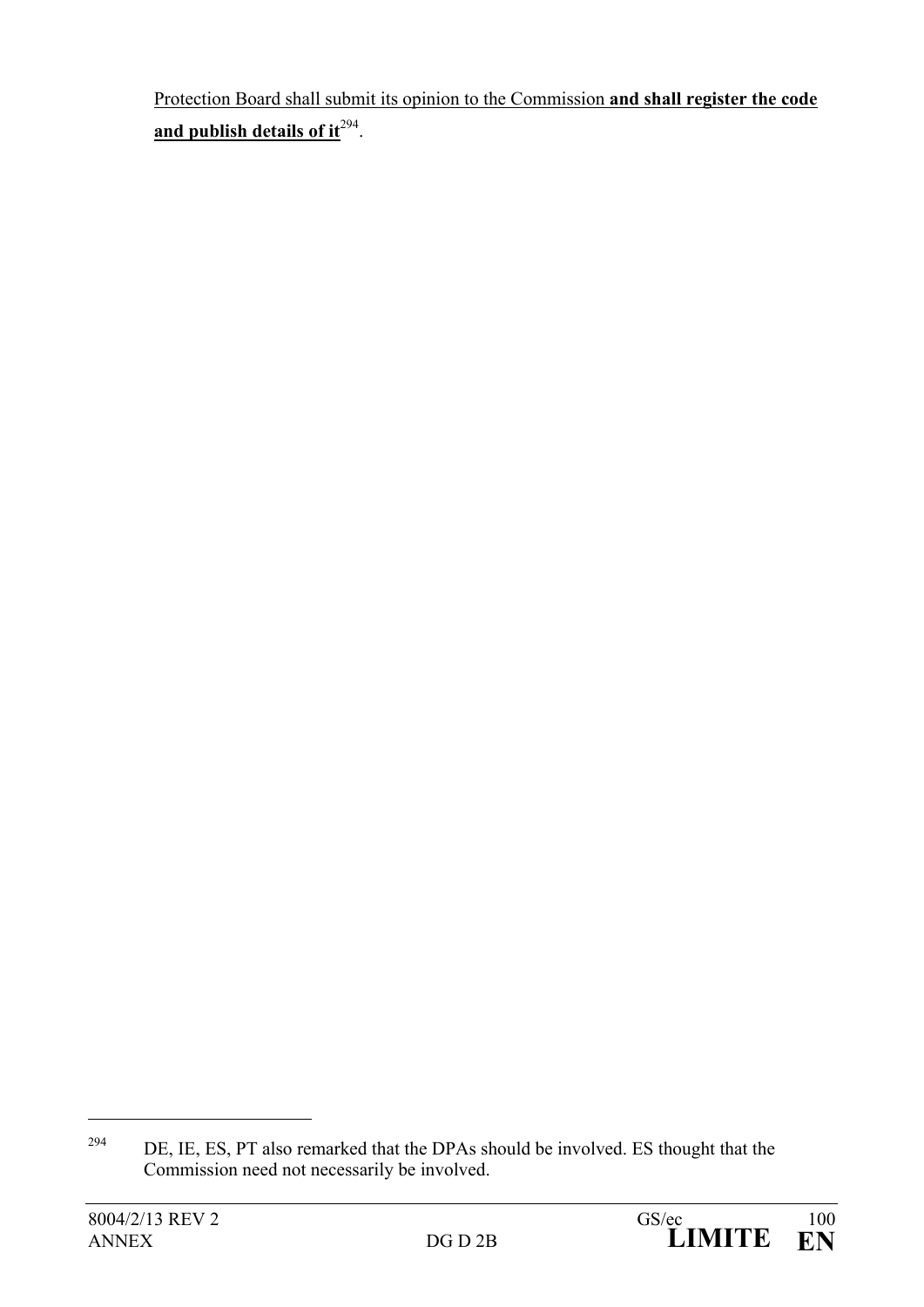Protection Board shall submit its opinion to the Commission **and shall register the code and publish details of it**[294].

[294] DE, IE, ES, PT also remarked that the DPAs should be involved. ES thought that the Commission need not necessarily be involved.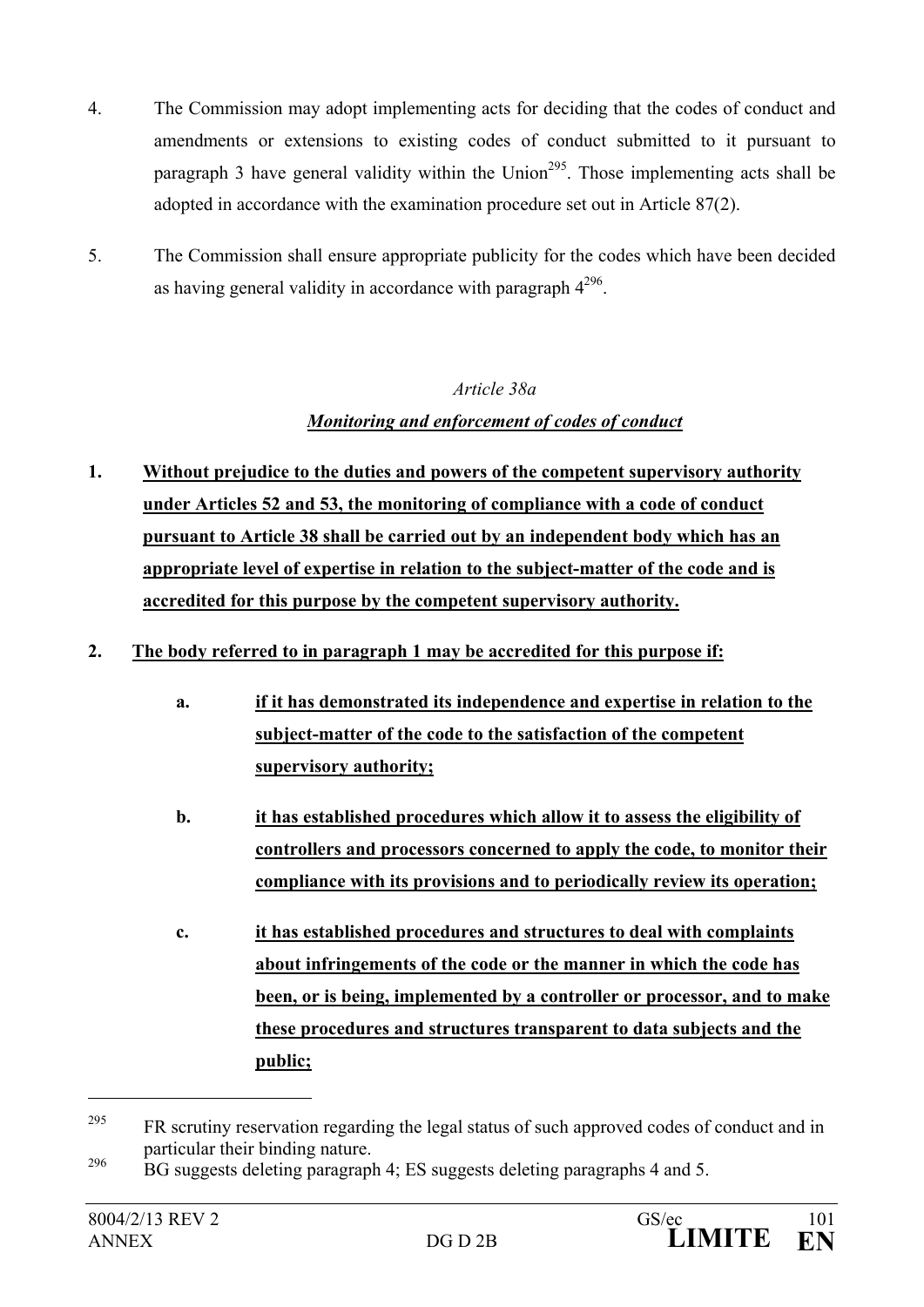4. The Commission may adopt implementing acts for deciding that the codes of conduct and amendments or extensions to existing codes of conduct submitted to it pursuant to paragraph 3 have general validity within the Union[295]. Those implementing acts shall be adopted in accordance with the examination procedure set out in Article 87(2).

5. The Commission shall ensure appropriate publicity for the codes which have been decided as having general validity in accordance with paragraph 4[296].

*Article 38a*

***<u>Monitoring and enforcement of codes of conduct</u>***

**<u>1. Without prejudice to the duties and powers of the competent supervisory authority under Articles 52 and 53, the monitoring of compliance with a code of conduct pursuant to Article 38 shall be carried out by an independent body which has an appropriate level of expertise in relation to the subject-matter of the code and is accredited for this purpose by the competent supervisory authority.</u>**

**<u>2. The body referred to in paragraph 1 may be accredited for this purpose if:</u>**

**<u>a. if it has demonstrated its independence and expertise in relation to the subject-matter of the code to the satisfaction of the competent supervisory authority;</u>**

**<u>b. it has established procedures which allow it to assess the eligibility of controllers and processors concerned to apply the code, to monitor their compliance with its provisions and to periodically review its operation;</u>**

**<u>c. it has established procedures and structures to deal with complaints about infringements of the code or the manner in which the code has been, or is being, implemented by a controller or processor, and to make these procedures and structures transparent to data subjects and the public;</u>**

---

[295] FR scrutiny reservation regarding the legal status of such approved codes of conduct and in particular their binding nature.

[296] BG suggests deleting paragraph 4; ES suggests deleting paragraphs 4 and 5.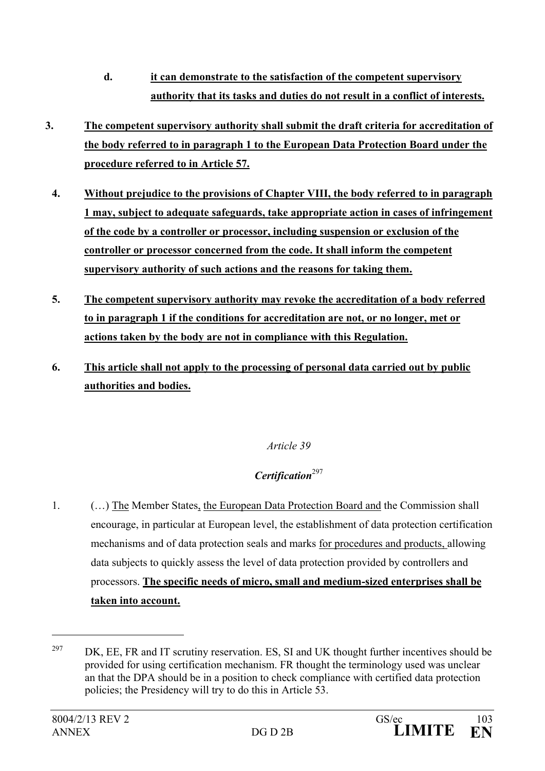d. **<u>it can demonstrate to the satisfaction of the competent supervisory authority that its tasks and duties do not result in a conflict of interests.</u>**

**3. <u>The competent supervisory authority shall submit the draft criteria for accreditation of the body referred to in paragraph 1 to the European Data Protection Board under the procedure referred to in Article 57.</u>**

**4. <u>Without prejudice to the provisions of Chapter VIII, the body referred to in paragraph 1 may, subject to adequate safeguards, take appropriate action in cases of infringement of the code by a controller or processor, including suspension or exclusion of the controller or processor concerned from the code. It shall inform the competent supervisory authority of such actions and the reasons for taking them.</u>**

**5. <u>The competent supervisory authority may revoke the accreditation of a body referred to in paragraph 1 if the conditions for accreditation are not, or no longer, met or actions taken by the body are not in compliance with this Regulation.</u>**

**6. <u>This article shall not apply to the processing of personal data carried out by public authorities and bodies.</u>**

*Article 39*

***Certification***[297]

1. (…) <u>The</u> Member States<u>, the European Data Protection Board and</u> the Commission shall encourage, in particular at European level, the establishment of data protection certification mechanisms and of data protection seals and marks <u>for procedures and products,</u> allowing data subjects to quickly assess the level of data protection provided by controllers and processors. **<u>The specific needs of micro, small and medium-sized enterprises shall be taken into account.</u>**

---

[297] DK, EE, FR and IT scrutiny reservation. ES, SI and UK thought further incentives should be provided for using certification mechanism. FR thought the terminology used was unclear an that the DPA should be in a position to check compliance with certified data protection policies; the Presidency will try to do this in Article 53.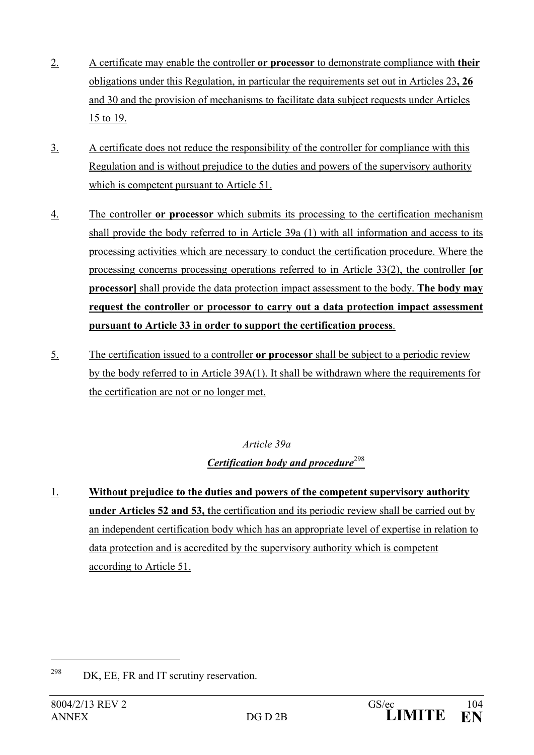2. A certificate may enable the controller **or processor** to demonstrate compliance with **their** obligations under this Regulation, in particular the requirements set out in Articles 23**, 26** and 30 and the provision of mechanisms to facilitate data subject requests under Articles 15 to 19.

3. A certificate does not reduce the responsibility of the controller for compliance with this Regulation and is without prejudice to the duties and powers of the supervisory authority which is competent pursuant to Article 51.

4. The controller **or processor** which submits its processing to the certification mechanism shall provide the body referred to in Article 39a (1) with all information and access to its processing activities which are necessary to conduct the certification procedure. Where the processing concerns processing operations referred to in Article 33(2), the controller [**or processor]** shall provide the data protection impact assessment to the body. **The body may request the controller or processor to carry out a data protection impact assessment pursuant to Article 33 in order to support the certification process**.

5. The certification issued to a controller **or processor** shall be subject to a periodic review by the body referred to in Article 39A(1). It shall be withdrawn where the requirements for the certification are not or no longer met.

*Article 39a*

***Certification body and procedure***[298]

1. **Without prejudice to the duties and powers of the competent supervisory authority under Articles 52 and 53, t**he certification and its periodic review shall be carried out by an independent certification body which has an appropriate level of expertise in relation to data protection and is accredited by the supervisory authority which is competent according to Article 51.

---

[298] DK, EE, FR and IT scrutiny reservation.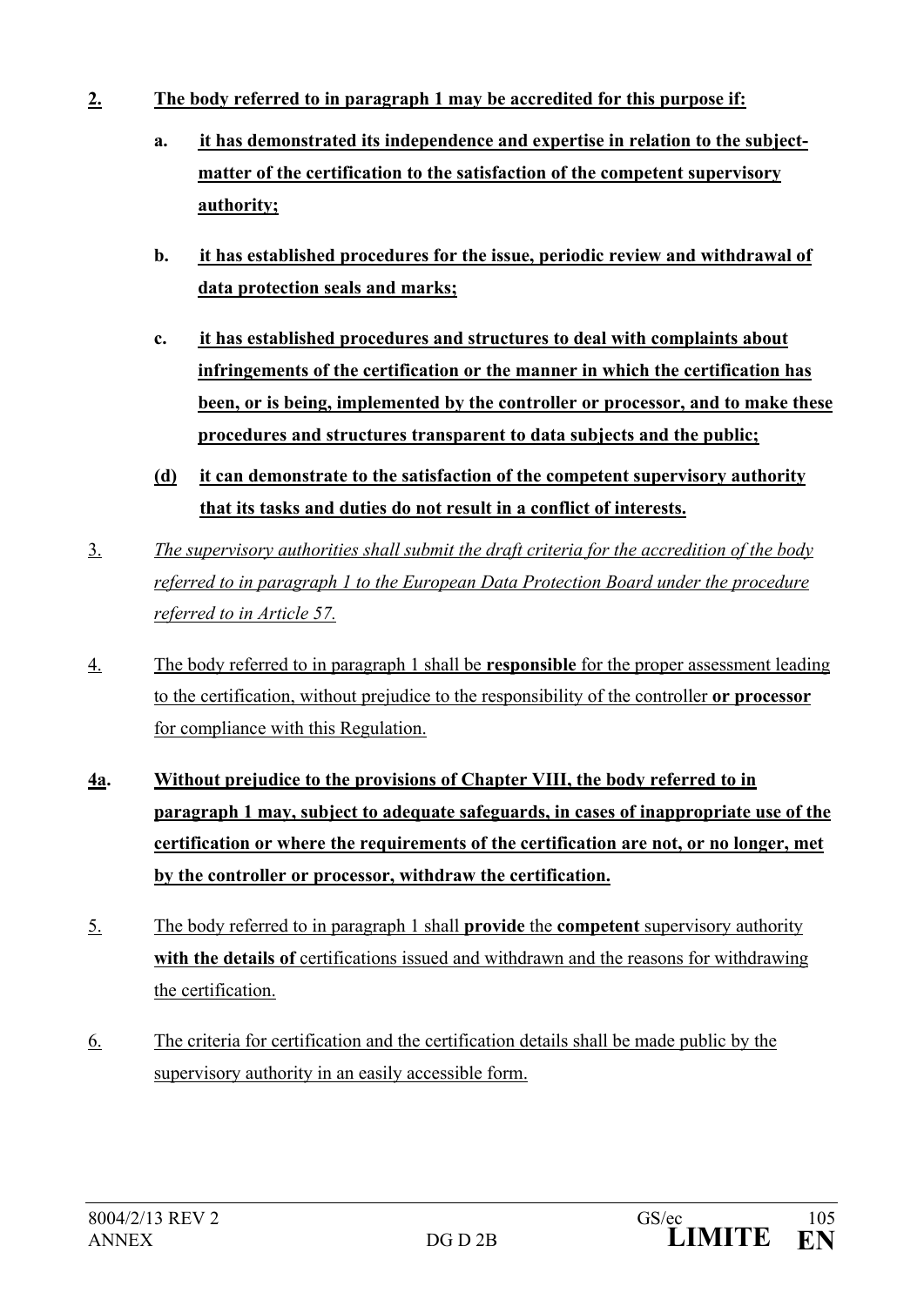**2.** **The body referred to in paragraph 1 may be accredited for this purpose if:**

**a.** **it has demonstrated its independence and expertise in relation to the subject-matter of the certification to the satisfaction of the competent supervisory authority;**

**b.** **it has established procedures for the issue, periodic review and withdrawal of data protection seals and marks;**

**c.** **it has established procedures and structures to deal with complaints about infringements of the certification or the manner in which the certification has been, or is being, implemented by the controller or processor, and to make these procedures and structures transparent to data subjects and the public;**

**(d)** **it can demonstrate to the satisfaction of the competent supervisory authority that its tasks and duties do not result in a conflict of interests.**

3. *The supervisory authorities shall submit the draft criteria for the accreditation of the body referred to in paragraph 1 to the European Data Protection Board under the procedure referred to in Article 57.*

4. The body referred to in paragraph 1 shall be **responsible** for the proper assessment leading to the certification, without prejudice to the responsibility of the controller **or processor** for compliance with this Regulation.

**4a.** **Without prejudice to the provisions of Chapter VIII, the body referred to in paragraph 1 may, subject to adequate safeguards, in cases of inappropriate use of the certification or where the requirements of the certification are not, or no longer, met by the controller or processor, withdraw the certification.**

5. The body referred to in paragraph 1 shall **provide** the **competent** supervisory authority **with the details of** certifications issued and withdrawn and the reasons for withdrawing the certification.

6. The criteria for certification and the certification details shall be made public by the supervisory authority in an easily accessible form.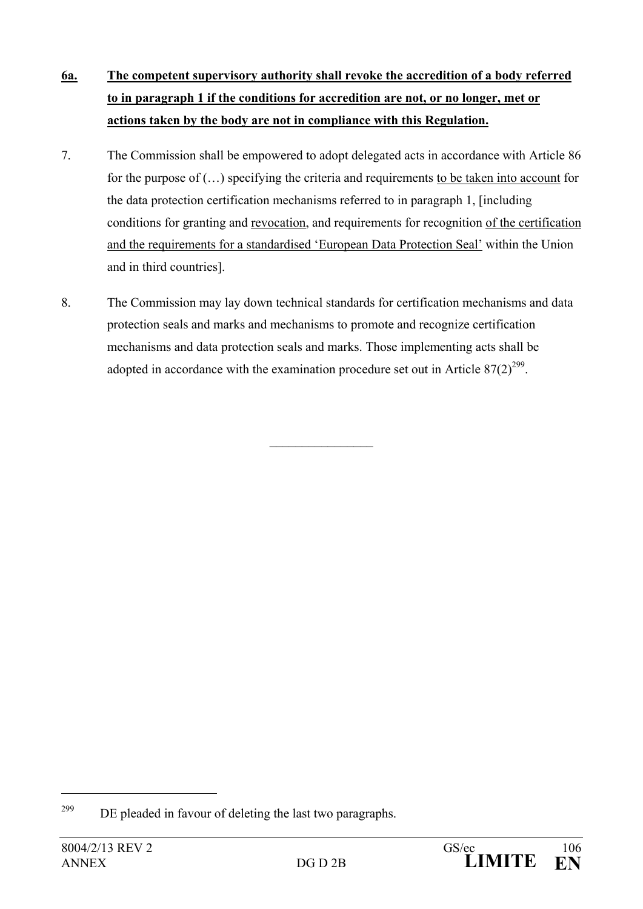**6a. The competent supervisory authority shall revoke the accreditation of a body referred to in paragraph 1 if the conditions for accreditation are not, or no longer, met or actions taken by the body are not in compliance with this Regulation.**

7. The Commission shall be empowered to adopt delegated acts in accordance with Article 86 for the purpose of (…) specifying the criteria and requirements to be taken into account for the data protection certification mechanisms referred to in paragraph 1, [including conditions for granting and revocation, and requirements for recognition of the certification and the requirements for a standardised 'European Data Protection Seal' within the Union and in third countries].

8. The Commission may lay down technical standards for certification mechanisms and data protection seals and marks and mechanisms to promote and recognize certification mechanisms and data protection seals and marks. Those implementing acts shall be adopted in accordance with the examination procedure set out in Article 87(2)[299].

---

[299] DE pleaded in favour of deleting the last two paragraphs.